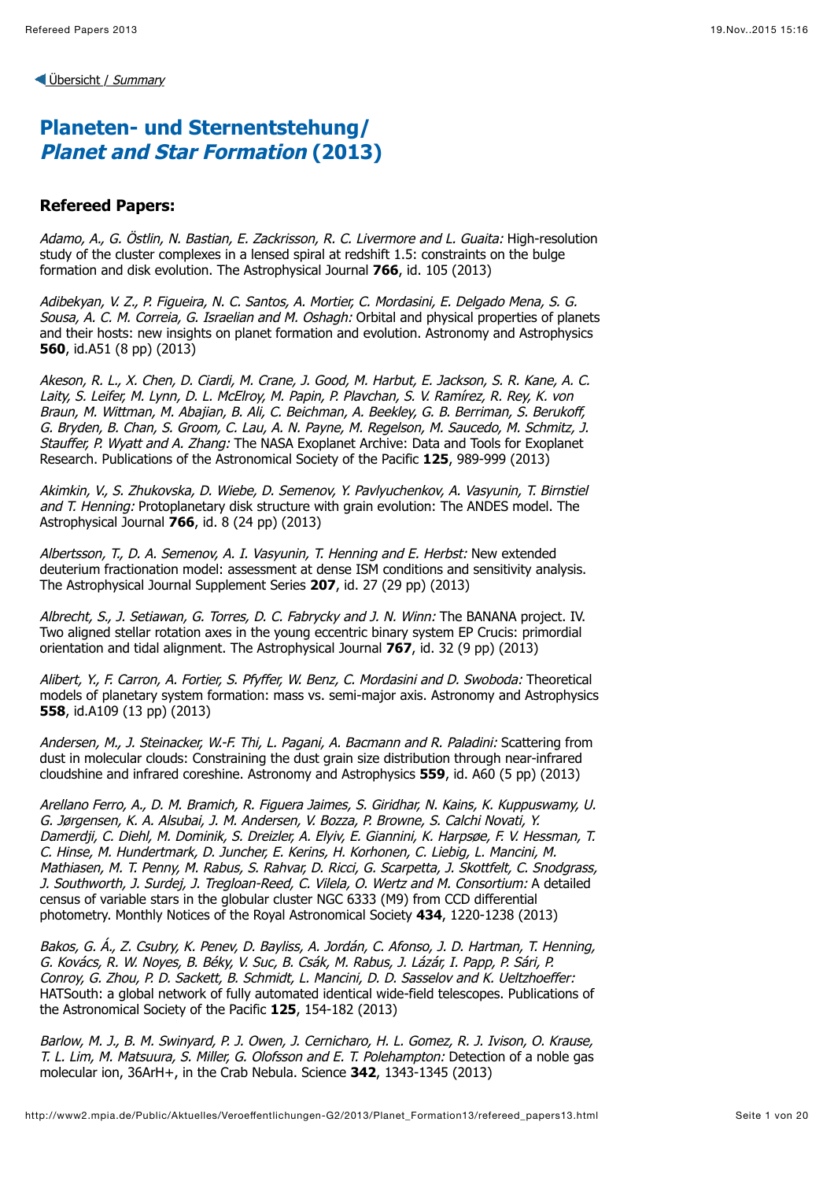◀ Übersicht / *Summary*

# Planeten- und Sternentstehung/ *Planet and Star Formation* (2013)

## Refereed Papers:

*Adamo, A., G. Östlin, N. Bastian, E. Zackrisson, R. C. Livermore and L. Guaita:* High-resolution study of the cluster complexes in a lensed spiral at redshift 1.5: constraints on the bulge formation and disk evolution. The Astrophysical Journal **766**, id. 105 (2013)

*Adibekyan, V. Z., P. Figueira, N. C. Santos, A. Mortier, C. Mordasini, E. Delgado Mena, S. G. Sousa, A. C. M. Correia, G. Israelian and M. Oshagh:* Orbital and physical properties of planets and their hosts: new insights on planet formation and evolution. Astronomy and Astrophysics **560**, id.A51 (8 pp) (2013)

*Akeson, R. L., X. Chen, D. Ciardi, M. Crane, J. Good, M. Harbut, E. Jackson, S. R. Kane, A. C. Laity, S. Leifer, M. Lynn, D. L. McElroy, M. Papin, P. Plavchan, S. V. Ramírez, R. Rey, K. von Braun, M. Wittman, M. Abajian, B. Ali, C. Beichman, A. Beekley, G. B. Berriman, S. Berukoff, G. Bryden, B. Chan, S. Groom, C. Lau, A. N. Payne, M. Regelson, M. Saucedo, M. Schmitz, J. Stauffer, P. Wyatt and A. Zhang:* The NASA Exoplanet Archive: Data and Tools for Exoplanet Research. Publications of the Astronomical Society of the Pacific **125**, 989-999 (2013)

*Akimkin, V., S. Zhukovska, D. Wiebe, D. Semenov, Y. Pavlyuchenkov, A. Vasyunin, T. Birnstiel and T. Henning:* Protoplanetary disk structure with grain evolution: The ANDES model. The Astrophysical Journal **766**, id. 8 (24 pp) (2013)

*Albertsson, T., D. A. Semenov, A. I. Vasyunin, T. Henning and E. Herbst:* New extended deuterium fractionation model: assessment at dense ISM conditions and sensitivity analysis. The Astrophysical Journal Supplement Series **207**, id. 27 (29 pp) (2013)

*Albrecht, S., J. Setiawan, G. Torres, D. C. Fabrycky and J. N. Winn:* The BANANA project. IV. Two aligned stellar rotation axes in the young eccentric binary system EP Crucis: primordial orientation and tidal alignment. The Astrophysical Journal **767**, id. 32 (9 pp) (2013)

*Alibert, Y., F. Carron, A. Fortier, S. Pfyffer, W. Benz, C. Mordasini and D. Swoboda:* Theoretical models of planetary system formation: mass vs. semi-major axis. Astronomy and Astrophysics **558**, id.A109 (13 pp) (2013)

*Andersen, M., J. Steinacker, W.-F. Thi, L. Pagani, A. Bacmann and R. Paladini:* Scattering from dust in molecular clouds: Constraining the dust grain size distribution through near-infrared cloudshine and infrared coreshine. Astronomy and Astrophysics **559**, id. A60 (5 pp) (2013)

*Arellano Ferro, A., D. M. Bramich, R. Figuera Jaimes, S. Giridhar, N. Kains, K. Kuppuswamy, U. G. Jørgensen, K. A. Alsubai, J. M. Andersen, V. Bozza, P. Browne, S. Calchi Novati, Y. Damerdji, C. Diehl, M. Dominik, S. Dreizler, A. Elyiv, E. Giannini, K. Harpsøe, F. V. Hessman, T. C. Hinse, M. Hundertmark, D. Juncher, E. Kerins, H. Korhonen, C. Liebig, L. Mancini, M. Mathiasen, M. T. Penny, M. Rabus, S. Rahvar, D. Ricci, G. Scarpetta, J. Skottfelt, C. Snodgrass, J. Southworth, J. Surdej, J. Tregloan-Reed, C. Vilela, O. Wertz and M. Consortium:* A detailed census of variable stars in the globular cluster NGC 6333 (M9) from CCD differential photometry. Monthly Notices of the Royal Astronomical Society **434**, 1220-1238 (2013)

*Bakos, G. Á., Z. Csubry, K. Penev, D. Bayliss, A. Jordán, C. Afonso, J. D. Hartman, T. Henning, G. Kovács, R. W. Noyes, B. Béky, V. Suc, B. Csák, M. Rabus, J. Lázár, I. Papp, P. Sári, P. Conroy, G. Zhou, P. D. Sackett, B. Schmidt, L. Mancini, D. D. Sasselov and K. Ueltzhoeffer:* HATSouth: a global network of fully automated identical wide-field telescopes. Publications of the Astronomical Society of the Pacific **125**, 154-182 (2013)

*Barlow, M. J., B. M. Swinyard, P. J. Owen, J. Cernicharo, H. L. Gomez, R. J. Ivison, O. Krause, T. L. Lim, M. Matsuura, S. Miller, G. Olofsson and E. T. Polehampton:* Detection of a noble gas molecular ion, 36ArH+, in the Crab Nebula. Science **342**, 1343-1345 (2013)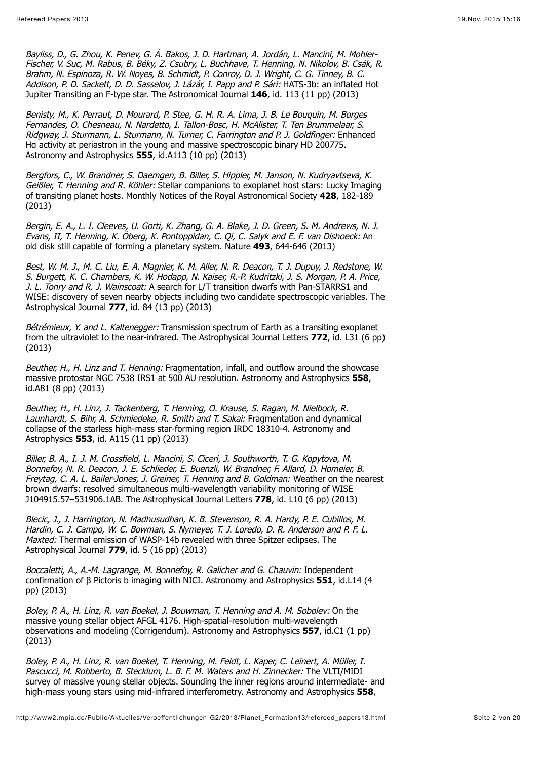*Bayliss, D., G. Zhou, K. Penev, G. Á. Bakos, J. D. Hartman, A. Jordán, L. Mancini, M. Mohler-Fischer, V. Suc, M. Rabus, B. Béky, Z. Csubry, L. Buchhave, T. Henning, N. Nikolov, B. Csák, R. Brahm, N. Espinoza, R. W. Noyes, B. Schmidt, P. Conroy, D. J. Wright, C. G. Tinney, B. C. Addison, P. D. Sackett, D. D. Sasselov, J. Lázár, I. Papp and P. Sári:* HATS-3b: an inflated Hot Jupiter Transiting an F-type star. The Astronomical Journal **146**, id. 113 (11 pp) (2013)

*Benisty, M., K. Perraut, D. Mourard, P. Stee, G. H. R. A. Lima, J. B. Le Bouquin, M. Borges Fernandes, O. Chesneau, N. Nardetto, I. Tallon-Bosc, H. McAlister, T. Ten Brummelaar, S. Ridgway, J. Sturmann, L. Sturmann, N. Turner, C. Farrington and P. J. Goldfinger:* Enhanced Hα activity at periastron in the young and massive spectroscopic binary HD 200775. Astronomy and Astrophysics **555**, id.A113 (10 pp) (2013)

*Bergfors, C., W. Brandner, S. Daemgen, B. Biller, S. Hippler, M. Janson, N. Kudryavtseva, K. Geißler, T. Henning and R. Köhler:* Stellar companions to exoplanet host stars: Lucky Imaging of transiting planet hosts. Monthly Notices of the Royal Astronomical Society **428**, 182-189 (2013)

*Bergin, E. A., L. I. Cleeves, U. Gorti, K. Zhang, G. A. Blake, J. D. Green, S. M. Andrews, N. J. Evans, II, T. Henning, K. Öberg, K. Pontoppidan, C. Qi, C. Salyk and E. F. van Dishoeck:* An old disk still capable of forming a planetary system. Nature **493**, 644-646 (2013)

*Best, W. M. J., M. C. Liu, E. A. Magnier, K. M. Aller, N. R. Deacon, T. J. Dupuy, J. Redstone, W. S. Burgett, K. C. Chambers, K. W. Hodapp, N. Kaiser, R.-P. Kudritzki, J. S. Morgan, P. A. Price, J. L. Tonry and R. J. Wainscoat:* A search for L/T transition dwarfs with Pan-STARRS1 and WISE: discovery of seven nearby objects including two candidate spectroscopic variables. The Astrophysical Journal **777**, id. 84 (13 pp) (2013)

*Bétrémieux, Y. and L. Kaltenegger:* Transmission spectrum of Earth as a transiting exoplanet from the ultraviolet to the near-infrared. The Astrophysical Journal Letters **772**, id. L31 (6 pp) (2013)

*Beuther, H., H. Linz and T. Henning:* Fragmentation, infall, and outflow around the showcase massive protostar NGC 7538 IRS1 at 500 AU resolution. Astronomy and Astrophysics **558**, id.A81 (8 pp) (2013)

*Beuther, H., H. Linz, J. Tackenberg, T. Henning, O. Krause, S. Ragan, M. Nielbock, R. Launhardt, S. Bihr, A. Schmiedeke, R. Smith and T. Sakai:* Fragmentation and dynamical collapse of the starless high-mass star-forming region IRDC 18310-4. Astronomy and Astrophysics **553**, id. A115 (11 pp) (2013)

*Biller, B. A., I. J. M. Crossfield, L. Mancini, S. Ciceri, J. Southworth, T. G. Kopytova, M. Bonnefoy, N. R. Deacon, J. E. Schlieder, E. Buenzli, W. Brandner, F. Allard, D. Homeier, B. Freytag, C. A. L. Bailer-Jones, J. Greiner, T. Henning and B. Goldman:* Weather on the nearest brown dwarfs: resolved simultaneous multi-wavelength variability monitoring of WISE J104915.57–531906.1AB. The Astrophysical Journal Letters **778**, id. L10 (6 pp) (2013)

*Blecic, J., J. Harrington, N. Madhusudhan, K. B. Stevenson, R. A. Hardy, P. E. Cubillos, M. Hardin, C. J. Campo, W. C. Bowman, S. Nymeyer, T. J. Loredo, D. R. Anderson and P. F. L. Maxted:* Thermal emission of WASP-14b revealed with three Spitzer eclipses. The Astrophysical Journal **779**, id. 5 (16 pp) (2013)

*Boccaletti, A., A.-M. Lagrange, M. Bonnefoy, R. Galicher and G. Chauvin:* Independent confirmation of β Pictoris b imaging with NICI. Astronomy and Astrophysics **551**, id.L14 (4 pp) (2013)

*Boley, P. A., H. Linz, R. van Boekel, J. Bouwman, T. Henning and A. M. Sobolev:* On the massive young stellar object AFGL 4176. High-spatial-resolution multi-wavelength observations and modeling (Corrigendum). Astronomy and Astrophysics **557**, id.C1 (1 pp) (2013)

*Boley, P. A., H. Linz, R. van Boekel, T. Henning, M. Feldt, L. Kaper, C. Leinert, A. Müller, I. Pascucci, M. Robberto, B. Stecklum, L. B. F. M. Waters and H. Zinnecker:* The VLTI/MIDI survey of massive young stellar objects. Sounding the inner regions around intermediate- and high-mass young stars using mid-infrared interferometry. Astronomy and Astrophysics **558**,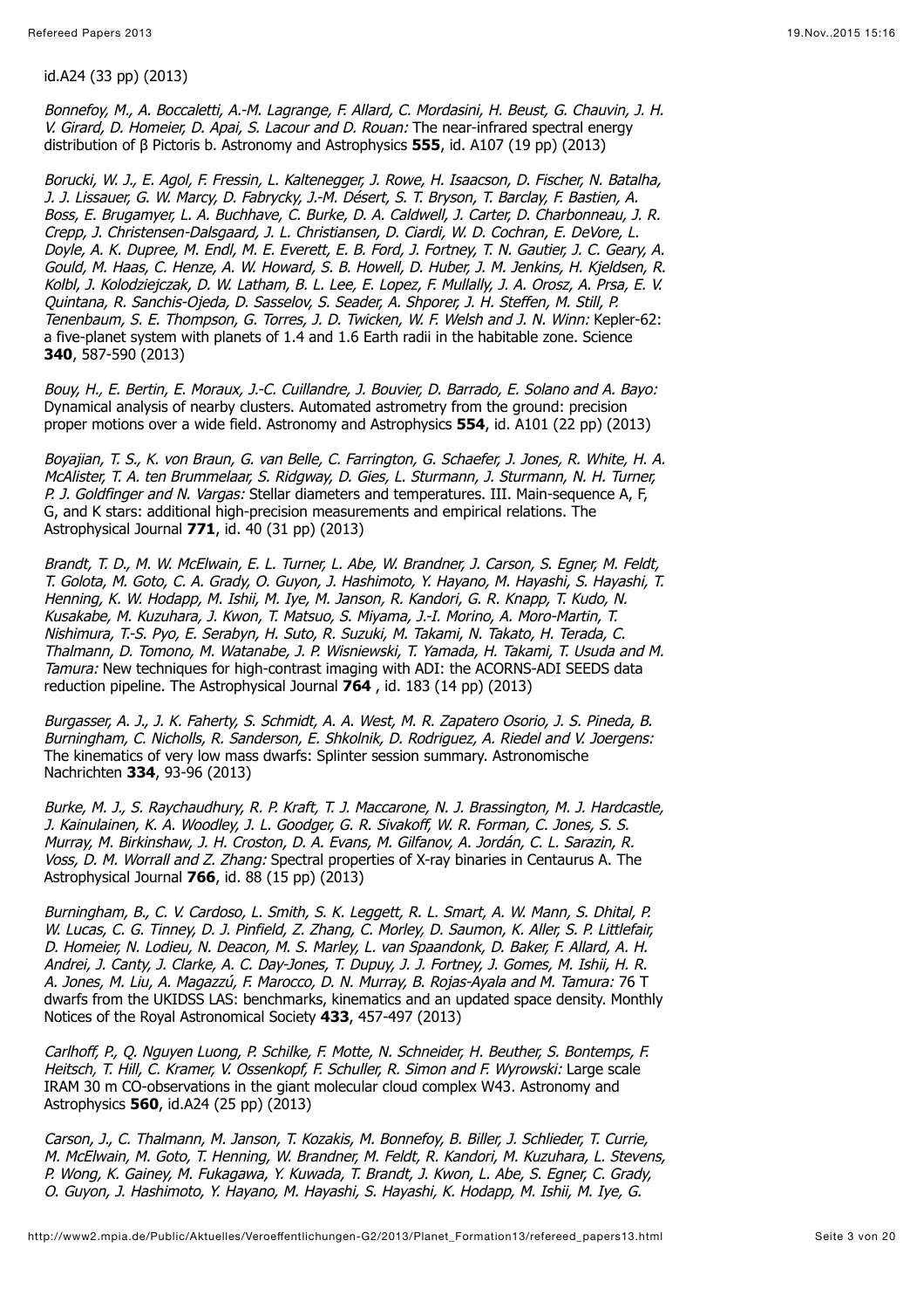id.A24 (33 pp) (2013)

*Bonnefoy, M., A. Boccaletti, A.-M. Lagrange, F. Allard, C. Mordasini, H. Beust, G. Chauvin, J. H. V. Girard, D. Homeier, D. Apai, S. Lacour and D. Rouan:* The near-infrared spectral energy distribution of β Pictoris b. Astronomy and Astrophysics **555**, id. A107 (19 pp) (2013)

*Borucki, W. J., E. Agol, F. Fressin, L. Kaltenegger, J. Rowe, H. Isaacson, D. Fischer, N. Batalha, J. J. Lissauer, G. W. Marcy, D. Fabrycky, J.-M. Désert, S. T. Bryson, T. Barclay, F. Bastien, A. Boss, E. Brugamyer, L. A. Buchhave, C. Burke, D. A. Caldwell, J. Carter, D. Charbonneau, J. R. Crepp, J. Christensen-Dalsgaard, J. L. Christiansen, D. Ciardi, W. D. Cochran, E. DeVore, L. Doyle, A. K. Dupree, M. Endl, M. E. Everett, E. B. Ford, J. Fortney, T. N. Gautier, J. C. Geary, A. Gould, M. Haas, C. Henze, A. W. Howard, S. B. Howell, D. Huber, J. M. Jenkins, H. Kjeldsen, R. Kolbl, J. Kolodziejczak, D. W. Latham, B. L. Lee, E. Lopez, F. Mullally, J. A. Orosz, A. Prsa, E. V. Quintana, R. Sanchis-Ojeda, D. Sasselov, S. Seader, A. Shporer, J. H. Steffen, M. Still, P. Tenenbaum, S. E. Thompson, G. Torres, J. D. Twicken, W. F. Welsh and J. N. Winn:* Kepler-62: a five-planet system with planets of 1.4 and 1.6 Earth radii in the habitable zone. Science **340**, 587-590 (2013)

*Bouy, H., E. Bertin, E. Moraux, J.-C. Cuillandre, J. Bouvier, D. Barrado, E. Solano and A. Bayo:* Dynamical analysis of nearby clusters. Automated astrometry from the ground: precision proper motions over a wide field. Astronomy and Astrophysics **554**, id. A101 (22 pp) (2013)

*Boyajian, T. S., K. von Braun, G. van Belle, C. Farrington, G. Schaefer, J. Jones, R. White, H. A. McAlister, T. A. ten Brummelaar, S. Ridgway, D. Gies, L. Sturmann, J. Sturmann, N. H. Turner, P. J. Goldfinger and N. Vargas:* Stellar diameters and temperatures. III. Main-sequence A, F, G, and K stars: additional high-precision measurements and empirical relations. The Astrophysical Journal **771**, id. 40 (31 pp) (2013)

*Brandt, T. D., M. W. McElwain, E. L. Turner, L. Abe, W. Brandner, J. Carson, S. Egner, M. Feldt, T. Golota, M. Goto, C. A. Grady, O. Guyon, J. Hashimoto, Y. Hayano, M. Hayashi, S. Hayashi, T. Henning, K. W. Hodapp, M. Ishii, M. Iye, M. Janson, R. Kandori, G. R. Knapp, T. Kudo, N. Kusakabe, M. Kuzuhara, J. Kwon, T. Matsuo, S. Miyama, J.-I. Morino, A. Moro-Martin, T. Nishimura, T.-S. Pyo, E. Serabyn, H. Suto, R. Suzuki, M. Takami, N. Takato, H. Terada, C. Thalmann, D. Tomono, M. Watanabe, J. P. Wisniewski, T. Yamada, H. Takami, T. Usuda and M. Tamura:* New techniques for high-contrast imaging with ADI: the ACORNS-ADI SEEDS data reduction pipeline. The Astrophysical Journal **764** , id. 183 (14 pp) (2013)

*Burgasser, A. J., J. K. Faherty, S. Schmidt, A. A. West, M. R. Zapatero Osorio, J. S. Pineda, B. Burningham, C. Nicholls, R. Sanderson, E. Shkolnik, D. Rodriguez, A. Riedel and V. Joergens:* The kinematics of very low mass dwarfs: Splinter session summary. Astronomische Nachrichten **334**, 93-96 (2013)

*Burke, M. J., S. Raychaudhury, R. P. Kraft, T. J. Maccarone, N. J. Brassington, M. J. Hardcastle, J. Kainulainen, K. A. Woodley, J. L. Goodger, G. R. Sivakoff, W. R. Forman, C. Jones, S. S. Murray, M. Birkinshaw, J. H. Croston, D. A. Evans, M. Gilfanov, A. Jordán, C. L. Sarazin, R. Voss, D. M. Worrall and Z. Zhang:* Spectral properties of X-ray binaries in Centaurus A. The Astrophysical Journal **766**, id. 88 (15 pp) (2013)

*Burningham, B., C. V. Cardoso, L. Smith, S. K. Leggett, R. L. Smart, A. W. Mann, S. Dhital, P. W. Lucas, C. G. Tinney, D. J. Pinfield, Z. Zhang, C. Morley, D. Saumon, K. Aller, S. P. Littlefair, D. Homeier, N. Lodieu, N. Deacon, M. S. Marley, L. van Spaandonk, D. Baker, F. Allard, A. H. Andrei, J. Canty, J. Clarke, A. C. Day-Jones, T. Dupuy, J. J. Fortney, J. Gomes, M. Ishii, H. R. A. Jones, M. Liu, A. Magazzú, F. Marocco, D. N. Murray, B. Rojas-Ayala and M. Tamura:* 76 T dwarfs from the UKIDSS LAS: benchmarks, kinematics and an updated space density. Monthly Notices of the Royal Astronomical Society **433**, 457-497 (2013)

*Carlhoff, P., Q. Nguyen Luong, P. Schilke, F. Motte, N. Schneider, H. Beuther, S. Bontemps, F. Heitsch, T. Hill, C. Kramer, V. Ossenkopf, F. Schuller, R. Simon and F. Wyrowski:* Large scale IRAM 30 m CO-observations in the giant molecular cloud complex W43. Astronomy and Astrophysics **560**, id.A24 (25 pp) (2013)

*Carson, J., C. Thalmann, M. Janson, T. Kozakis, M. Bonnefoy, B. Biller, J. Schlieder, T. Currie, M. McElwain, M. Goto, T. Henning, W. Brandner, M. Feldt, R. Kandori, M. Kuzuhara, L. Stevens, P. Wong, K. Gainey, M. Fukagawa, Y. Kuwada, T. Brandt, J. Kwon, L. Abe, S. Egner, C. Grady, O. Guyon, J. Hashimoto, Y. Hayano, M. Hayashi, S. Hayashi, K. Hodapp, M. Ishii, M. Iye, G.*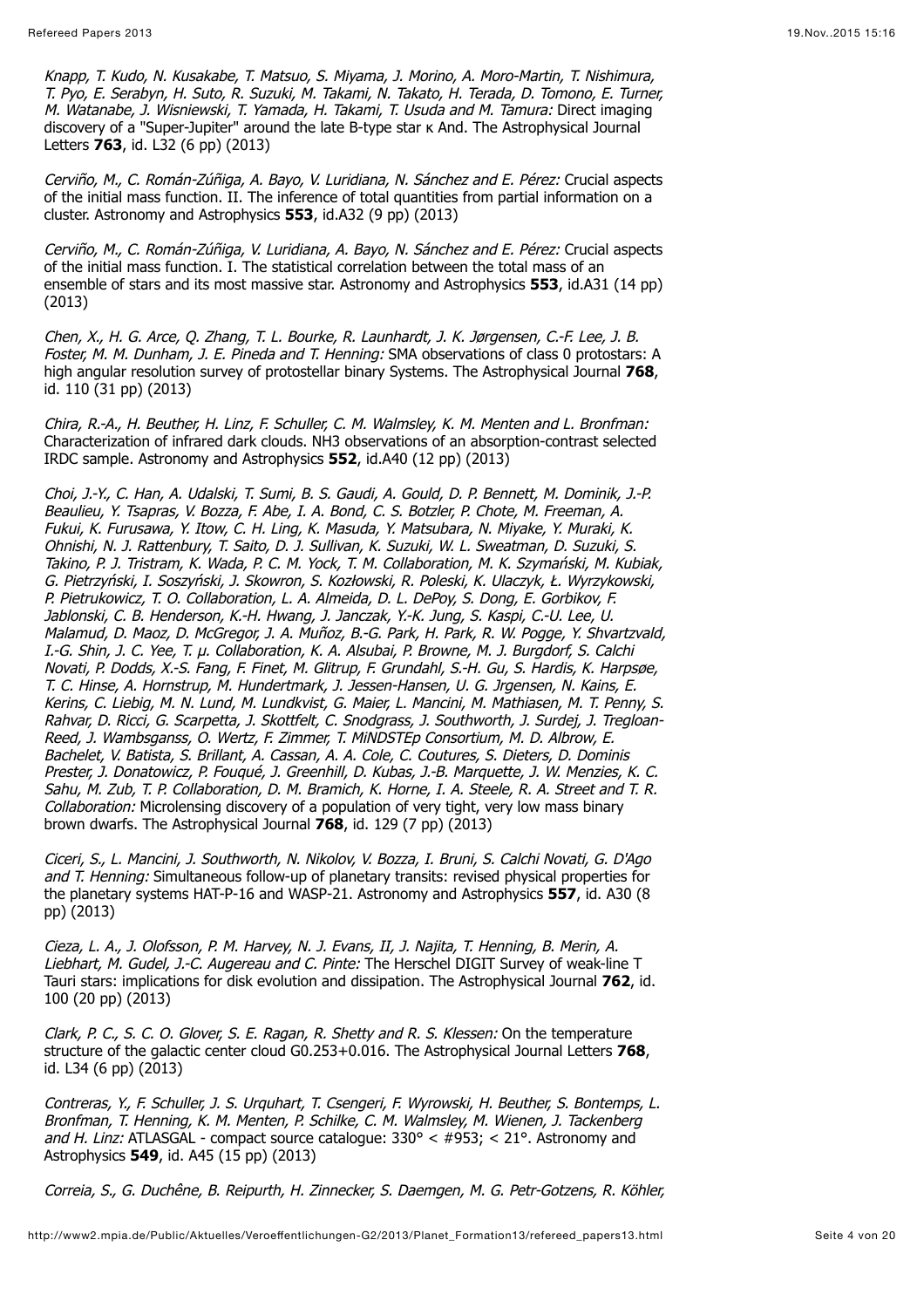*Knapp, T. Kudo, N. Kusakabe, T. Matsuo, S. Miyama, J. Morino, A. Moro-Martin, T. Nishimura, T. Pyo, E. Serabyn, H. Suto, R. Suzuki, M. Takami, N. Takato, H. Terada, D. Tomono, E. Turner, M. Watanabe, J. Wisniewski, T. Yamada, H. Takami, T. Usuda and M. Tamura:* Direct imaging discovery of a "Super-Jupiter" around the late B-type star κ And. The Astrophysical Journal Letters **763**, id. L32 (6 pp) (2013)

*Cerviño, M., C. Román-Zúñiga, A. Bayo, V. Luridiana, N. Sánchez and E. Pérez:* Crucial aspects of the initial mass function. II. The inference of total quantities from partial information on a cluster. Astronomy and Astrophysics **553**, id.A32 (9 pp) (2013)

*Cerviño, M., C. Román-Zúñiga, V. Luridiana, A. Bayo, N. Sánchez and E. Pérez:* Crucial aspects of the initial mass function. I. The statistical correlation between the total mass of an ensemble of stars and its most massive star. Astronomy and Astrophysics **553**, id.A31 (14 pp) (2013)

*Chen, X., H. G. Arce, Q. Zhang, T. L. Bourke, R. Launhardt, J. K. Jørgensen, C.-F. Lee, J. B. Foster, M. M. Dunham, J. E. Pineda and T. Henning:* SMA observations of class 0 protostars: A high angular resolution survey of protostellar binary Systems. The Astrophysical Journal **768**, id. 110 (31 pp) (2013)

*Chira, R.-A., H. Beuther, H. Linz, F. Schuller, C. M. Walmsley, K. M. Menten and L. Bronfman:* Characterization of infrared dark clouds. NH3 observations of an absorption-contrast selected IRDC sample. Astronomy and Astrophysics **552**, id.A40 (12 pp) (2013)

*Choi, J.-Y., C. Han, A. Udalski, T. Sumi, B. S. Gaudi, A. Gould, D. P. Bennett, M. Dominik, J.-P. Beaulieu, Y. Tsapras, V. Bozza, F. Abe, I. A. Bond, C. S. Botzler, P. Chote, M. Freeman, A. Fukui, K. Furusawa, Y. Itow, C. H. Ling, K. Masuda, Y. Matsubara, N. Miyake, Y. Muraki, K. Ohnishi, N. J. Rattenbury, T. Saito, D. J. Sullivan, K. Suzuki, W. L. Sweatman, D. Suzuki, S. Takino, P. J. Tristram, K. Wada, P. C. M. Yock, T. M. Collaboration, M. K. Szymański, M. Kubiak, G. Pietrzyński, I. Soszyński, J. Skowron, S. Kozłowski, R. Poleski, K. Ulaczyk, Ł. Wyrzykowski, P. Pietrukowicz, T. O. Collaboration, L. A. Almeida, D. L. DePoy, S. Dong, E. Gorbikov, F. Jablonski, C. B. Henderson, K.-H. Hwang, J. Janczak, Y.-K. Jung, S. Kaspi, C.-U. Lee, U. Malamud, D. Maoz, D. McGregor, J. A. Muñoz, B.-G. Park, H. Park, R. W. Pogge, Y. Shvartzvald, I.-G. Shin, J. C. Yee, T. μ. Collaboration, K. A. Alsubai, P. Browne, M. J. Burgdorf, S. Calchi Novati, P. Dodds, X.-S. Fang, F. Finet, M. Glitrup, F. Grundahl, S.-H. Gu, S. Hardis, K. Harpsøe, T. C. Hinse, A. Hornstrup, M. Hundertmark, J. Jessen-Hansen, U. G. Jrgensen, N. Kains, E. Kerins, C. Liebig, M. N. Lund, M. Lundkvist, G. Maier, L. Mancini, M. Mathiasen, M. T. Penny, S. Rahvar, D. Ricci, G. Scarpetta, J. Skottfelt, C. Snodgrass, J. Southworth, J. Surdej, J. Tregloan-Reed, J. Wambsganss, O. Wertz, F. Zimmer, T. MiNDSTEp Consortium, M. D. Albrow, E. Bachelet, V. Batista, S. Brillant, A. Cassan, A. A. Cole, C. Coutures, S. Dieters, D. Dominis Prester, J. Donatowicz, P. Fouqué, J. Greenhill, D. Kubas, J.-B. Marquette, J. W. Menzies, K. C. Sahu, M. Zub, T. P. Collaboration, D. M. Bramich, K. Horne, I. A. Steele, R. A. Street and T. R. Collaboration:* Microlensing discovery of a population of very tight, very low mass binary brown dwarfs. The Astrophysical Journal **768**, id. 129 (7 pp) (2013)

*Ciceri, S., L. Mancini, J. Southworth, N. Nikolov, V. Bozza, I. Bruni, S. Calchi Novati, G. D'Ago and T. Henning:* Simultaneous follow-up of planetary transits: revised physical properties for the planetary systems HAT-P-16 and WASP-21. Astronomy and Astrophysics **557**, id. A30 (8 pp) (2013)

*Cieza, L. A., J. Olofsson, P. M. Harvey, N. J. Evans, II, J. Najita, T. Henning, B. Merin, A. Liebhart, M. Gudel, J.-C. Augereau and C. Pinte:* The Herschel DIGIT Survey of weak-line T Tauri stars: implications for disk evolution and dissipation. The Astrophysical Journal **762**, id. 100 (20 pp) (2013)

*Clark, P. C., S. C. O. Glover, S. E. Ragan, R. Shetty and R. S. Klessen:* On the temperature structure of the galactic center cloud G0.253+0.016. The Astrophysical Journal Letters **768**, id. L34 (6 pp) (2013)

*Contreras, Y., F. Schuller, J. S. Urquhart, T. Csengeri, F. Wyrowski, H. Beuther, S. Bontemps, L. Bronfman, T. Henning, K. M. Menten, P. Schilke, C. M. Walmsley, M. Wienen, J. Tackenberg and H. Linz:* ATLASGAL - compact source catalogue: 330° < #953; < 21°. Astronomy and Astrophysics **549**, id. A45 (15 pp) (2013)

*Correia, S., G. Duchêne, B. Reipurth, H. Zinnecker, S. Daemgen, M. G. Petr-Gotzens, R. Köhler,*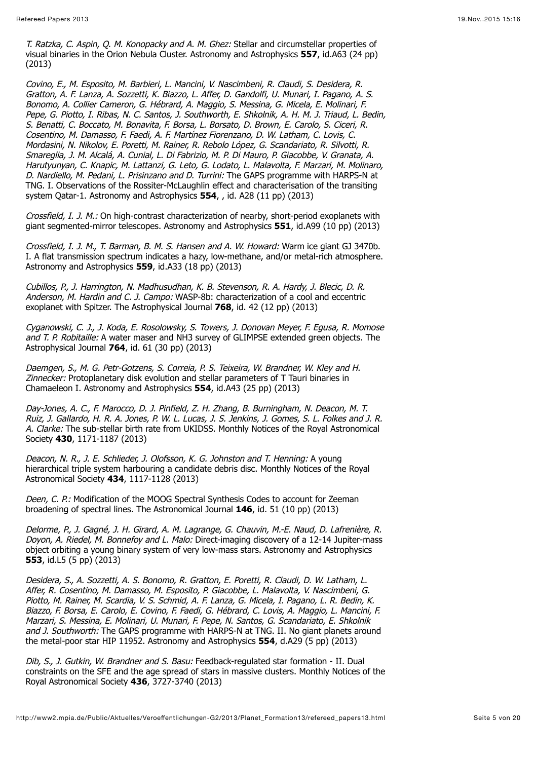*T. Ratzka, C. Aspin, Q. M. Konopacky and A. M. Ghez:* Stellar and circumstellar properties of visual binaries in the Orion Nebula Cluster. Astronomy and Astrophysics **557**, id.A63 (24 pp) (2013)

*Covino, E., M. Esposito, M. Barbieri, L. Mancini, V. Nascimbeni, R. Claudi, S. Desidera, R. Gratton, A. F. Lanza, A. Sozzetti, K. Biazzo, L. Affer, D. Gandolfi, U. Munari, I. Pagano, A. S. Bonomo, A. Collier Cameron, G. Hébrard, A. Maggio, S. Messina, G. Micela, E. Molinari, F. Pepe, G. Piotto, I. Ribas, N. C. Santos, J. Southworth, E. Shkolnik, A. H. M. J. Triaud, L. Bedin, S. Benatti, C. Boccato, M. Bonavita, F. Borsa, L. Borsato, D. Brown, E. Carolo, S. Ciceri, R. Cosentino, M. Damasso, F. Faedi, A. F. Martínez Fiorenzano, D. W. Latham, C. Lovis, C. Mordasini, N. Nikolov, E. Poretti, M. Rainer, R. Rebolo López, G. Scandariato, R. Silvotti, R. Smareglia, J. M. Alcalá, A. Cunial, L. Di Fabrizio, M. P. Di Mauro, P. Giacobbe, V. Granata, A. Harutyunyan, C. Knapic, M. Lattanzi, G. Leto, G. Lodato, L. Malavolta, F. Marzari, M. Molinaro, D. Nardiello, M. Pedani, L. Prisinzano and D. Turrini:* The GAPS programme with HARPS-N at TNG. I. Observations of the Rossiter-McLaughlin effect and characterisation of the transiting system Qatar-1. Astronomy and Astrophysics **554**, , id. A28 (11 pp) (2013)

*Crossfield, I. J. M.:* On high-contrast characterization of nearby, short-period exoplanets with giant segmented-mirror telescopes. Astronomy and Astrophysics **551**, id.A99 (10 pp) (2013)

*Crossfield, I. J. M., T. Barman, B. M. S. Hansen and A. W. Howard:* Warm ice giant GJ 3470b. I. A flat transmission spectrum indicates a hazy, low-methane, and/or metal-rich atmosphere. Astronomy and Astrophysics **559**, id.A33 (18 pp) (2013)

*Cubillos, P., J. Harrington, N. Madhusudhan, K. B. Stevenson, R. A. Hardy, J. Blecic, D. R. Anderson, M. Hardin and C. J. Campo:* WASP-8b: characterization of a cool and eccentric exoplanet with Spitzer. The Astrophysical Journal **768**, id. 42 (12 pp) (2013)

*Cyganowski, C. J., J. Koda, E. Rosolowsky, S. Towers, J. Donovan Meyer, F. Egusa, R. Momose and T. P. Robitaille:* A water maser and NH3 survey of GLIMPSE extended green objects. The Astrophysical Journal **764**, id. 61 (30 pp) (2013)

*Daemgen, S., M. G. Petr-Gotzens, S. Correia, P. S. Teixeira, W. Brandner, W. Kley and H. Zinnecker:* Protoplanetary disk evolution and stellar parameters of T Tauri binaries in Chamaeleon I. Astronomy and Astrophysics **554**, id.A43 (25 pp) (2013)

*Day-Jones, A. C., F. Marocco, D. J. Pinfield, Z. H. Zhang, B. Burningham, N. Deacon, M. T. Ruiz, J. Gallardo, H. R. A. Jones, P. W. L. Lucas, J. S. Jenkins, J. Gomes, S. L. Folkes and J. R. A. Clarke:* The sub-stellar birth rate from UKIDSS. Monthly Notices of the Royal Astronomical Society **430**, 1171-1187 (2013)

*Deacon, N. R., J. E. Schlieder, J. Olofsson, K. G. Johnston and T. Henning:* A young hierarchical triple system harbouring a candidate debris disc. Monthly Notices of the Royal Astronomical Society **434**, 1117-1128 (2013)

*Deen, C. P.:* Modification of the MOOG Spectral Synthesis Codes to account for Zeeman broadening of spectral lines. The Astronomical Journal **146**, id. 51 (10 pp) (2013)

*Delorme, P., J. Gagné, J. H. Girard, A. M. Lagrange, G. Chauvin, M.-E. Naud, D. Lafrenière, R. Doyon, A. Riedel, M. Bonnefoy and L. Malo:* Direct-imaging discovery of a 12-14 Jupiter-mass object orbiting a young binary system of very low-mass stars. Astronomy and Astrophysics **553**, id.L5 (5 pp) (2013)

*Desidera, S., A. Sozzetti, A. S. Bonomo, R. Gratton, E. Poretti, R. Claudi, D. W. Latham, L. Affer, R. Cosentino, M. Damasso, M. Esposito, P. Giacobbe, L. Malavolta, V. Nascimbeni, G. Piotto, M. Rainer, M. Scardia, V. S. Schmid, A. F. Lanza, G. Micela, I. Pagano, L. R. Bedin, K. Biazzo, F. Borsa, E. Carolo, E. Covino, F. Faedi, G. Hébrard, C. Lovis, A. Maggio, L. Mancini, F. Marzari, S. Messina, E. Molinari, U. Munari, F. Pepe, N. Santos, G. Scandariato, E. Shkolnik and J. Southworth:* The GAPS programme with HARPS-N at TNG. II. No giant planets around the metal-poor star HIP 11952. Astronomy and Astrophysics **554**, d.A29 (5 pp) (2013)

*Dib, S., J. Gutkin, W. Brandner and S. Basu:* Feedback-regulated star formation - II. Dual constraints on the SFE and the age spread of stars in massive clusters. Monthly Notices of the Royal Astronomical Society **436**, 3727-3740 (2013)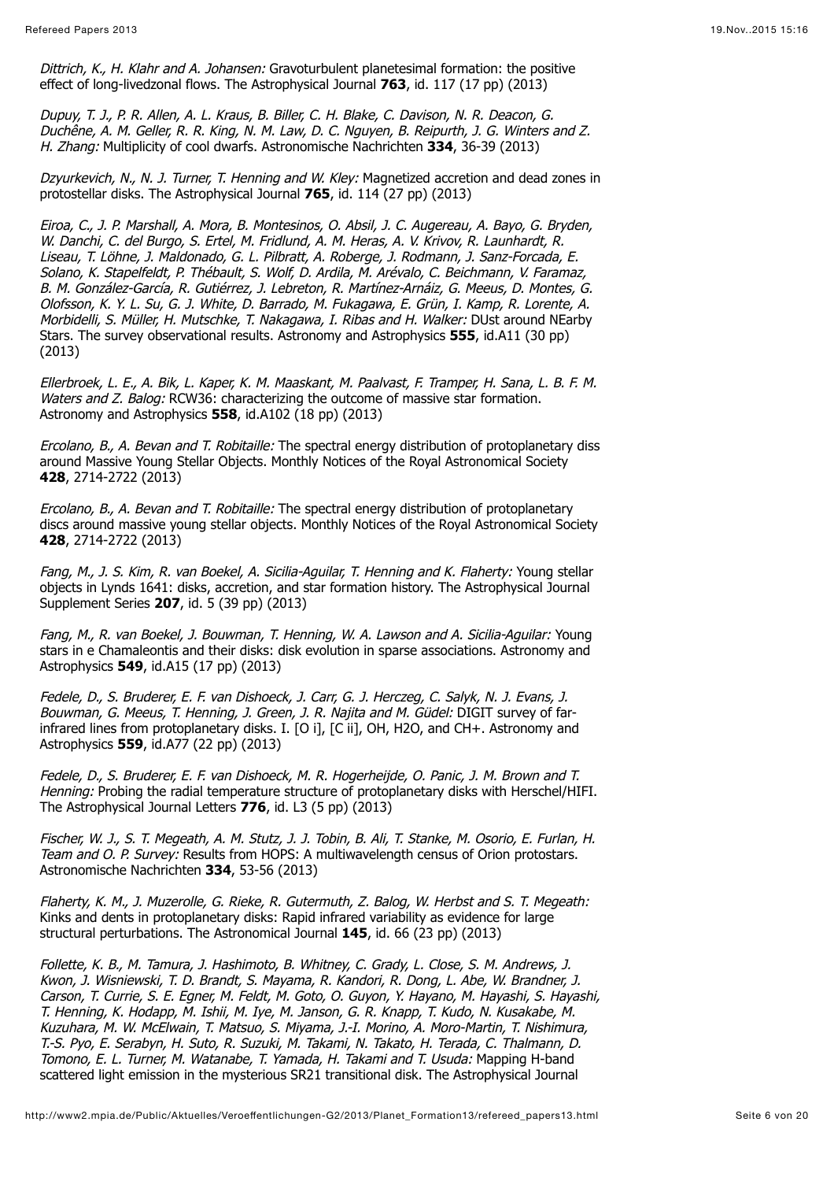*Dittrich, K., H. Klahr and A. Johansen:* Gravoturbulent planetesimal formation: the positive effect of long-livedzonal flows. The Astrophysical Journal **763**, id. 117 (17 pp) (2013)

*Dupuy, T. J., P. R. Allen, A. L. Kraus, B. Biller, C. H. Blake, C. Davison, N. R. Deacon, G. Duchêne, A. M. Geller, R. R. King, N. M. Law, D. C. Nguyen, B. Reipurth, J. G. Winters and Z. H. Zhang:* Multiplicity of cool dwarfs. Astronomische Nachrichten **334**, 36-39 (2013)

*Dzyurkevich, N., N. J. Turner, T. Henning and W. Kley:* Magnetized accretion and dead zones in protostellar disks. The Astrophysical Journal **765**, id. 114 (27 pp) (2013)

*Eiroa, C., J. P. Marshall, A. Mora, B. Montesinos, O. Absil, J. C. Augereau, A. Bayo, G. Bryden, W. Danchi, C. del Burgo, S. Ertel, M. Fridlund, A. M. Heras, A. V. Krivov, R. Launhardt, R. Liseau, T. Löhne, J. Maldonado, G. L. Pilbratt, A. Roberge, J. Rodmann, J. Sanz-Forcada, E. Solano, K. Stapelfeldt, P. Thébault, S. Wolf, D. Ardila, M. Arévalo, C. Beichmann, V. Faramaz, B. M. González-García, R. Gutiérrez, J. Lebreton, R. Martínez-Arnáiz, G. Meeus, D. Montes, G. Olofsson, K. Y. L. Su, G. J. White, D. Barrado, M. Fukagawa, E. Grün, I. Kamp, R. Lorente, A. Morbidelli, S. Müller, H. Mutschke, T. Nakagawa, I. Ribas and H. Walker:* DUst around NEarby Stars. The survey observational results. Astronomy and Astrophysics **555**, id.A11 (30 pp) (2013)

*Ellerbroek, L. E., A. Bik, L. Kaper, K. M. Maaskant, M. Paalvast, F. Tramper, H. Sana, L. B. F. M. Waters and Z. Balog:* RCW36: characterizing the outcome of massive star formation. Astronomy and Astrophysics **558**, id.A102 (18 pp) (2013)

*Ercolano, B., A. Bevan and T. Robitaille:* The spectral energy distribution of protoplanetary diss around Massive Young Stellar Objects. Monthly Notices of the Royal Astronomical Society **428**, 2714-2722 (2013)

*Ercolano, B., A. Bevan and T. Robitaille:* The spectral energy distribution of protoplanetary discs around massive young stellar objects. Monthly Notices of the Royal Astronomical Society **428**, 2714-2722 (2013)

*Fang, M., J. S. Kim, R. van Boekel, A. Sicilia-Aguilar, T. Henning and K. Flaherty:* Young stellar objects in Lynds 1641: disks, accretion, and star formation history. The Astrophysical Journal Supplement Series **207**, id. 5 (39 pp) (2013)

*Fang, M., R. van Boekel, J. Bouwman, T. Henning, W. A. Lawson and A. Sicilia-Aguilar:* Young stars in e Chamaleontis and their disks: disk evolution in sparse associations. Astronomy and Astrophysics **549**, id.A15 (17 pp) (2013)

*Fedele, D., S. Bruderer, E. F. van Dishoeck, J. Carr, G. J. Herczeg, C. Salyk, N. J. Evans, J. Bouwman, G. Meeus, T. Henning, J. Green, J. R. Najita and M. Güdel:* DIGIT survey of far-infrared lines from protoplanetary disks. I. [O i], [C ii], OH, H2O, and CH+. Astronomy and Astrophysics **559**, id.A77 (22 pp) (2013)

*Fedele, D., S. Bruderer, E. F. van Dishoeck, M. R. Hogerheijde, O. Panic, J. M. Brown and T. Henning:* Probing the radial temperature structure of protoplanetary disks with Herschel/HIFI. The Astrophysical Journal Letters **776**, id. L3 (5 pp) (2013)

*Fischer, W. J., S. T. Megeath, A. M. Stutz, J. J. Tobin, B. Ali, T. Stanke, M. Osorio, E. Furlan, H. Team and O. P. Survey:* Results from HOPS: A multiwavelength census of Orion protostars. Astronomische Nachrichten **334**, 53-56 (2013)

*Flaherty, K. M., J. Muzerolle, G. Rieke, R. Gutermuth, Z. Balog, W. Herbst and S. T. Megeath:* Kinks and dents in protoplanetary disks: Rapid infrared variability as evidence for large structural perturbations. The Astronomical Journal **145**, id. 66 (23 pp) (2013)

*Follette, K. B., M. Tamura, J. Hashimoto, B. Whitney, C. Grady, L. Close, S. M. Andrews, J. Kwon, J. Wisniewski, T. D. Brandt, S. Mayama, R. Kandori, R. Dong, L. Abe, W. Brandner, J. Carson, T. Currie, S. E. Egner, M. Feldt, M. Goto, O. Guyon, Y. Hayano, M. Hayashi, S. Hayashi, T. Henning, K. Hodapp, M. Ishii, M. Iye, M. Janson, G. R. Knapp, T. Kudo, N. Kusakabe, M. Kuzuhara, M. W. McElwain, T. Matsuo, S. Miyama, J.-I. Morino, A. Moro-Martin, T. Nishimura, T.-S. Pyo, E. Serabyn, H. Suto, R. Suzuki, M. Takami, N. Takato, H. Terada, C. Thalmann, D. Tomono, E. L. Turner, M. Watanabe, T. Yamada, H. Takami and T. Usuda:* Mapping H-band scattered light emission in the mysterious SR21 transitional disk. The Astrophysical Journal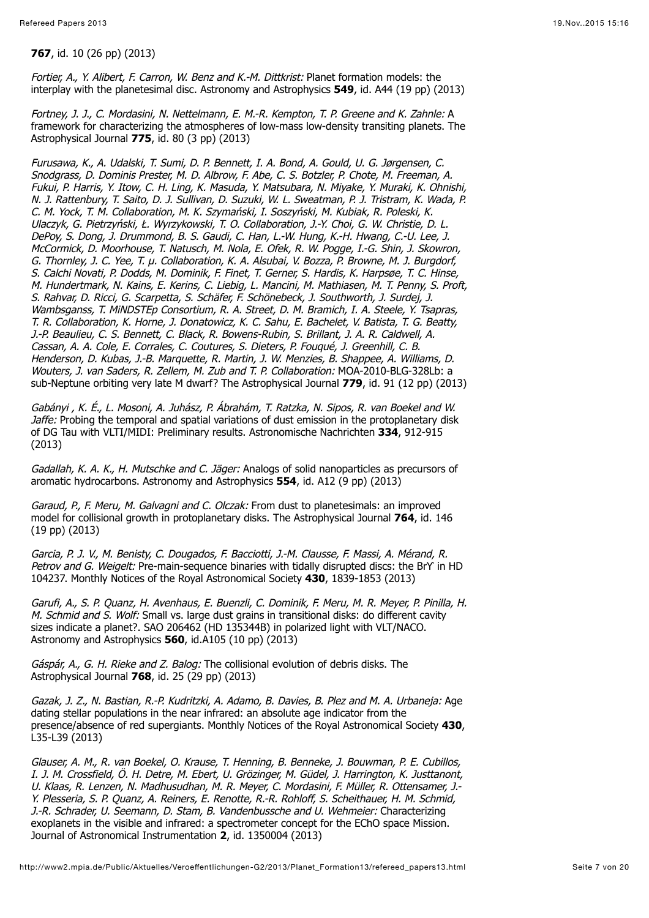**767**, id. 10 (26 pp) (2013)

*Fortier, A., Y. Alibert, F. Carron, W. Benz and K.-M. Dittkrist:* Planet formation models: the interplay with the planetesimal disc. Astronomy and Astrophysics **549**, id. A44 (19 pp) (2013)

*Fortney, J. J., C. Mordasini, N. Nettelmann, E. M.-R. Kempton, T. P. Greene and K. Zahnle:* A framework for characterizing the atmospheres of low-mass low-density transiting planets. The Astrophysical Journal **775**, id. 80 (3 pp) (2013)

*Furusawa, K., A. Udalski, T. Sumi, D. P. Bennett, I. A. Bond, A. Gould, U. G. Jørgensen, C. Snodgrass, D. Dominis Prester, M. D. Albrow, F. Abe, C. S. Botzler, P. Chote, M. Freeman, A. Fukui, P. Harris, Y. Itow, C. H. Ling, K. Masuda, Y. Matsubara, N. Miyake, Y. Muraki, K. Ohnishi, N. J. Rattenbury, T. Saito, D. J. Sullivan, D. Suzuki, W. L. Sweatman, P. J. Tristram, K. Wada, P. C. M. Yock, T. M. Collaboration, M. K. Szymański, I. Soszyński, M. Kubiak, R. Poleski, K. Ulaczyk, G. Pietrzyński, Ł. Wyrzykowski, T. O. Collaboration, J.-Y. Choi, G. W. Christie, D. L. DePoy, S. Dong, J. Drummond, B. S. Gaudi, C. Han, L.-W. Hung, K.-H. Hwang, C.-U. Lee, J. McCormick, D. Moorhouse, T. Natusch, M. Nola, E. Ofek, R. W. Pogge, I.-G. Shin, J. Skowron, G. Thornley, J. C. Yee, T. μ. Collaboration, K. A. Alsubai, V. Bozza, P. Browne, M. J. Burgdorf, S. Calchi Novati, P. Dodds, M. Dominik, F. Finet, T. Gerner, S. Hardis, K. Harpsøe, T. C. Hinse, M. Hundertmark, N. Kains, E. Kerins, C. Liebig, L. Mancini, M. Mathiasen, M. T. Penny, S. Proft, S. Rahvar, D. Ricci, G. Scarpetta, S. Schäfer, F. Schönebeck, J. Southworth, J. Surdej, J. Wambsganss, T. MiNDSTEp Consortium, R. A. Street, D. M. Bramich, I. A. Steele, Y. Tsapras, T. R. Collaboration, K. Horne, J. Donatowicz, K. C. Sahu, E. Bachelet, V. Batista, T. G. Beatty, J.-P. Beaulieu, C. S. Bennett, C. Black, R. Bowens-Rubin, S. Brillant, J. A. R. Caldwell, A. Cassan, A. A. Cole, E. Corrales, C. Coutures, S. Dieters, P. Fouqué, J. Greenhill, C. B. Henderson, D. Kubas, J.-B. Marquette, R. Martin, J. W. Menzies, B. Shappee, A. Williams, D. Wouters, J. van Saders, R. Zellem, M. Zub and T. P. Collaboration:* MOA-2010-BLG-328Lb: a sub-Neptune orbiting very late M dwarf? The Astrophysical Journal **779**, id. 91 (12 pp) (2013)

*Gabányi , K. É., L. Mosoni, A. Juhász, P. Ábrahám, T. Ratzka, N. Sipos, R. van Boekel and W. Jaffe:* Probing the temporal and spatial variations of dust emission in the protoplanetary disk of DG Tau with VLTI/MIDI: Preliminary results. Astronomische Nachrichten **334**, 912-915 (2013)

*Gadallah, K. A. K., H. Mutschke and C. Jäger:* Analogs of solid nanoparticles as precursors of aromatic hydrocarbons. Astronomy and Astrophysics **554**, id. A12 (9 pp) (2013)

*Garaud, P., F. Meru, M. Galvagni and C. Olczak:* From dust to planetesimals: an improved model for collisional growth in protoplanetary disks. The Astrophysical Journal **764**, id. 146 (19 pp) (2013)

*Garcia, P. J. V., M. Benisty, C. Dougados, F. Bacciotti, J.-M. Clausse, F. Massi, A. Mérand, R. Petrov and G. Weigelt:* Pre-main-sequence binaries with tidally disrupted discs: the Brϒ in HD 104237. Monthly Notices of the Royal Astronomical Society **430**, 1839-1853 (2013)

*Garufi, A., S. P. Quanz, H. Avenhaus, E. Buenzli, C. Dominik, F. Meru, M. R. Meyer, P. Pinilla, H. M. Schmid and S. Wolf:* Small vs. large dust grains in transitional disks: do different cavity sizes indicate a planet?. SAO 206462 (HD 135344B) in polarized light with VLT/NACO. Astronomy and Astrophysics **560**, id.A105 (10 pp) (2013)

*Gáspár, A., G. H. Rieke and Z. Balog:* The collisional evolution of debris disks. The Astrophysical Journal **768**, id. 25 (29 pp) (2013)

*Gazak, J. Z., N. Bastian, R.-P. Kudritzki, A. Adamo, B. Davies, B. Plez and M. A. Urbaneja:* Age dating stellar populations in the near infrared: an absolute age indicator from the presence/absence of red supergiants. Monthly Notices of the Royal Astronomical Society **430**, L35-L39 (2013)

*Glauser, A. M., R. van Boekel, O. Krause, T. Henning, B. Benneke, J. Bouwman, P. E. Cubillos, I. J. M. Crossfield, Ö. H. Detre, M. Ebert, U. Grözinger, M. Güdel, J. Harrington, K. Justtanont, U. Klaas, R. Lenzen, N. Madhusudhan, M. R. Meyer, C. Mordasini, F. Müller, R. Ottensamer, J.-Y. Plesseria, S. P. Quanz, A. Reiners, E. Renotte, R.-R. Rohloff, S. Scheithauer, H. M. Schmid, J.-R. Schrader, U. Seemann, D. Stam, B. Vandenbussche and U. Wehmeier:* Characterizing exoplanets in the visible and infrared: a spectrometer concept for the EChO space Mission. Journal of Astronomical Instrumentation **2**, id. 1350004 (2013)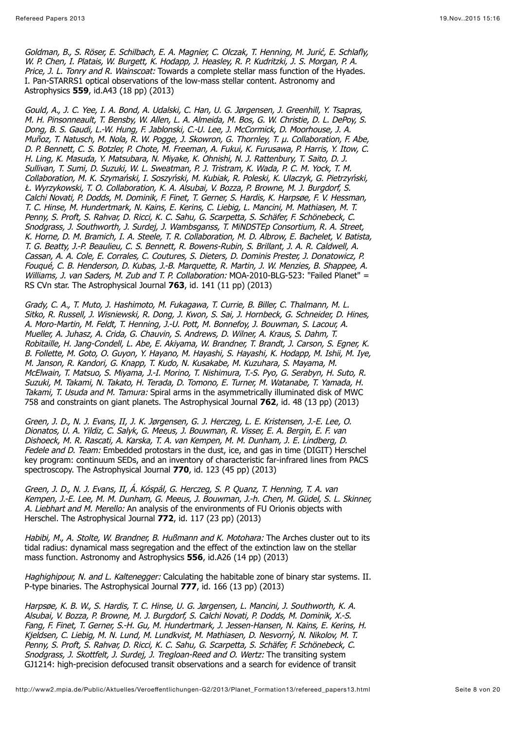*Goldman, B., S. Röser, E. Schilbach, E. A. Magnier, C. Olczak, T. Henning, M. Jurić, E. Schlafly, W. P. Chen, I. Platais, W. Burgett, K. Hodapp, J. Heasley, R. P. Kudritzki, J. S. Morgan, P. A. Price, J. L. Tonry and R. Wainscoat:* Towards a complete stellar mass function of the Hyades. I. Pan-STARRS1 optical observations of the low-mass stellar content. Astronomy and Astrophysics **559**, id.A43 (18 pp) (2013)

*Gould, A., J. C. Yee, I. A. Bond, A. Udalski, C. Han, U. G. Jørgensen, J. Greenhill, Y. Tsapras, M. H. Pinsonneault, T. Bensby, W. Allen, L. A. Almeida, M. Bos, G. W. Christie, D. L. DePoy, S. Dong, B. S. Gaudi, L.-W. Hung, F. Jablonski, C.-U. Lee, J. McCormick, D. Moorhouse, J. A. Muñoz, T. Natusch, M. Nola, R. W. Pogge, J. Skowron, G. Thornley, T. μ. Collaboration, F. Abe, D. P. Bennett, C. S. Botzler, P. Chote, M. Freeman, A. Fukui, K. Furusawa, P. Harris, Y. Itow, C. H. Ling, K. Masuda, Y. Matsubara, N. Miyake, K. Ohnishi, N. J. Rattenbury, T. Saito, D. J. Sullivan, T. Sumi, D. Suzuki, W. L. Sweatman, P. J. Tristram, K. Wada, P. C. M. Yock, T. M. Collaboration, M. K. Szymański, I. Soszyński, M. Kubiak, R. Poleski, K. Ulaczyk, G. Pietrzyński, Ł. Wyrzykowski, T. O. Collaboration, K. A. Alsubai, V. Bozza, P. Browne, M. J. Burgdorf, S. Calchi Novati, P. Dodds, M. Dominik, F. Finet, T. Gerner, S. Hardis, K. Harpsøe, F. V. Hessman, T. C. Hinse, M. Hundertmark, N. Kains, E. Kerins, C. Liebig, L. Mancini, M. Mathiasen, M. T. Penny, S. Proft, S. Rahvar, D. Ricci, K. C. Sahu, G. Scarpetta, S. Schäfer, F. Schönebeck, C. Snodgrass, J. Southworth, J. Surdej, J. Wambsganss, T. MiNDSTEp Consortium, R. A. Street, K. Horne, D. M. Bramich, I. A. Steele, T. R. Collaboration, M. D. Albrow, E. Bachelet, V. Batista, T. G. Beatty, J.-P. Beaulieu, C. S. Bennett, R. Bowens-Rubin, S. Brillant, J. A. R. Caldwell, A. Cassan, A. A. Cole, E. Corrales, C. Coutures, S. Dieters, D. Dominis Prester, J. Donatowicz, P. Fouqué, C. B. Henderson, D. Kubas, J.-B. Marquette, R. Martin, J. W. Menzies, B. Shappee, A. Williams, J. van Saders, M. Zub and T. P. Collaboration:* MOA-2010-BLG-523: "Failed Planet" = RS CVn star. The Astrophysical Journal **763**, id. 141 (11 pp) (2013)

*Grady, C. A., T. Muto, J. Hashimoto, M. Fukagawa, T. Currie, B. Biller, C. Thalmann, M. L. Sitko, R. Russell, J. Wisniewski, R. Dong, J. Kwon, S. Sai, J. Hornbeck, G. Schneider, D. Hines, A. Moro-Martin, M. Feldt, T. Henning, J.-U. Pott, M. Bonnefoy, J. Bouwman, S. Lacour, A. Mueller, A. Juhasz, A. Crida, G. Chauvin, S. Andrews, D. Wilner, A. Kraus, S. Dahm, T. Robitaille, H. Jang-Condell, L. Abe, E. Akiyama, W. Brandner, T. Brandt, J. Carson, S. Egner, K. B. Follette, M. Goto, O. Guyon, Y. Hayano, M. Hayashi, S. Hayashi, K. Hodapp, M. Ishii, M. Iye, M. Janson, R. Kandori, G. Knapp, T. Kudo, N. Kusakabe, M. Kuzuhara, S. Mayama, M. McElwain, T. Matsuo, S. Miyama, J.-I. Morino, T. Nishimura, T.-S. Pyo, G. Serabyn, H. Suto, R. Suzuki, M. Takami, N. Takato, H. Terada, D. Tomono, E. Turner, M. Watanabe, T. Yamada, H. Takami, T. Usuda and M. Tamura:* Spiral arms in the asymmetrically illuminated disk of MWC 758 and constraints on giant planets. The Astrophysical Journal **762**, id. 48 (13 pp) (2013)

*Green, J. D., N. J. Evans, II, J. K. Jørgensen, G. J. Herczeg, L. E. Kristensen, J.-E. Lee, O. Dionatos, U. A. Yildiz, C. Salyk, G. Meeus, J. Bouwman, R. Visser, E. A. Bergin, E. F. van Dishoeck, M. R. Rascati, A. Karska, T. A. van Kempen, M. M. Dunham, J. E. Lindberg, D. Fedele and D. Team:* Embedded protostars in the dust, ice, and gas in time (DIGIT) Herschel key program: continuum SEDs, and an inventory of characteristic far-infrared lines from PACS spectroscopy. The Astrophysical Journal **770**, id. 123 (45 pp) (2013)

*Green, J. D., N. J. Evans, II, Á. Kóspál, G. Herczeg, S. P. Quanz, T. Henning, T. A. van Kempen, J.-E. Lee, M. M. Dunham, G. Meeus, J. Bouwman, J.-h. Chen, M. Güdel, S. L. Skinner, A. Liebhart and M. Merello:* An analysis of the environments of FU Orionis objects with Herschel. The Astrophysical Journal **772**, id. 117 (23 pp) (2013)

*Habibi, M., A. Stolte, W. Brandner, B. Hußmann and K. Motohara:* The Arches cluster out to its tidal radius: dynamical mass segregation and the effect of the extinction law on the stellar mass function. Astronomy and Astrophysics **556**, id.A26 (14 pp) (2013)

*Haghighipour, N. and L. Kaltenegger:* Calculating the habitable zone of binary star systems. II. P-type binaries. The Astrophysical Journal **777**, id. 166 (13 pp) (2013)

*Harpsøe, K. B. W., S. Hardis, T. C. Hinse, U. G. Jørgensen, L. Mancini, J. Southworth, K. A. Alsubai, V. Bozza, P. Browne, M. J. Burgdorf, S. Calchi Novati, P. Dodds, M. Dominik, X.-S. Fang, F. Finet, T. Gerner, S.-H. Gu, M. Hundertmark, J. Jessen-Hansen, N. Kains, E. Kerins, H. Kjeldsen, C. Liebig, M. N. Lund, M. Lundkvist, M. Mathiasen, D. Nesvorný, N. Nikolov, M. T. Penny, S. Proft, S. Rahvar, D. Ricci, K. C. Sahu, G. Scarpetta, S. Schäfer, F. Schönebeck, C. Snodgrass, J. Skottfelt, J. Surdej, J. Tregloan-Reed and O. Wertz:* The transiting system GJ1214: high-precision defocused transit observations and a search for evidence of transit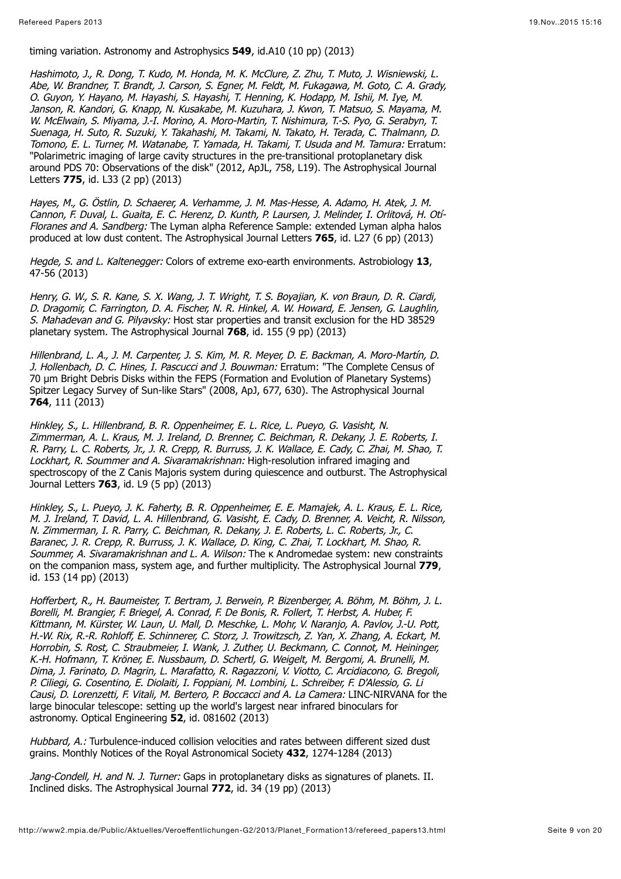timing variation. Astronomy and Astrophysics **549**, id.A10 (10 pp) (2013)

*Hashimoto, J., R. Dong, T. Kudo, M. Honda, M. K. McClure, Z. Zhu, T. Muto, J. Wisniewski, L. Abe, W. Brandner, T. Brandt, J. Carson, S. Egner, M. Feldt, M. Fukagawa, M. Goto, C. A. Grady, O. Guyon, Y. Hayano, M. Hayashi, S. Hayashi, T. Henning, K. Hodapp, M. Ishii, M. Iye, M. Janson, R. Kandori, G. Knapp, N. Kusakabe, M. Kuzuhara, J. Kwon, T. Matsuo, S. Mayama, M. W. McElwain, S. Miyama, J.-I. Morino, A. Moro-Martin, T. Nishimura, T.-S. Pyo, G. Serabyn, T. Suenaga, H. Suto, R. Suzuki, Y. Takahashi, M. Takami, N. Takato, H. Terada, C. Thalmann, D. Tomono, E. L. Turner, M. Watanabe, T. Yamada, H. Takami, T. Usuda and M. Tamura:* Erratum: "Polarimetric imaging of large cavity structures in the pre-transitional protoplanetary disk around PDS 70: Observations of the disk" (2012, ApJL, 758, L19). The Astrophysical Journal Letters **775**, id. L33 (2 pp) (2013)

*Hayes, M., G. Östlin, D. Schaerer, A. Verhamme, J. M. Mas-Hesse, A. Adamo, H. Atek, J. M. Cannon, F. Duval, L. Guaita, E. C. Herenz, D. Kunth, P. Laursen, J. Melinder, I. Orlitová, H. Otí-Floranes and A. Sandberg:* The Lyman alpha Reference Sample: extended Lyman alpha halos produced at low dust content. The Astrophysical Journal Letters **765**, id. L27 (6 pp) (2013)

*Hegde, S. and L. Kaltenegger:* Colors of extreme exo-earth environments. Astrobiology **13**, 47-56 (2013)

*Henry, G. W., S. R. Kane, S. X. Wang, J. T. Wright, T. S. Boyajian, K. von Braun, D. R. Ciardi, D. Dragomir, C. Farrington, D. A. Fischer, N. R. Hinkel, A. W. Howard, E. Jensen, G. Laughlin, S. Mahadevan and G. Pilyavsky:* Host star properties and transit exclusion for the HD 38529 planetary system. The Astrophysical Journal **768**, id. 155 (9 pp) (2013)

*Hillenbrand, L. A., J. M. Carpenter, J. S. Kim, M. R. Meyer, D. E. Backman, A. Moro-Martín, D. J. Hollenbach, D. C. Hines, I. Pascucci and J. Bouwman:* Erratum: "The Complete Census of 70 μm Bright Debris Disks within the FEPS (Formation and Evolution of Planetary Systems) Spitzer Legacy Survey of Sun-like Stars" (2008, ApJ, 677, 630). The Astrophysical Journal **764**, 111 (2013)

*Hinkley, S., L. Hillenbrand, B. R. Oppenheimer, E. L. Rice, L. Pueyo, G. Vasisht, N. Zimmerman, A. L. Kraus, M. J. Ireland, D. Brenner, C. Beichman, R. Dekany, J. E. Roberts, I. R. Parry, L. C. Roberts, Jr., J. R. Crepp, R. Burruss, J. K. Wallace, E. Cady, C. Zhai, M. Shao, T. Lockhart, R. Soummer and A. Sivaramakrishnan:* High-resolution infrared imaging and spectroscopy of the Z Canis Majoris system during quiescence and outburst. The Astrophysical Journal Letters **763**, id. L9 (5 pp) (2013)

*Hinkley, S., L. Pueyo, J. K. Faherty, B. R. Oppenheimer, E. E. Mamajek, A. L. Kraus, E. L. Rice, M. J. Ireland, T. David, L. A. Hillenbrand, G. Vasisht, E. Cady, D. Brenner, A. Veicht, R. Nilsson, N. Zimmerman, I. R. Parry, C. Beichman, R. Dekany, J. E. Roberts, L. C. Roberts, Jr., C. Baranec, J. R. Crepp, R. Burruss, J. K. Wallace, D. King, C. Zhai, T. Lockhart, M. Shao, R. Soummer, A. Sivaramakrishnan and L. A. Wilson:* The κ Andromedae system: new constraints on the companion mass, system age, and further multiplicity. The Astrophysical Journal **779**, id. 153 (14 pp) (2013)

*Hofferbert, R., H. Baumeister, T. Bertram, J. Berwein, P. Bizenberger, A. Böhm, M. Böhm, J. L. Borelli, M. Brangier, F. Briegel, A. Conrad, F. De Bonis, R. Follert, T. Herbst, A. Huber, F. Kittmann, M. Kürster, W. Laun, U. Mall, D. Meschke, L. Mohr, V. Naranjo, A. Pavlov, J.-U. Pott, H.-W. Rix, R.-R. Rohloff, E. Schinnerer, C. Storz, J. Trowitzsch, Z. Yan, X. Zhang, A. Eckart, M. Horrobin, S. Rost, C. Straubmeier, I. Wank, J. Zuther, U. Beckmann, C. Connot, M. Heininger, K.-H. Hofmann, T. Kröner, E. Nussbaum, D. Schertl, G. Weigelt, M. Bergomi, A. Brunelli, M. Dima, J. Farinato, D. Magrin, L. Marafatto, R. Ragazzoni, V. Viotto, C. Arcidiacono, G. Bregoli, P. Ciliegi, G. Cosentino, E. Diolaiti, I. Foppiani, M. Lombini, L. Schreiber, F. D'Alessio, G. Li Causi, D. Lorenzetti, F. Vitali, M. Bertero, P. Boccacci and A. La Camera:* LINC-NIRVANA for the large binocular telescope: setting up the world's largest near infrared binoculars for astronomy. Optical Engineering **52**, id. 081602 (2013)

*Hubbard, A.:* Turbulence-induced collision velocities and rates between different sized dust grains. Monthly Notices of the Royal Astronomical Society **432**, 1274-1284 (2013)

*Jang-Condell, H. and N. J. Turner:* Gaps in protoplanetary disks as signatures of planets. II. Inclined disks. The Astrophysical Journal **772**, id. 34 (19 pp) (2013)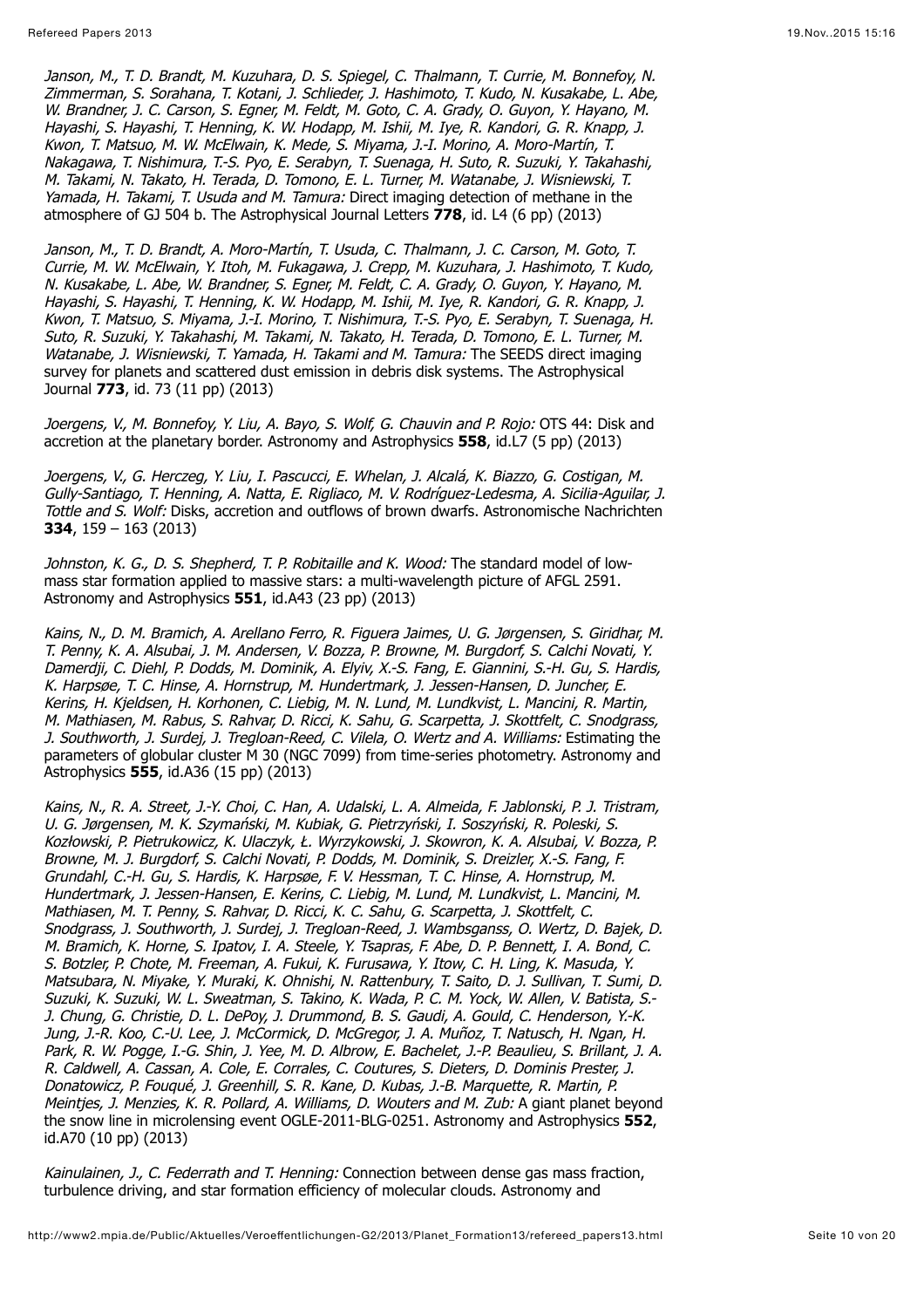*Janson, M., T. D. Brandt, M. Kuzuhara, D. S. Spiegel, C. Thalmann, T. Currie, M. Bonnefoy, N. Zimmerman, S. Sorahana, T. Kotani, J. Schlieder, J. Hashimoto, T. Kudo, N. Kusakabe, L. Abe, W. Brandner, J. C. Carson, S. Egner, M. Feldt, M. Goto, C. A. Grady, O. Guyon, Y. Hayano, M. Hayashi, S. Hayashi, T. Henning, K. W. Hodapp, M. Ishii, M. Iye, R. Kandori, G. R. Knapp, J. Kwon, T. Matsuo, M. W. McElwain, K. Mede, S. Miyama, J.-I. Morino, A. Moro-Martín, T. Nakagawa, T. Nishimura, T.-S. Pyo, E. Serabyn, T. Suenaga, H. Suto, R. Suzuki, Y. Takahashi, M. Takami, N. Takato, H. Terada, D. Tomono, E. L. Turner, M. Watanabe, J. Wisniewski, T. Yamada, H. Takami, T. Usuda and M. Tamura:* Direct imaging detection of methane in the atmosphere of GJ 504 b. The Astrophysical Journal Letters **778**, id. L4 (6 pp) (2013)

*Janson, M., T. D. Brandt, A. Moro-Martín, T. Usuda, C. Thalmann, J. C. Carson, M. Goto, T. Currie, M. W. McElwain, Y. Itoh, M. Fukagawa, J. Crepp, M. Kuzuhara, J. Hashimoto, T. Kudo, N. Kusakabe, L. Abe, W. Brandner, S. Egner, M. Feldt, C. A. Grady, O. Guyon, Y. Hayano, M. Hayashi, S. Hayashi, T. Henning, K. W. Hodapp, M. Ishii, M. Iye, R. Kandori, G. R. Knapp, J. Kwon, T. Matsuo, S. Miyama, J.-I. Morino, T. Nishimura, T.-S. Pyo, E. Serabyn, T. Suenaga, H. Suto, R. Suzuki, Y. Takahashi, M. Takami, N. Takato, H. Terada, D. Tomono, E. L. Turner, M. Watanabe, J. Wisniewski, T. Yamada, H. Takami and M. Tamura:* The SEEDS direct imaging survey for planets and scattered dust emission in debris disk systems. The Astrophysical Journal **773**, id. 73 (11 pp) (2013)

*Joergens, V., M. Bonnefoy, Y. Liu, A. Bayo, S. Wolf, G. Chauvin and P. Rojo:* OTS 44: Disk and accretion at the planetary border. Astronomy and Astrophysics **558**, id.L7 (5 pp) (2013)

*Joergens, V., G. Herczeg, Y. Liu, I. Pascucci, E. Whelan, J. Alcalá, K. Biazzo, G. Costigan, M. Gully-Santiago, T. Henning, A. Natta, E. Rigliaco, M. V. Rodríguez-Ledesma, A. Sicilia-Aguilar, J. Tottle and S. Wolf:* Disks, accretion and outflows of brown dwarfs. Astronomische Nachrichten **334**, 159 – 163 (2013)

*Johnston, K. G., D. S. Shepherd, T. P. Robitaille and K. Wood:* The standard model of low-mass star formation applied to massive stars: a multi-wavelength picture of AFGL 2591. Astronomy and Astrophysics **551**, id.A43 (23 pp) (2013)

*Kains, N., D. M. Bramich, A. Arellano Ferro, R. Figuera Jaimes, U. G. Jørgensen, S. Giridhar, M. T. Penny, K. A. Alsubai, J. M. Andersen, V. Bozza, P. Browne, M. Burgdorf, S. Calchi Novati, Y. Damerdji, C. Diehl, P. Dodds, M. Dominik, A. Elyiv, X.-S. Fang, E. Giannini, S.-H. Gu, S. Hardis, K. Harpsøe, T. C. Hinse, A. Hornstrup, M. Hundertmark, J. Jessen-Hansen, D. Juncher, E. Kerins, H. Kjeldsen, H. Korhonen, C. Liebig, M. N. Lund, M. Lundkvist, L. Mancini, R. Martin, M. Mathiasen, M. Rabus, S. Rahvar, D. Ricci, K. Sahu, G. Scarpetta, J. Skottfelt, C. Snodgrass, J. Southworth, J. Surdej, J. Tregloan-Reed, C. Vilela, O. Wertz and A. Williams:* Estimating the parameters of globular cluster M 30 (NGC 7099) from time-series photometry. Astronomy and Astrophysics **555**, id.A36 (15 pp) (2013)

*Kains, N., R. A. Street, J.-Y. Choi, C. Han, A. Udalski, L. A. Almeida, F. Jablonski, P. J. Tristram, U. G. Jørgensen, M. K. Szymański, M. Kubiak, G. Pietrzyński, I. Soszyński, R. Poleski, S. Kozłowski, P. Pietrukowicz, K. Ulaczyk, Ł. Wyrzykowski, J. Skowron, K. A. Alsubai, V. Bozza, P. Browne, M. J. Burgdorf, S. Calchi Novati, P. Dodds, M. Dominik, S. Dreizler, X.-S. Fang, F. Grundahl, C.-H. Gu, S. Hardis, K. Harpsøe, F. V. Hessman, T. C. Hinse, A. Hornstrup, M. Hundertmark, J. Jessen-Hansen, E. Kerins, C. Liebig, M. Lund, M. Lundkvist, L. Mancini, M. Mathiasen, M. T. Penny, S. Rahvar, D. Ricci, K. C. Sahu, G. Scarpetta, J. Skottfelt, C. Snodgrass, J. Southworth, J. Surdej, J. Tregloan-Reed, J. Wambsganss, O. Wertz, D. Bajek, D. M. Bramich, K. Horne, S. Ipatov, I. A. Steele, Y. Tsapras, F. Abe, D. P. Bennett, I. A. Bond, C. S. Botzler, P. Chote, M. Freeman, A. Fukui, K. Furusawa, Y. Itow, C. H. Ling, K. Masuda, Y. Matsubara, N. Miyake, Y. Muraki, K. Ohnishi, N. Rattenbury, T. Saito, D. J. Sullivan, T. Sumi, D. Suzuki, K. Suzuki, W. L. Sweatman, S. Takino, K. Wada, P. C. M. Yock, W. Allen, V. Batista, S.-J. Chung, G. Christie, D. L. DePoy, J. Drummond, B. S. Gaudi, A. Gould, C. Henderson, Y.-K. Jung, J.-R. Koo, C.-U. Lee, J. McCormick, D. McGregor, J. A. Muñoz, T. Natusch, H. Ngan, H. Park, R. W. Pogge, I.-G. Shin, J. Yee, M. D. Albrow, E. Bachelet, J.-P. Beaulieu, S. Brillant, J. A. R. Caldwell, A. Cassan, A. Cole, E. Corrales, C. Coutures, S. Dieters, D. Dominis Prester, J. Donatowicz, P. Fouqué, J. Greenhill, S. R. Kane, D. Kubas, J.-B. Marquette, R. Martin, P. Meintjes, J. Menzies, K. R. Pollard, A. Williams, D. Wouters and M. Zub:* A giant planet beyond the snow line in microlensing event OGLE-2011-BLG-0251. Astronomy and Astrophysics **552**, id.A70 (10 pp) (2013)

*Kainulainen, J., C. Federrath and T. Henning:* Connection between dense gas mass fraction, turbulence driving, and star formation efficiency of molecular clouds. Astronomy and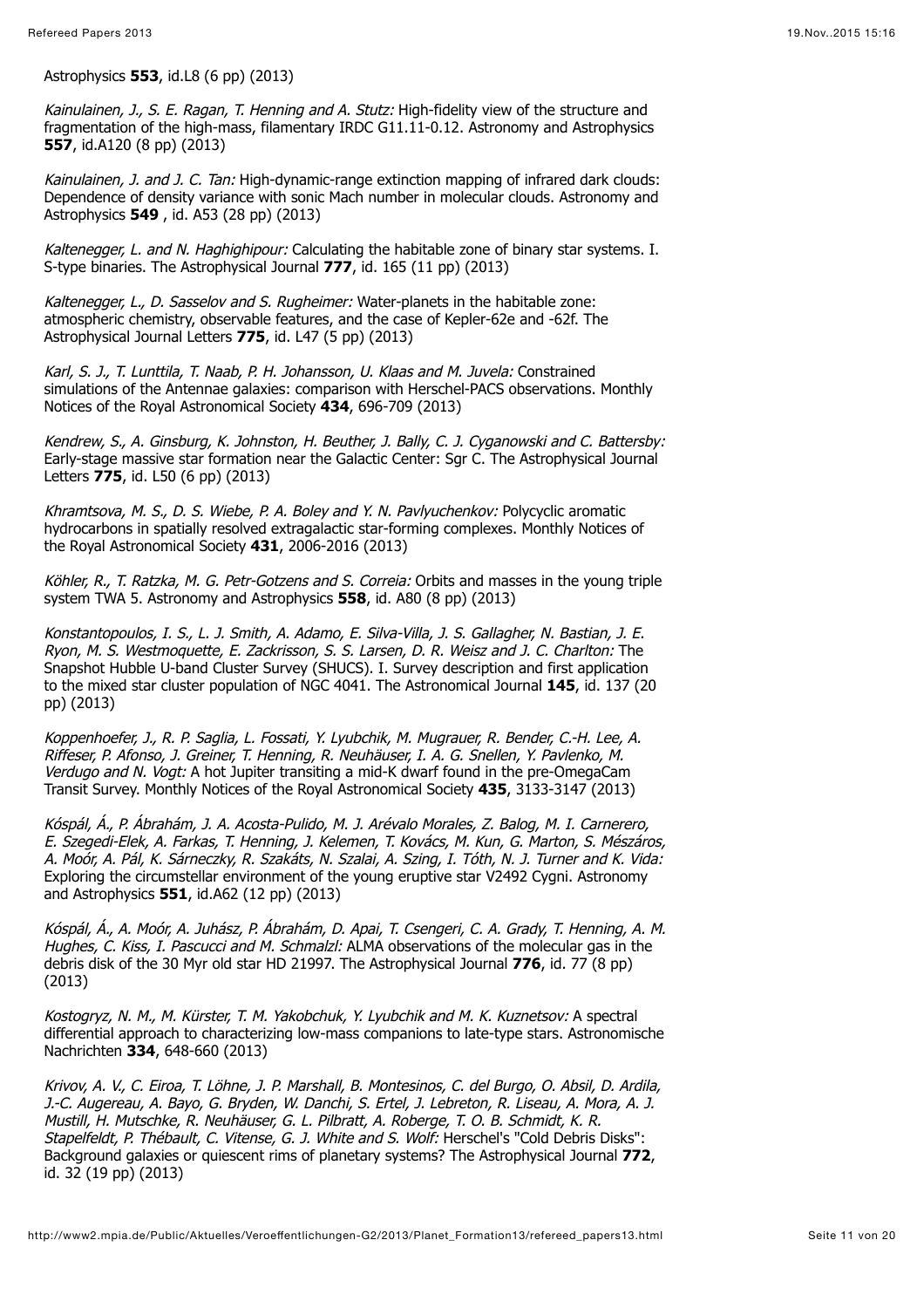Astrophysics **553**, id.L8 (6 pp) (2013)

*Kainulainen, J., S. E. Ragan, T. Henning and A. Stutz:* High-fidelity view of the structure and fragmentation of the high-mass, filamentary IRDC G11.11-0.12. Astronomy and Astrophysics **557**, id.A120 (8 pp) (2013)

*Kainulainen, J. and J. C. Tan:* High-dynamic-range extinction mapping of infrared dark clouds: Dependence of density variance with sonic Mach number in molecular clouds. Astronomy and Astrophysics **549** , id. A53 (28 pp) (2013)

*Kaltenegger, L. and N. Haghighipour:* Calculating the habitable zone of binary star systems. I. S-type binaries. The Astrophysical Journal **777**, id. 165 (11 pp) (2013)

*Kaltenegger, L., D. Sasselov and S. Rugheimer:* Water-planets in the habitable zone: atmospheric chemistry, observable features, and the case of Kepler-62e and -62f. The Astrophysical Journal Letters **775**, id. L47 (5 pp) (2013)

*Karl, S. J., T. Lunttila, T. Naab, P. H. Johansson, U. Klaas and M. Juvela:* Constrained simulations of the Antennae galaxies: comparison with Herschel-PACS observations. Monthly Notices of the Royal Astronomical Society **434**, 696-709 (2013)

*Kendrew, S., A. Ginsburg, K. Johnston, H. Beuther, J. Bally, C. J. Cyganowski and C. Battersby:* Early-stage massive star formation near the Galactic Center: Sgr C. The Astrophysical Journal Letters **775**, id. L50 (6 pp) (2013)

*Khramtsova, M. S., D. S. Wiebe, P. A. Boley and Y. N. Pavlyuchenkov:* Polycyclic aromatic hydrocarbons in spatially resolved extragalactic star-forming complexes. Monthly Notices of the Royal Astronomical Society **431**, 2006-2016 (2013)

*Köhler, R., T. Ratzka, M. G. Petr-Gotzens and S. Correia:* Orbits and masses in the young triple system TWA 5. Astronomy and Astrophysics **558**, id. A80 (8 pp) (2013)

*Konstantopoulos, I. S., L. J. Smith, A. Adamo, E. Silva-Villa, J. S. Gallagher, N. Bastian, J. E. Ryon, M. S. Westmoquette, E. Zackrisson, S. S. Larsen, D. R. Weisz and J. C. Charlton:* The Snapshot Hubble U-band Cluster Survey (SHUCS). I. Survey description and first application to the mixed star cluster population of NGC 4041. The Astronomical Journal **145**, id. 137 (20 pp) (2013)

*Koppenhoefer, J., R. P. Saglia, L. Fossati, Y. Lyubchik, M. Mugrauer, R. Bender, C.-H. Lee, A. Riffeser, P. Afonso, J. Greiner, T. Henning, R. Neuhäuser, I. A. G. Snellen, Y. Pavlenko, M. Verdugo and N. Vogt:* A hot Jupiter transiting a mid-K dwarf found in the pre-OmegaCam Transit Survey. Monthly Notices of the Royal Astronomical Society **435**, 3133-3147 (2013)

*Kóspál, Á., P. Ábrahám, J. A. Acosta-Pulido, M. J. Arévalo Morales, Z. Balog, M. I. Carnerero, E. Szegedi-Elek, A. Farkas, T. Henning, J. Kelemen, T. Kovács, M. Kun, G. Marton, S. Mészáros, A. Moór, A. Pál, K. Sárneczky, R. Szakáts, N. Szalai, A. Szing, I. Tóth, N. J. Turner and K. Vida:* Exploring the circumstellar environment of the young eruptive star V2492 Cygni. Astronomy and Astrophysics **551**, id.A62 (12 pp) (2013)

*Kóspál, Á., A. Moór, A. Juhász, P. Ábrahám, D. Apai, T. Csengeri, C. A. Grady, T. Henning, A. M. Hughes, C. Kiss, I. Pascucci and M. Schmalzl:* ALMA observations of the molecular gas in the debris disk of the 30 Myr old star HD 21997. The Astrophysical Journal **776**, id. 77 (8 pp) (2013)

*Kostogryz, N. M., M. Kürster, T. M. Yakobchuk, Y. Lyubchik and M. K. Kuznetsov:* A spectral differential approach to characterizing low-mass companions to late-type stars. Astronomische Nachrichten **334**, 648-660 (2013)

*Krivov, A. V., C. Eiroa, T. Löhne, J. P. Marshall, B. Montesinos, C. del Burgo, O. Absil, D. Ardila, J.-C. Augereau, A. Bayo, G. Bryden, W. Danchi, S. Ertel, J. Lebreton, R. Liseau, A. Mora, A. J. Mustill, H. Mutschke, R. Neuhäuser, G. L. Pilbratt, A. Roberge, T. O. B. Schmidt, K. R. Stapelfeldt, P. Thébault, C. Vitense, G. J. White and S. Wolf:* Herschel's "Cold Debris Disks": Background galaxies or quiescent rims of planetary systems? The Astrophysical Journal **772**, id. 32 (19 pp) (2013)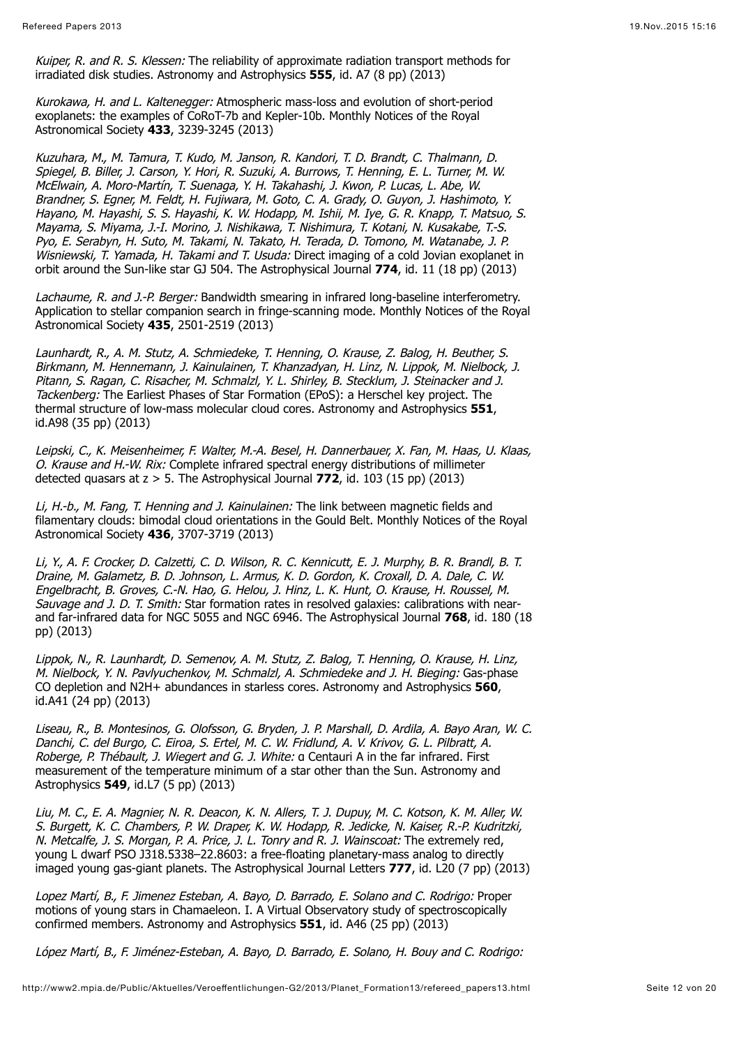*Kuiper, R. and R. S. Klessen:* The reliability of approximate radiation transport methods for irradiated disk studies. Astronomy and Astrophysics **555**, id. A7 (8 pp) (2013)

*Kurokawa, H. and L. Kaltenegger:* Atmospheric mass-loss and evolution of short-period exoplanets: the examples of CoRoT-7b and Kepler-10b. Monthly Notices of the Royal Astronomical Society **433**, 3239-3245 (2013)

*Kuzuhara, M., M. Tamura, T. Kudo, M. Janson, R. Kandori, T. D. Brandt, C. Thalmann, D. Spiegel, B. Biller, J. Carson, Y. Hori, R. Suzuki, A. Burrows, T. Henning, E. L. Turner, M. W. McElwain, A. Moro-Martín, T. Suenaga, Y. H. Takahashi, J. Kwon, P. Lucas, L. Abe, W. Brandner, S. Egner, M. Feldt, H. Fujiwara, M. Goto, C. A. Grady, O. Guyon, J. Hashimoto, Y. Hayano, M. Hayashi, S. S. Hayashi, K. W. Hodapp, M. Ishii, M. Iye, G. R. Knapp, T. Matsuo, S. Mayama, S. Miyama, J.-I. Morino, J. Nishikawa, T. Nishimura, T. Kotani, N. Kusakabe, T.-S. Pyo, E. Serabyn, H. Suto, M. Takami, N. Takato, H. Terada, D. Tomono, M. Watanabe, J. P. Wisniewski, T. Yamada, H. Takami and T. Usuda:* Direct imaging of a cold Jovian exoplanet in orbit around the Sun-like star GJ 504. The Astrophysical Journal **774**, id. 11 (18 pp) (2013)

*Lachaume, R. and J.-P. Berger:* Bandwidth smearing in infrared long-baseline interferometry. Application to stellar companion search in fringe-scanning mode. Monthly Notices of the Royal Astronomical Society **435**, 2501-2519 (2013)

*Launhardt, R., A. M. Stutz, A. Schmiedeke, T. Henning, O. Krause, Z. Balog, H. Beuther, S. Birkmann, M. Hennemann, J. Kainulainen, T. Khanzadyan, H. Linz, N. Lippok, M. Nielbock, J. Pitann, S. Ragan, C. Risacher, M. Schmalzl, Y. L. Shirley, B. Stecklum, J. Steinacker and J. Tackenberg:* The Earliest Phases of Star Formation (EPoS): a Herschel key project. The thermal structure of low-mass molecular cloud cores. Astronomy and Astrophysics **551**, id.A98 (35 pp) (2013)

*Leipski, C., K. Meisenheimer, F. Walter, M.-A. Besel, H. Dannerbauer, X. Fan, M. Haas, U. Klaas, O. Krause and H.-W. Rix:* Complete infrared spectral energy distributions of millimeter detected quasars at $z > 5$. The Astrophysical Journal **772**, id. 103 (15 pp) (2013)

*Li, H.-b., M. Fang, T. Henning and J. Kainulainen:* The link between magnetic fields and filamentary clouds: bimodal cloud orientations in the Gould Belt. Monthly Notices of the Royal Astronomical Society **436**, 3707-3719 (2013)

*Li, Y., A. F. Crocker, D. Calzetti, C. D. Wilson, R. C. Kennicutt, E. J. Murphy, B. R. Brandl, B. T. Draine, M. Galametz, B. D. Johnson, L. Armus, K. D. Gordon, K. Croxall, D. A. Dale, C. W. Engelbracht, B. Groves, C.-N. Hao, G. Helou, J. Hinz, L. K. Hunt, O. Krause, H. Roussel, M. Sauvage and J. D. T. Smith:* Star formation rates in resolved galaxies: calibrations with near- and far-infrared data for NGC 5055 and NGC 6946. The Astrophysical Journal **768**, id. 180 (18 pp) (2013)

*Lippok, N., R. Launhardt, D. Semenov, A. M. Stutz, Z. Balog, T. Henning, O. Krause, H. Linz, M. Nielbock, Y. N. Pavlyuchenkov, M. Schmalzl, A. Schmiedeke and J. H. Bieging:* Gas-phase CO depletion and $N_2H^+$ abundances in starless cores. Astronomy and Astrophysics **560**, id.A41 (24 pp) (2013)

*Liseau, R., B. Montesinos, G. Olofsson, G. Bryden, J. P. Marshall, D. Ardila, A. Bayo Aran, W. C. Danchi, C. del Burgo, C. Eiroa, S. Ertel, M. C. W. Fridlund, A. V. Krivov, G. L. Pilbratt, A. Roberge, P. Thébault, J. Wiegert and G. J. White:* α Centauri A in the far infrared. First measurement of the temperature minimum of a star other than the Sun. Astronomy and Astrophysics **549**, id.L7 (5 pp) (2013)

*Liu, M. C., E. A. Magnier, N. R. Deacon, K. N. Allers, T. J. Dupuy, M. C. Kotson, K. M. Aller, W. S. Burgett, K. C. Chambers, P. W. Draper, K. W. Hodapp, R. Jedicke, N. Kaiser, R.-P. Kudritzki, N. Metcalfe, J. S. Morgan, P. A. Price, J. L. Tonry and R. J. Wainscoat:* The extremely red, young L dwarf PSO J318.5338–22.8603: a free-floating planetary-mass analog to directly imaged young gas-giant planets. The Astrophysical Journal Letters **777**, id. L20 (7 pp) (2013)

*Lopez Martí, B., F. Jimenez Esteban, A. Bayo, D. Barrado, E. Solano and C. Rodrigo:* Proper motions of young stars in Chamaeleon. I. A Virtual Observatory study of spectroscopically confirmed members. Astronomy and Astrophysics **551**, id. A46 (25 pp) (2013)

*López Martí, B., F. Jiménez-Esteban, A. Bayo, D. Barrado, E. Solano, H. Bouy and C. Rodrigo:*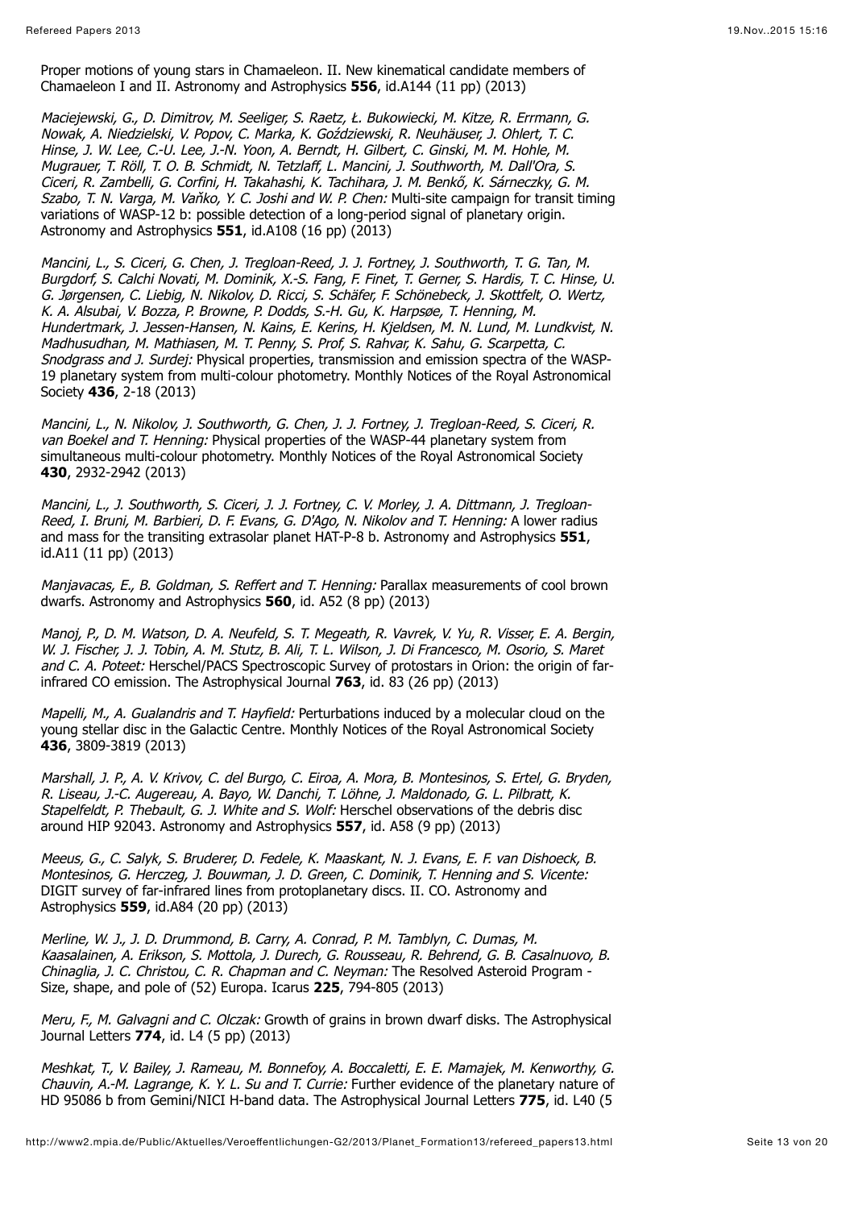Proper motions of young stars in Chamaeleon. II. New kinematical candidate members of Chamaeleon I and II. Astronomy and Astrophysics **556**, id.A144 (11 pp) (2013)

*Maciejewski, G., D. Dimitrov, M. Seeliger, S. Raetz, Ł. Bukowiecki, M. Kitze, R. Errmann, G. Nowak, A. Niedzielski, V. Popov, C. Marka, K. Goździewski, R. Neuhäuser, J. Ohlert, T. C. Hinse, J. W. Lee, C.-U. Lee, J.-N. Yoon, A. Berndt, H. Gilbert, C. Ginski, M. M. Hohle, M. Mugrauer, T. Röll, T. O. B. Schmidt, N. Tetzlaff, L. Mancini, J. Southworth, M. Dall'Ora, S. Ciceri, R. Zambelli, G. Corfini, H. Takahashi, K. Tachihara, J. M. Benkő, K. Sárneczky, G. M. Szabo, T. N. Varga, M. Vaňko, Y. C. Joshi and W. P. Chen:* Multi-site campaign for transit timing variations of WASP-12 b: possible detection of a long-period signal of planetary origin. Astronomy and Astrophysics **551**, id.A108 (16 pp) (2013)

*Mancini, L., S. Ciceri, G. Chen, J. Tregloan-Reed, J. J. Fortney, J. Southworth, T. G. Tan, M. Burgdorf, S. Calchi Novati, M. Dominik, X.-S. Fang, F. Finet, T. Gerner, S. Hardis, T. C. Hinse, U. G. Jørgensen, C. Liebig, N. Nikolov, D. Ricci, S. Schäfer, F. Schönebeck, J. Skottfelt, O. Wertz, K. A. Alsubai, V. Bozza, P. Browne, P. Dodds, S.-H. Gu, K. Harpsøe, T. Henning, M. Hundertmark, J. Jessen-Hansen, N. Kains, E. Kerins, H. Kjeldsen, M. N. Lund, M. Lundkvist, N. Madhusudhan, M. Mathiasen, M. T. Penny, S. Prof, S. Rahvar, K. Sahu, G. Scarpetta, C. Snodgrass and J. Surdej:* Physical properties, transmission and emission spectra of the WASP-19 planetary system from multi-colour photometry. Monthly Notices of the Royal Astronomical Society **436**, 2-18 (2013)

*Mancini, L., N. Nikolov, J. Southworth, G. Chen, J. J. Fortney, J. Tregloan-Reed, S. Ciceri, R. van Boekel and T. Henning:* Physical properties of the WASP-44 planetary system from simultaneous multi-colour photometry. Monthly Notices of the Royal Astronomical Society **430**, 2932-2942 (2013)

*Mancini, L., J. Southworth, S. Ciceri, J. J. Fortney, C. V. Morley, J. A. Dittmann, J. Tregloan-Reed, I. Bruni, M. Barbieri, D. F. Evans, G. D'Ago, N. Nikolov and T. Henning:* A lower radius and mass for the transiting extrasolar planet HAT-P-8 b. Astronomy and Astrophysics **551**, id.A11 (11 pp) (2013)

*Manjavacas, E., B. Goldman, S. Reffert and T. Henning:* Parallax measurements of cool brown dwarfs. Astronomy and Astrophysics **560**, id. A52 (8 pp) (2013)

*Manoj, P., D. M. Watson, D. A. Neufeld, S. T. Megeath, R. Vavrek, V. Yu, R. Visser, E. A. Bergin, W. J. Fischer, J. J. Tobin, A. M. Stutz, B. Ali, T. L. Wilson, J. Di Francesco, M. Osorio, S. Maret and C. A. Poteet:* Herschel/PACS Spectroscopic Survey of protostars in Orion: the origin of far-infrared CO emission. The Astrophysical Journal **763**, id. 83 (26 pp) (2013)

*Mapelli, M., A. Gualandris and T. Hayfield:* Perturbations induced by a molecular cloud on the young stellar disc in the Galactic Centre. Monthly Notices of the Royal Astronomical Society **436**, 3809-3819 (2013)

*Marshall, J. P., A. V. Krivov, C. del Burgo, C. Eiroa, A. Mora, B. Montesinos, S. Ertel, G. Bryden, R. Liseau, J.-C. Augereau, A. Bayo, W. Danchi, T. Löhne, J. Maldonado, G. L. Pilbratt, K. Stapelfeldt, P. Thebault, G. J. White and S. Wolf:* Herschel observations of the debris disc around HIP 92043. Astronomy and Astrophysics **557**, id. A58 (9 pp) (2013)

*Meeus, G., C. Salyk, S. Bruderer, D. Fedele, K. Maaskant, N. J. Evans, E. F. van Dishoeck, B. Montesinos, G. Herczeg, J. Bouwman, J. D. Green, C. Dominik, T. Henning and S. Vicente:* DIGIT survey of far-infrared lines from protoplanetary discs. II. CO. Astronomy and Astrophysics **559**, id.A84 (20 pp) (2013)

*Merline, W. J., J. D. Drummond, B. Carry, A. Conrad, P. M. Tamblyn, C. Dumas, M. Kaasalainen, A. Erikson, S. Mottola, J. Durech, G. Rousseau, R. Behrend, G. B. Casalnuovo, B. Chinaglia, J. C. Christou, C. R. Chapman and C. Neyman:* The Resolved Asteroid Program - Size, shape, and pole of (52) Europa. Icarus **225**, 794-805 (2013)

*Meru, F., M. Galvagni and C. Olczak:* Growth of grains in brown dwarf disks. The Astrophysical Journal Letters **774**, id. L4 (5 pp) (2013)

*Meshkat, T., V. Bailey, J. Rameau, M. Bonnefoy, A. Boccaletti, E. E. Mamajek, M. Kenworthy, G. Chauvin, A.-M. Lagrange, K. Y. L. Su and T. Currie:* Further evidence of the planetary nature of HD 95086 b from Gemini/NICI H-band data. The Astrophysical Journal Letters **775**, id. L40 (5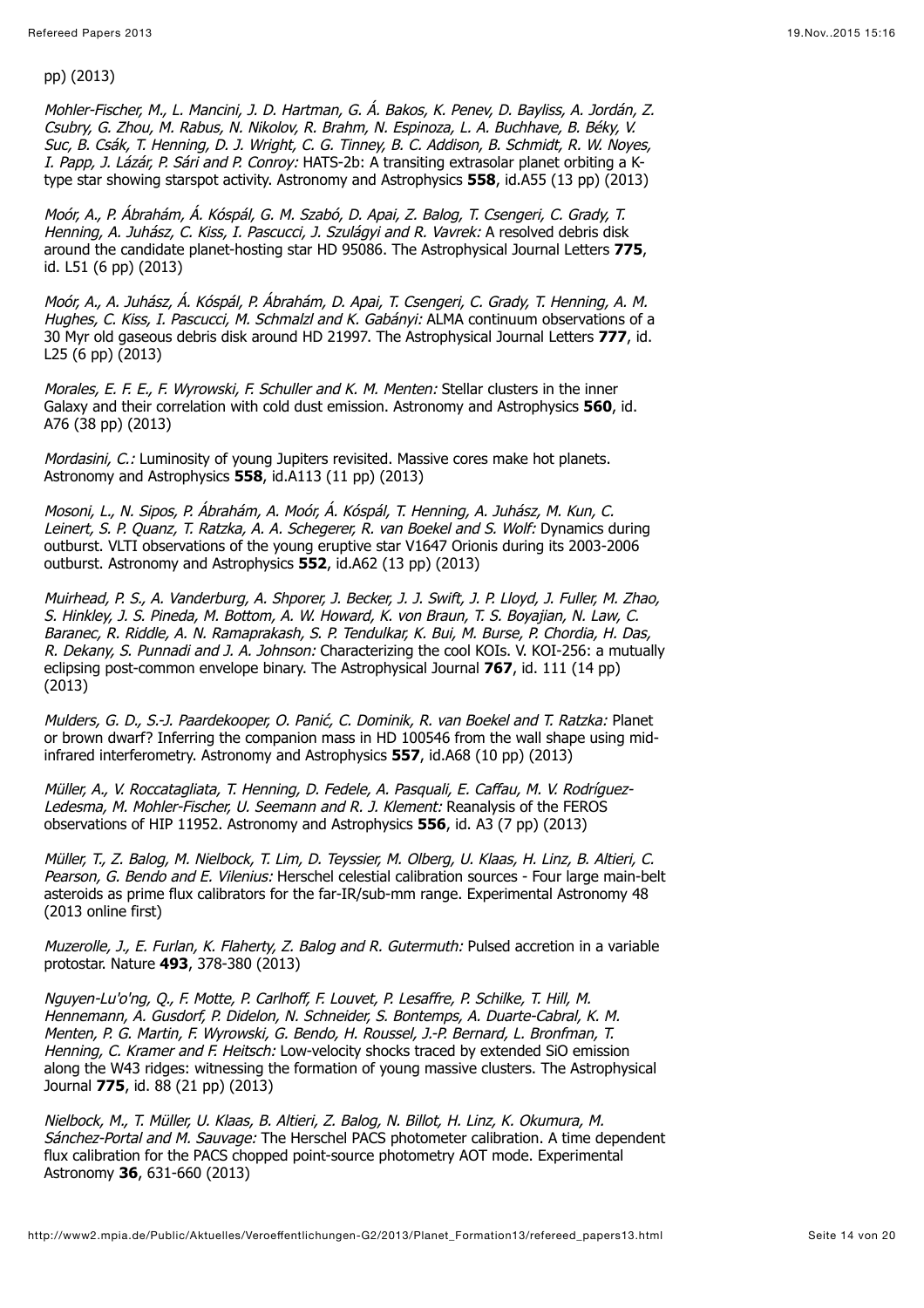pp) (2013)

*Mohler-Fischer, M., L. Mancini, J. D. Hartman, G. Á. Bakos, K. Penev, D. Bayliss, A. Jordán, Z. Csubry, G. Zhou, M. Rabus, N. Nikolov, R. Brahm, N. Espinoza, L. A. Buchhave, B. Béky, V. Suc, B. Csák, T. Henning, D. J. Wright, C. G. Tinney, B. C. Addison, B. Schmidt, R. W. Noyes, I. Papp, J. Lázár, P. Sári and P. Conroy:* HATS-2b: A transiting extrasolar planet orbiting a K-type star showing starspot activity. Astronomy and Astrophysics **558**, id.A55 (13 pp) (2013)

*Moór, A., P. Ábrahám, Á. Kóspál, G. M. Szabó, D. Apai, Z. Balog, T. Csengeri, C. Grady, T. Henning, A. Juhász, C. Kiss, I. Pascucci, J. Szulágyi and R. Vavrek:* A resolved debris disk around the candidate planet-hosting star HD 95086. The Astrophysical Journal Letters **775**, id. L51 (6 pp) (2013)

*Moór, A., A. Juhász, Á. Kóspál, P. Ábrahám, D. Apai, T. Csengeri, C. Grady, T. Henning, A. M. Hughes, C. Kiss, I. Pascucci, M. Schmalzl and K. Gabányi:* ALMA continuum observations of a 30 Myr old gaseous debris disk around HD 21997. The Astrophysical Journal Letters **777**, id. L25 (6 pp) (2013)

*Morales, E. F. E., F. Wyrowski, F. Schuller and K. M. Menten:* Stellar clusters in the inner Galaxy and their correlation with cold dust emission. Astronomy and Astrophysics **560**, id. A76 (38 pp) (2013)

*Mordasini, C.:* Luminosity of young Jupiters revisited. Massive cores make hot planets. Astronomy and Astrophysics **558**, id.A113 (11 pp) (2013)

*Mosoni, L., N. Sipos, P. Ábrahám, A. Moór, Á. Kóspál, T. Henning, A. Juhász, M. Kun, C. Leinert, S. P. Quanz, T. Ratzka, A. A. Schegerer, R. van Boekel and S. Wolf:* Dynamics during outburst. VLTI observations of the young eruptive star V1647 Orionis during its 2003-2006 outburst. Astronomy and Astrophysics **552**, id.A62 (13 pp) (2013)

*Muirhead, P. S., A. Vanderburg, A. Shporer, J. Becker, J. J. Swift, J. P. Lloyd, J. Fuller, M. Zhao, S. Hinkley, J. S. Pineda, M. Bottom, A. W. Howard, K. von Braun, T. S. Boyajian, N. Law, C. Baranec, R. Riddle, A. N. Ramaprakash, S. P. Tendulkar, K. Bui, M. Burse, P. Chordia, H. Das, R. Dekany, S. Punnadi and J. A. Johnson:* Characterizing the cool KOIs. V. KOI-256: a mutually eclipsing post-common envelope binary. The Astrophysical Journal **767**, id. 111 (14 pp) (2013)

*Mulders, G. D., S.-J. Paardekooper, O. Panić, C. Dominik, R. van Boekel and T. Ratzka:* Planet or brown dwarf? Inferring the companion mass in HD 100546 from the wall shape using mid-infrared interferometry. Astronomy and Astrophysics **557**, id.A68 (10 pp) (2013)

*Müller, A., V. Roccatagliata, T. Henning, D. Fedele, A. Pasquali, E. Caffau, M. V. Rodríguez-Ledesma, M. Mohler-Fischer, U. Seemann and R. J. Klement:* Reanalysis of the FEROS observations of HIP 11952. Astronomy and Astrophysics **556**, id. A3 (7 pp) (2013)

*Müller, T., Z. Balog, M. Nielbock, T. Lim, D. Teyssier, M. Olberg, U. Klaas, H. Linz, B. Altieri, C. Pearson, G. Bendo and E. Vilenius:* Herschel celestial calibration sources - Four large main-belt asteroids as prime flux calibrators for the far-IR/sub-mm range. Experimental Astronomy 48 (2013 online first)

*Muzerolle, J., E. Furlan, K. Flaherty, Z. Balog and R. Gutermuth:* Pulsed accretion in a variable protostar. Nature **493**, 378-380 (2013)

*Nguyen-Lu'o'ng, Q., F. Motte, P. Carlhoff, F. Louvet, P. Lesaffre, P. Schilke, T. Hill, M. Hennemann, A. Gusdorf, P. Didelon, N. Schneider, S. Bontemps, A. Duarte-Cabral, K. M. Menten, P. G. Martin, F. Wyrowski, G. Bendo, H. Roussel, J.-P. Bernard, L. Bronfman, T. Henning, C. Kramer and F. Heitsch:* Low-velocity shocks traced by extended SiO emission along the W43 ridges: witnessing the formation of young massive clusters. The Astrophysical Journal **775**, id. 88 (21 pp) (2013)

*Nielbock, M., T. Müller, U. Klaas, B. Altieri, Z. Balog, N. Billot, H. Linz, K. Okumura, M. Sánchez-Portal and M. Sauvage:* The Herschel PACS photometer calibration. A time dependent flux calibration for the PACS chopped point-source photometry AOT mode. Experimental Astronomy **36**, 631-660 (2013)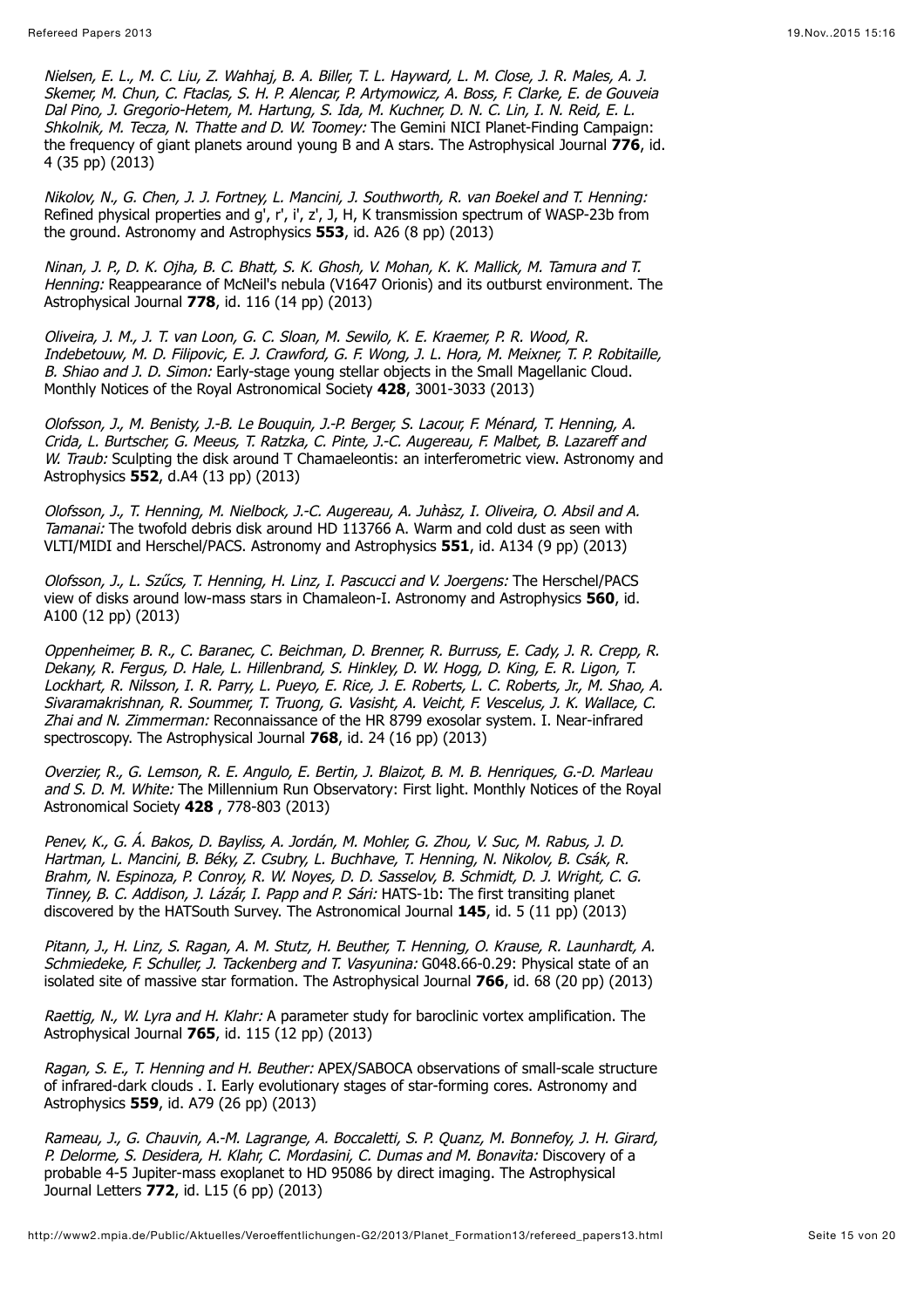*Nielsen, E. L., M. C. Liu, Z. Wahhaj, B. A. Biller, T. L. Hayward, L. M. Close, J. R. Males, A. J. Skemer, M. Chun, C. Ftaclas, S. H. P. Alencar, P. Artymowicz, A. Boss, F. Clarke, E. de Gouveia Dal Pino, J. Gregorio-Hetem, M. Hartung, S. Ida, M. Kuchner, D. N. C. Lin, I. N. Reid, E. L. Shkolnik, M. Tecza, N. Thatte and D. W. Toomey:* The Gemini NICI Planet-Finding Campaign: the frequency of giant planets around young B and A stars. The Astrophysical Journal **776**, id. 4 (35 pp) (2013)

*Nikolov, N., G. Chen, J. J. Fortney, L. Mancini, J. Southworth, R. van Boekel and T. Henning:* Refined physical properties and g', r', i', z', J, H, K transmission spectrum of WASP-23b from the ground. Astronomy and Astrophysics **553**, id. A26 (8 pp) (2013)

*Ninan, J. P., D. K. Ojha, B. C. Bhatt, S. K. Ghosh, V. Mohan, K. K. Mallick, M. Tamura and T. Henning:* Reappearance of McNeil's nebula (V1647 Orionis) and its outburst environment. The Astrophysical Journal **778**, id. 116 (14 pp) (2013)

*Oliveira, J. M., J. T. van Loon, G. C. Sloan, M. Sewilo, K. E. Kraemer, P. R. Wood, R. Indebetouw, M. D. Filipovic, E. J. Crawford, G. F. Wong, J. L. Hora, M. Meixner, T. P. Robitaille, B. Shiao and J. D. Simon:* Early-stage young stellar objects in the Small Magellanic Cloud. Monthly Notices of the Royal Astronomical Society **428**, 3001-3033 (2013)

*Olofsson, J., M. Benisty, J.-B. Le Bouquin, J.-P. Berger, S. Lacour, F. Ménard, T. Henning, A. Crida, L. Burtscher, G. Meeus, T. Ratzka, C. Pinte, J.-C. Augereau, F. Malbet, B. Lazareff and W. Traub:* Sculpting the disk around T Chamaeleontis: an interferometric view. Astronomy and Astrophysics **552**, d.A4 (13 pp) (2013)

*Olofsson, J., T. Henning, M. Nielbock, J.-C. Augereau, A. Juhàsz, I. Oliveira, O. Absil and A. Tamanai:* The twofold debris disk around HD 113766 A. Warm and cold dust as seen with VLTI/MIDI and Herschel/PACS. Astronomy and Astrophysics **551**, id. A134 (9 pp) (2013)

*Olofsson, J., L. Szűcs, T. Henning, H. Linz, I. Pascucci and V. Joergens:* The Herschel/PACS view of disks around low-mass stars in Chamaleon-I. Astronomy and Astrophysics **560**, id. A100 (12 pp) (2013)

*Oppenheimer, B. R., C. Baranec, C. Beichman, D. Brenner, R. Burruss, E. Cady, J. R. Crepp, R. Dekany, R. Fergus, D. Hale, L. Hillenbrand, S. Hinkley, D. W. Hogg, D. King, E. R. Ligon, T. Lockhart, R. Nilsson, I. R. Parry, L. Pueyo, E. Rice, J. E. Roberts, L. C. Roberts, Jr., M. Shao, A. Sivaramakrishnan, R. Soummer, T. Truong, G. Vasisht, A. Veicht, F. Vescelus, J. K. Wallace, C. Zhai and N. Zimmerman:* Reconnaissance of the HR 8799 exosolar system. I. Near-infrared spectroscopy. The Astrophysical Journal **768**, id. 24 (16 pp) (2013)

*Overzier, R., G. Lemson, R. E. Angulo, E. Bertin, J. Blaizot, B. M. B. Henriques, G.-D. Marleau and S. D. M. White:* The Millennium Run Observatory: First light. Monthly Notices of the Royal Astronomical Society **428** , 778-803 (2013)

*Penev, K., G. Á. Bakos, D. Bayliss, A. Jordán, M. Mohler, G. Zhou, V. Suc, M. Rabus, J. D. Hartman, L. Mancini, B. Béky, Z. Csubry, L. Buchhave, T. Henning, N. Nikolov, B. Csák, R. Brahm, N. Espinoza, P. Conroy, R. W. Noyes, D. D. Sasselov, B. Schmidt, D. J. Wright, C. G. Tinney, B. C. Addison, J. Lázár, I. Papp and P. Sári:* HATS-1b: The first transiting planet discovered by the HATSouth Survey. The Astronomical Journal **145**, id. 5 (11 pp) (2013)

*Pitann, J., H. Linz, S. Ragan, A. M. Stutz, H. Beuther, T. Henning, O. Krause, R. Launhardt, A. Schmiedeke, F. Schuller, J. Tackenberg and T. Vasyunina:* G048.66-0.29: Physical state of an isolated site of massive star formation. The Astrophysical Journal **766**, id. 68 (20 pp) (2013)

*Raettig, N., W. Lyra and H. Klahr:* A parameter study for baroclinic vortex amplification. The Astrophysical Journal **765**, id. 115 (12 pp) (2013)

*Ragan, S. E., T. Henning and H. Beuther:* APEX/SABOCA observations of small-scale structure of infrared-dark clouds . I. Early evolutionary stages of star-forming cores. Astronomy and Astrophysics **559**, id. A79 (26 pp) (2013)

*Rameau, J., G. Chauvin, A.-M. Lagrange, A. Boccaletti, S. P. Quanz, M. Bonnefoy, J. H. Girard, P. Delorme, S. Desidera, H. Klahr, C. Mordasini, C. Dumas and M. Bonavita:* Discovery of a probable 4-5 Jupiter-mass exoplanet to HD 95086 by direct imaging. The Astrophysical Journal Letters **772**, id. L15 (6 pp) (2013)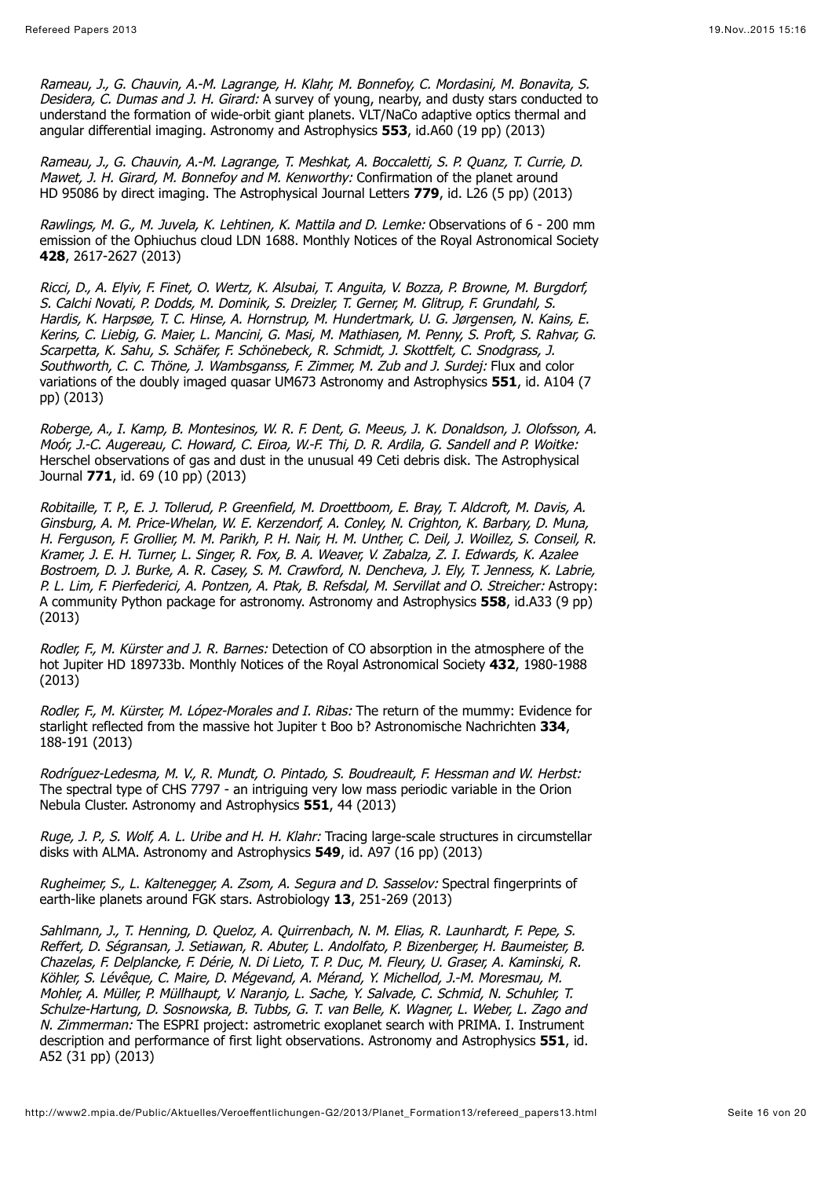*Rameau, J., G. Chauvin, A.-M. Lagrange, H. Klahr, M. Bonnefoy, C. Mordasini, M. Bonavita, S. Desidera, C. Dumas and J. H. Girard:* A survey of young, nearby, and dusty stars conducted to understand the formation of wide-orbit giant planets. VLT/NaCo adaptive optics thermal and angular differential imaging. Astronomy and Astrophysics **553**, id.A60 (19 pp) (2013)

*Rameau, J., G. Chauvin, A.-M. Lagrange, T. Meshkat, A. Boccaletti, S. P. Quanz, T. Currie, D. Mawet, J. H. Girard, M. Bonnefoy and M. Kenworthy:* Confirmation of the planet around HD 95086 by direct imaging. The Astrophysical Journal Letters **779**, id. L26 (5 pp) (2013)

*Rawlings, M. G., M. Juvela, K. Lehtinen, K. Mattila and D. Lemke:* Observations of 6 - 200 mm emission of the Ophiuchus cloud LDN 1688. Monthly Notices of the Royal Astronomical Society **428**, 2617-2627 (2013)

*Ricci, D., A. Elyiv, F. Finet, O. Wertz, K. Alsubai, T. Anguita, V. Bozza, P. Browne, M. Burgdorf, S. Calchi Novati, P. Dodds, M. Dominik, S. Dreizler, T. Gerner, M. Glitrup, F. Grundahl, S. Hardis, K. Harpsøe, T. C. Hinse, A. Hornstrup, M. Hundertmark, U. G. Jørgensen, N. Kains, E. Kerins, C. Liebig, G. Maier, L. Mancini, G. Masi, M. Mathiasen, M. Penny, S. Proft, S. Rahvar, G. Scarpetta, K. Sahu, S. Schäfer, F. Schönebeck, R. Schmidt, J. Skottfelt, C. Snodgrass, J. Southworth, C. C. Thöne, J. Wambsganss, F. Zimmer, M. Zub and J. Surdej:* Flux and color variations of the doubly imaged quasar UM673 Astronomy and Astrophysics **551**, id. A104 (7 pp) (2013)

*Roberge, A., I. Kamp, B. Montesinos, W. R. F. Dent, G. Meeus, J. K. Donaldson, J. Olofsson, A. Moór, J.-C. Augereau, C. Howard, C. Eiroa, W.-F. Thi, D. R. Ardila, G. Sandell and P. Woitke:* Herschel observations of gas and dust in the unusual 49 Ceti debris disk. The Astrophysical Journal **771**, id. 69 (10 pp) (2013)

*Robitaille, T. P., E. J. Tollerud, P. Greenfield, M. Droettboom, E. Bray, T. Aldcroft, M. Davis, A. Ginsburg, A. M. Price-Whelan, W. E. Kerzendorf, A. Conley, N. Crighton, K. Barbary, D. Muna, H. Ferguson, F. Grollier, M. M. Parikh, P. H. Nair, H. M. Unther, C. Deil, J. Woillez, S. Conseil, R. Kramer, J. E. H. Turner, L. Singer, R. Fox, B. A. Weaver, V. Zabalza, Z. I. Edwards, K. Azalee Bostroem, D. J. Burke, A. R. Casey, S. M. Crawford, N. Dencheva, J. Ely, T. Jenness, K. Labrie, P. L. Lim, F. Pierfederici, A. Pontzen, A. Ptak, B. Refsdal, M. Servillat and O. Streicher:* Astropy: A community Python package for astronomy. Astronomy and Astrophysics **558**, id.A33 (9 pp) (2013)

*Rodler, F., M. Kürster and J. R. Barnes:* Detection of CO absorption in the atmosphere of the hot Jupiter HD 189733b. Monthly Notices of the Royal Astronomical Society **432**, 1980-1988 (2013)

*Rodler, F., M. Kürster, M. López-Morales and I. Ribas:* The return of the mummy: Evidence for starlight reflected from the massive hot Jupiter t Boo b? Astronomische Nachrichten **334**, 188-191 (2013)

*Rodríguez-Ledesma, M. V., R. Mundt, O. Pintado, S. Boudreault, F. Hessman and W. Herbst:* The spectral type of CHS 7797 - an intriguing very low mass periodic variable in the Orion Nebula Cluster. Astronomy and Astrophysics **551**, 44 (2013)

*Ruge, J. P., S. Wolf, A. L. Uribe and H. H. Klahr:* Tracing large-scale structures in circumstellar disks with ALMA. Astronomy and Astrophysics **549**, id. A97 (16 pp) (2013)

*Rugheimer, S., L. Kaltenegger, A. Zsom, A. Segura and D. Sasselov:* Spectral fingerprints of earth-like planets around FGK stars. Astrobiology **13**, 251-269 (2013)

*Sahlmann, J., T. Henning, D. Queloz, A. Quirrenbach, N. M. Elias, R. Launhardt, F. Pepe, S. Reffert, D. Ségransan, J. Setiawan, R. Abuter, L. Andolfato, P. Bizenberger, H. Baumeister, B. Chazelas, F. Delplancke, F. Dérie, N. Di Lieto, T. P. Duc, M. Fleury, U. Graser, A. Kaminski, R. Köhler, S. Lévêque, C. Maire, D. Mégevand, A. Mérand, Y. Michellod, J.-M. Moresmau, M. Mohler, A. Müller, P. Müllhaupt, V. Naranjo, L. Sache, Y. Salvade, C. Schmid, N. Schuhler, T. Schulze-Hartung, D. Sosnowska, B. Tubbs, G. T. van Belle, K. Wagner, L. Weber, L. Zago and N. Zimmerman:* The ESPRI project: astrometric exoplanet search with PRIMA. I. Instrument description and performance of first light observations. Astronomy and Astrophysics **551**, id. A52 (31 pp) (2013)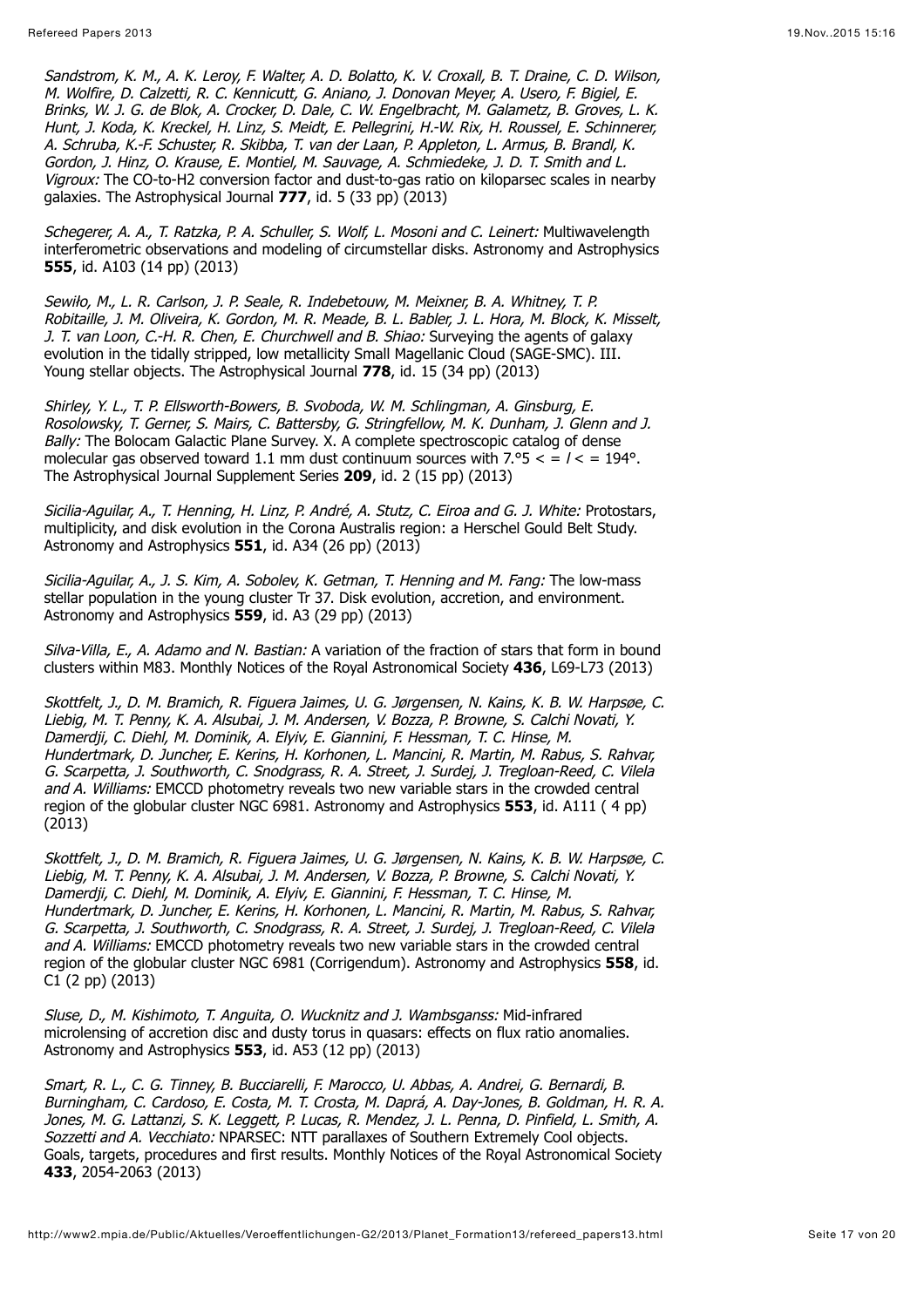*Sandstrom, K. M., A. K. Leroy, F. Walter, A. D. Bolatto, K. V. Croxall, B. T. Draine, C. D. Wilson, M. Wolfire, D. Calzetti, R. C. Kennicutt, G. Aniano, J. Donovan Meyer, A. Usero, F. Bigiel, E. Brinks, W. J. G. de Blok, A. Crocker, D. Dale, C. W. Engelbracht, M. Galametz, B. Groves, L. K. Hunt, J. Koda, K. Kreckel, H. Linz, S. Meidt, E. Pellegrini, H.-W. Rix, H. Roussel, E. Schinnerer, A. Schruba, K.-F. Schuster, R. Skibba, T. van der Laan, P. Appleton, L. Armus, B. Brandl, K. Gordon, J. Hinz, O. Krause, E. Montiel, M. Sauvage, A. Schmiedeke, J. D. T. Smith and L. Vigroux:* The CO-to-H2 conversion factor and dust-to-gas ratio on kiloparsec scales in nearby galaxies. The Astrophysical Journal **777**, id. 5 (33 pp) (2013)

*Schegerer, A. A., T. Ratzka, P. A. Schuller, S. Wolf, L. Mosoni and C. Leinert:* Multiwavelength interferometric observations and modeling of circumstellar disks. Astronomy and Astrophysics **555**, id. A103 (14 pp) (2013)

*Sewiło, M., L. R. Carlson, J. P. Seale, R. Indebetouw, M. Meixner, B. A. Whitney, T. P. Robitaille, J. M. Oliveira, K. Gordon, M. R. Meade, B. L. Babler, J. L. Hora, M. Block, K. Misselt, J. T. van Loon, C.-H. R. Chen, E. Churchwell and B. Shiao:* Surveying the agents of galaxy evolution in the tidally stripped, low metallicity Small Magellanic Cloud (SAGE-SMC). III. Young stellar objects. The Astrophysical Journal **778**, id. 15 (34 pp) (2013)

*Shirley, Y. L., T. P. Ellsworth-Bowers, B. Svoboda, W. M. Schlingman, A. Ginsburg, E. Rosolowsky, T. Gerner, S. Mairs, C. Battersby, G. Stringfellow, M. K. Dunham, J. Glenn and J. Bally:* The Bolocam Galactic Plane Survey. X. A complete spectroscopic catalog of dense molecular gas observed toward 1.1 mm dust continuum sources with 7.°5 < = *l* < = 194°. The Astrophysical Journal Supplement Series **209**, id. 2 (15 pp) (2013)

*Sicilia-Aguilar, A., T. Henning, H. Linz, P. André, A. Stutz, C. Eiroa and G. J. White:* Protostars, multiplicity, and disk evolution in the Corona Australis region: a Herschel Gould Belt Study. Astronomy and Astrophysics **551**, id. A34 (26 pp) (2013)

*Sicilia-Aguilar, A., J. S. Kim, A. Sobolev, K. Getman, T. Henning and M. Fang:* The low-mass stellar population in the young cluster Tr 37. Disk evolution, accretion, and environment. Astronomy and Astrophysics **559**, id. A3 (29 pp) (2013)

*Silva-Villa, E., A. Adamo and N. Bastian:* A variation of the fraction of stars that form in bound clusters within M83. Monthly Notices of the Royal Astronomical Society **436**, L69-L73 (2013)

*Skottfelt, J., D. M. Bramich, R. Figuera Jaimes, U. G. Jørgensen, N. Kains, K. B. W. Harpsøe, C. Liebig, M. T. Penny, K. A. Alsubai, J. M. Andersen, V. Bozza, P. Browne, S. Calchi Novati, Y. Damerdji, C. Diehl, M. Dominik, A. Elyiv, E. Giannini, F. Hessman, T. C. Hinse, M. Hundertmark, D. Juncher, E. Kerins, H. Korhonen, L. Mancini, R. Martin, M. Rabus, S. Rahvar, G. Scarpetta, J. Southworth, C. Snodgrass, R. A. Street, J. Surdej, J. Tregloan-Reed, C. Vilela and A. Williams:* EMCCD photometry reveals two new variable stars in the crowded central region of the globular cluster NGC 6981. Astronomy and Astrophysics **553**, id. A111 ( 4 pp) (2013)

*Skottfelt, J., D. M. Bramich, R. Figuera Jaimes, U. G. Jørgensen, N. Kains, K. B. W. Harpsøe, C. Liebig, M. T. Penny, K. A. Alsubai, J. M. Andersen, V. Bozza, P. Browne, S. Calchi Novati, Y. Damerdji, C. Diehl, M. Dominik, A. Elyiv, E. Giannini, F. Hessman, T. C. Hinse, M. Hundertmark, D. Juncher, E. Kerins, H. Korhonen, L. Mancini, R. Martin, M. Rabus, S. Rahvar, G. Scarpetta, J. Southworth, C. Snodgrass, R. A. Street, J. Surdej, J. Tregloan-Reed, C. Vilela and A. Williams:* EMCCD photometry reveals two new variable stars in the crowded central region of the globular cluster NGC 6981 (Corrigendum). Astronomy and Astrophysics **558**, id. C1 (2 pp) (2013)

*Sluse, D., M. Kishimoto, T. Anguita, O. Wucknitz and J. Wambsganss:* Mid-infrared microlensing of accretion disc and dusty torus in quasars: effects on flux ratio anomalies. Astronomy and Astrophysics **553**, id. A53 (12 pp) (2013)

*Smart, R. L., C. G. Tinney, B. Bucciarelli, F. Marocco, U. Abbas, A. Andrei, G. Bernardi, B. Burningham, C. Cardoso, E. Costa, M. T. Crosta, M. Daprá, A. Day-Jones, B. Goldman, H. R. A. Jones, M. G. Lattanzi, S. K. Leggett, P. Lucas, R. Mendez, J. L. Penna, D. Pinfield, L. Smith, A. Sozzetti and A. Vecchiato:* NPARSEC: NTT parallaxes of Southern Extremely Cool objects. Goals, targets, procedures and first results. Monthly Notices of the Royal Astronomical Society **433**, 2054-2063 (2013)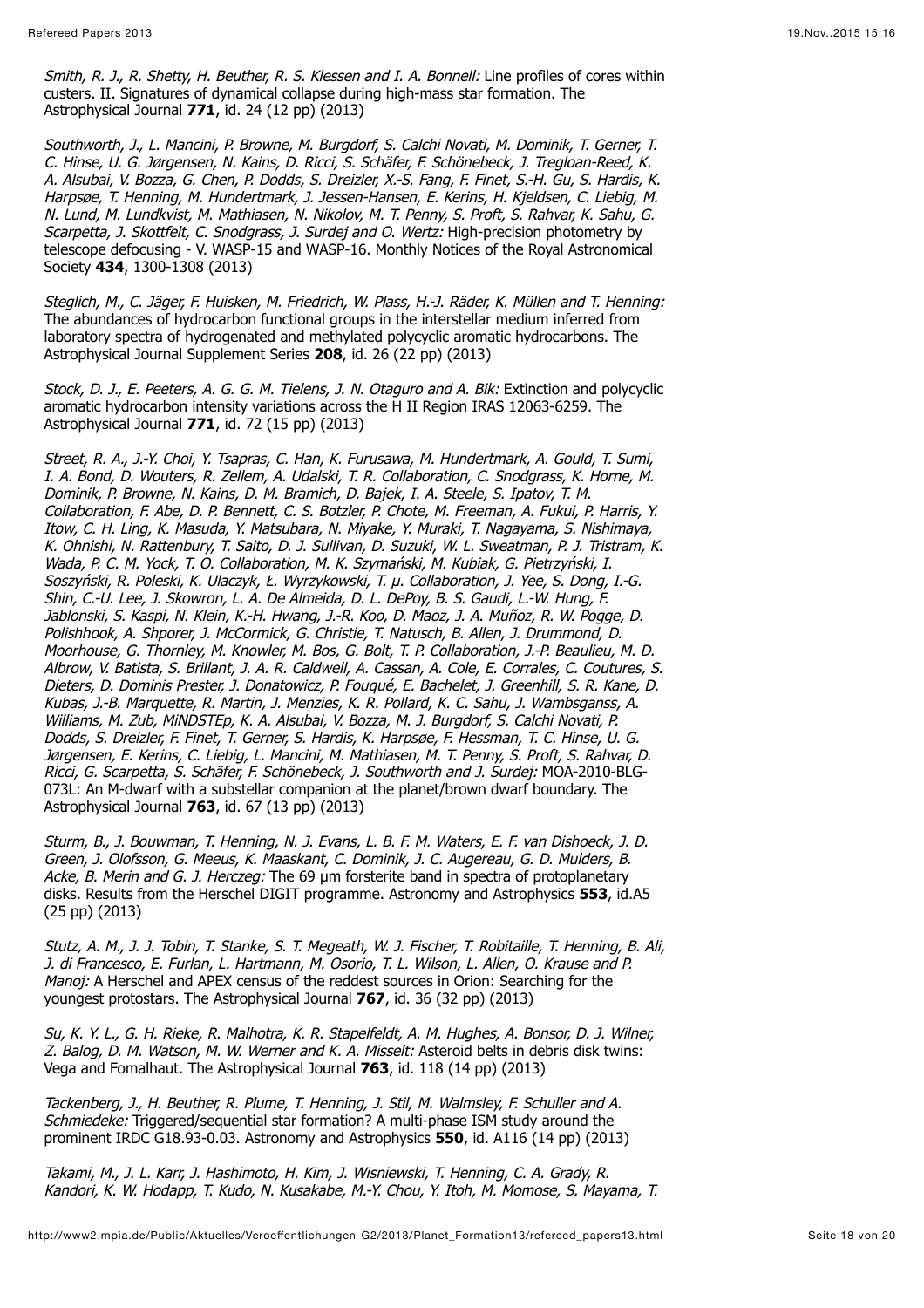*Smith, R. J., R. Shetty, H. Beuther, R. S. Klessen and I. A. Bonnell:* Line profiles of cores within custers. II. Signatures of dynamical collapse during high-mass star formation. The Astrophysical Journal **771**, id. 24 (12 pp) (2013)

*Southworth, J., L. Mancini, P. Browne, M. Burgdorf, S. Calchi Novati, M. Dominik, T. Gerner, T. C. Hinse, U. G. Jørgensen, N. Kains, D. Ricci, S. Schäfer, F. Schönebeck, J. Tregloan-Reed, K. A. Alsubai, V. Bozza, G. Chen, P. Dodds, S. Dreizler, X.-S. Fang, F. Finet, S.-H. Gu, S. Hardis, K. Harpsøe, T. Henning, M. Hundertmark, J. Jessen-Hansen, E. Kerins, H. Kjeldsen, C. Liebig, M. N. Lund, M. Lundkvist, M. Mathiasen, N. Nikolov, M. T. Penny, S. Proft, S. Rahvar, K. Sahu, G. Scarpetta, J. Skottfelt, C. Snodgrass, J. Surdej and O. Wertz:* High-precision photometry by telescope defocusing - V. WASP-15 and WASP-16. Monthly Notices of the Royal Astronomical Society **434**, 1300-1308 (2013)

*Steglich, M., C. Jäger, F. Huisken, M. Friedrich, W. Plass, H.-J. Räder, K. Müllen and T. Henning:* The abundances of hydrocarbon functional groups in the interstellar medium inferred from laboratory spectra of hydrogenated and methylated polycyclic aromatic hydrocarbons. The Astrophysical Journal Supplement Series **208**, id. 26 (22 pp) (2013)

*Stock, D. J., E. Peeters, A. G. G. M. Tielens, J. N. Otaguro and A. Bik:* Extinction and polycyclic aromatic hydrocarbon intensity variations across the H II Region IRAS 12063-6259. The Astrophysical Journal **771**, id. 72 (15 pp) (2013)

*Street, R. A., J.-Y. Choi, Y. Tsapras, C. Han, K. Furusawa, M. Hundertmark, A. Gould, T. Sumi, I. A. Bond, D. Wouters, R. Zellem, A. Udalski, T. R. Collaboration, C. Snodgrass, K. Horne, M. Dominik, P. Browne, N. Kains, D. M. Bramich, D. Bajek, I. A. Steele, S. Ipatov, T. M. Collaboration, F. Abe, D. P. Bennett, C. S. Botzler, P. Chote, M. Freeman, A. Fukui, P. Harris, Y. Itow, C. H. Ling, K. Masuda, Y. Matsubara, N. Miyake, Y. Muraki, T. Nagayama, S. Nishimaya, K. Ohnishi, N. Rattenbury, T. Saito, D. J. Sullivan, D. Suzuki, W. L. Sweatman, P. J. Tristram, K. Wada, P. C. M. Yock, T. O. Collaboration, M. K. Szymański, M. Kubiak, G. Pietrzyński, I. Soszyński, R. Poleski, K. Ulaczyk, Ł. Wyrzykowski, T. μ. Collaboration, J. Yee, S. Dong, I.-G. Shin, C.-U. Lee, J. Skowron, L. A. De Almeida, D. L. DePoy, B. S. Gaudi, L.-W. Hung, F. Jablonski, S. Kaspi, N. Klein, K.-H. Hwang, J.-R. Koo, D. Maoz, J. A. Muñoz, R. W. Pogge, D. Polishhook, A. Shporer, J. McCormick, G. Christie, T. Natusch, B. Allen, J. Drummond, D. Moorhouse, G. Thornley, M. Knowler, M. Bos, G. Bolt, T. P. Collaboration, J.-P. Beaulieu, M. D. Albrow, V. Batista, S. Brillant, J. A. R. Caldwell, A. Cassan, A. Cole, E. Corrales, C. Coutures, S. Dieters, D. Dominis Prester, J. Donatowicz, P. Fouqué, E. Bachelet, J. Greenhill, S. R. Kane, D. Kubas, J.-B. Marquette, R. Martin, J. Menzies, K. R. Pollard, K. C. Sahu, J. Wambsganss, A. Williams, M. Zub, MiNDSTEp, K. A. Alsubai, V. Bozza, M. J. Burgdorf, S. Calchi Novati, P. Dodds, S. Dreizler, F. Finet, T. Gerner, S. Hardis, K. Harpsøe, F. Hessman, T. C. Hinse, U. G. Jørgensen, E. Kerins, C. Liebig, L. Mancini, M. Mathiasen, M. T. Penny, S. Proft, S. Rahvar, D. Ricci, G. Scarpetta, S. Schäfer, F. Schönebeck, J. Southworth and J. Surdej:* MOA-2010-BLG-073L: An M-dwarf with a substellar companion at the planet/brown dwarf boundary. The Astrophysical Journal **763**, id. 67 (13 pp) (2013)

*Sturm, B., J. Bouwman, T. Henning, N. J. Evans, L. B. F. M. Waters, E. F. van Dishoeck, J. D. Green, J. Olofsson, G. Meeus, K. Maaskant, C. Dominik, J. C. Augereau, G. D. Mulders, B. Acke, B. Merin and G. J. Herczeg:* The 69 μm forsterite band in spectra of protoplanetary disks. Results from the Herschel DIGIT programme. Astronomy and Astrophysics **553**, id.A5 (25 pp) (2013)

*Stutz, A. M., J. J. Tobin, T. Stanke, S. T. Megeath, W. J. Fischer, T. Robitaille, T. Henning, B. Ali, J. di Francesco, E. Furlan, L. Hartmann, M. Osorio, T. L. Wilson, L. Allen, O. Krause and P. Manoj:* A Herschel and APEX census of the reddest sources in Orion: Searching for the youngest protostars. The Astrophysical Journal **767**, id. 36 (32 pp) (2013)

*Su, K. Y. L., G. H. Rieke, R. Malhotra, K. R. Stapelfeldt, A. M. Hughes, A. Bonsor, D. J. Wilner, Z. Balog, D. M. Watson, M. W. Werner and K. A. Misselt:* Asteroid belts in debris disk twins: Vega and Fomalhaut. The Astrophysical Journal **763**, id. 118 (14 pp) (2013)

*Tackenberg, J., H. Beuther, R. Plume, T. Henning, J. Stil, M. Walmsley, F. Schuller and A. Schmiedeke:* Triggered/sequential star formation? A multi-phase ISM study around the prominent IRDC G18.93-0.03. Astronomy and Astrophysics **550**, id. A116 (14 pp) (2013)

*Takami, M., J. L. Karr, J. Hashimoto, H. Kim, J. Wisniewski, T. Henning, C. A. Grady, R. Kandori, K. W. Hodapp, T. Kudo, N. Kusakabe, M.-Y. Chou, Y. Itoh, M. Momose, S. Mayama, T.*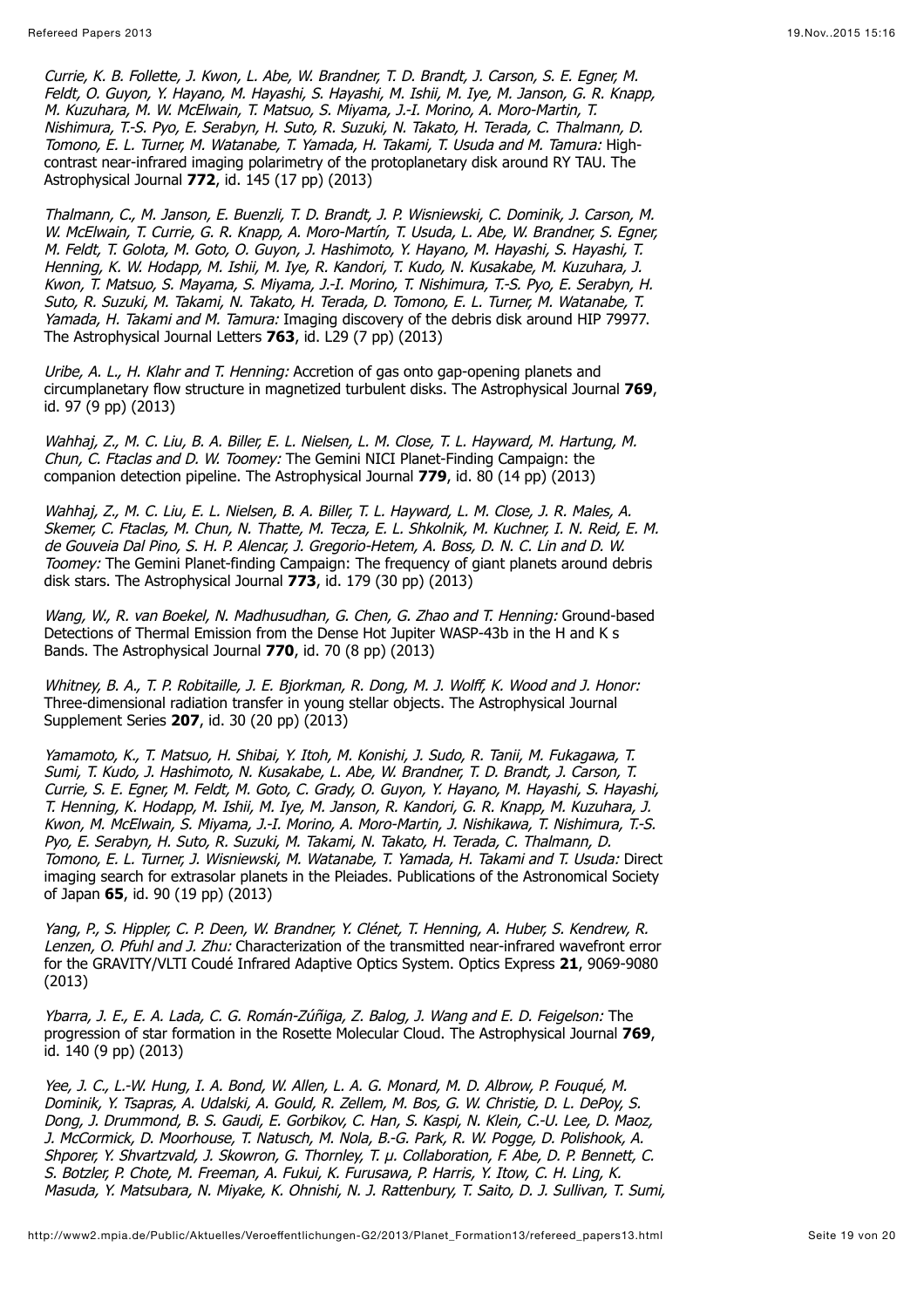*Currie, K. B. Follette, J. Kwon, L. Abe, W. Brandner, T. D. Brandt, J. Carson, S. E. Egner, M. Feldt, O. Guyon, Y. Hayano, M. Hayashi, S. Hayashi, M. Ishii, M. Iye, M. Janson, G. R. Knapp, M. Kuzuhara, M. W. McElwain, T. Matsuo, S. Miyama, J.-I. Morino, A. Moro-Martin, T. Nishimura, T.-S. Pyo, E. Serabyn, H. Suto, R. Suzuki, N. Takato, H. Terada, C. Thalmann, D. Tomono, E. L. Turner, M. Watanabe, T. Yamada, H. Takami, T. Usuda and M. Tamura:* High-contrast near-infrared imaging polarimetry of the protoplanetary disk around RY TAU. The Astrophysical Journal **772**, id. 145 (17 pp) (2013)

*Thalmann, C., M. Janson, E. Buenzli, T. D. Brandt, J. P. Wisniewski, C. Dominik, J. Carson, M. W. McElwain, T. Currie, G. R. Knapp, A. Moro-Martín, T. Usuda, L. Abe, W. Brandner, S. Egner, M. Feldt, T. Golota, M. Goto, O. Guyon, J. Hashimoto, Y. Hayano, M. Hayashi, S. Hayashi, T. Henning, K. W. Hodapp, M. Ishii, M. Iye, R. Kandori, T. Kudo, N. Kusakabe, M. Kuzuhara, J. Kwon, T. Matsuo, S. Mayama, S. Miyama, J.-I. Morino, T. Nishimura, T.-S. Pyo, E. Serabyn, H. Suto, R. Suzuki, M. Takami, N. Takato, H. Terada, D. Tomono, E. L. Turner, M. Watanabe, T. Yamada, H. Takami and M. Tamura:* Imaging discovery of the debris disk around HIP 79977. The Astrophysical Journal Letters **763**, id. L29 (7 pp) (2013)

*Uribe, A. L., H. Klahr and T. Henning:* Accretion of gas onto gap-opening planets and circumplanetary flow structure in magnetized turbulent disks. The Astrophysical Journal **769**, id. 97 (9 pp) (2013)

*Wahhaj, Z., M. C. Liu, B. A. Biller, E. L. Nielsen, L. M. Close, T. L. Hayward, M. Hartung, M. Chun, C. Ftaclas and D. W. Toomey:* The Gemini NICI Planet-Finding Campaign: the companion detection pipeline. The Astrophysical Journal **779**, id. 80 (14 pp) (2013)

*Wahhaj, Z., M. C. Liu, E. L. Nielsen, B. A. Biller, T. L. Hayward, L. M. Close, J. R. Males, A. Skemer, C. Ftaclas, M. Chun, N. Thatte, M. Tecza, E. L. Shkolnik, M. Kuchner, I. N. Reid, E. M. de Gouveia Dal Pino, S. H. P. Alencar, J. Gregorio-Hetem, A. Boss, D. N. C. Lin and D. W. Toomey:* The Gemini Planet-finding Campaign: The frequency of giant planets around debris disk stars. The Astrophysical Journal **773**, id. 179 (30 pp) (2013)

*Wang, W., R. van Boekel, N. Madhusudhan, G. Chen, G. Zhao and T. Henning:* Ground-based Detections of Thermal Emission from the Dense Hot Jupiter WASP-43b in the H and K s Bands. The Astrophysical Journal **770**, id. 70 (8 pp) (2013)

*Whitney, B. A., T. P. Robitaille, J. E. Bjorkman, R. Dong, M. J. Wolff, K. Wood and J. Honor:* Three-dimensional radiation transfer in young stellar objects. The Astrophysical Journal Supplement Series **207**, id. 30 (20 pp) (2013)

*Yamamoto, K., T. Matsuo, H. Shibai, Y. Itoh, M. Konishi, J. Sudo, R. Tanii, M. Fukagawa, T. Sumi, T. Kudo, J. Hashimoto, N. Kusakabe, L. Abe, W. Brandner, T. D. Brandt, J. Carson, T. Currie, S. E. Egner, M. Feldt, M. Goto, C. Grady, O. Guyon, Y. Hayano, M. Hayashi, S. Hayashi, T. Henning, K. Hodapp, M. Ishii, M. Iye, M. Janson, R. Kandori, G. R. Knapp, M. Kuzuhara, J. Kwon, M. McElwain, S. Miyama, J.-I. Morino, A. Moro-Martin, J. Nishikawa, T. Nishimura, T.-S. Pyo, E. Serabyn, H. Suto, R. Suzuki, M. Takami, N. Takato, H. Terada, C. Thalmann, D. Tomono, E. L. Turner, J. Wisniewski, M. Watanabe, T. Yamada, H. Takami and T. Usuda:* Direct imaging search for extrasolar planets in the Pleiades. Publications of the Astronomical Society of Japan **65**, id. 90 (19 pp) (2013)

*Yang, P., S. Hippler, C. P. Deen, W. Brandner, Y. Clénet, T. Henning, A. Huber, S. Kendrew, R. Lenzen, O. Pfuhl and J. Zhu:* Characterization of the transmitted near-infrared wavefront error for the GRAVITY/VLTI Coudé Infrared Adaptive Optics System. Optics Express **21**, 9069-9080 (2013)

*Ybarra, J. E., E. A. Lada, C. G. Román-Zúñiga, Z. Balog, J. Wang and E. D. Feigelson:* The progression of star formation in the Rosette Molecular Cloud. The Astrophysical Journal **769**, id. 140 (9 pp) (2013)

*Yee, J. C., L.-W. Hung, I. A. Bond, W. Allen, L. A. G. Monard, M. D. Albrow, P. Fouqué, M. Dominik, Y. Tsapras, A. Udalski, A. Gould, R. Zellem, M. Bos, G. W. Christie, D. L. DePoy, S. Dong, J. Drummond, B. S. Gaudi, E. Gorbikov, C. Han, S. Kaspi, N. Klein, C.-U. Lee, D. Maoz, J. McCormick, D. Moorhouse, T. Natusch, M. Nola, B.-G. Park, R. W. Pogge, D. Polishook, A. Shporer, Y. Shvartzvald, J. Skowron, G. Thornley, T. μ. Collaboration, F. Abe, D. P. Bennett, C. S. Botzler, P. Chote, M. Freeman, A. Fukui, K. Furusawa, P. Harris, Y. Itow, C. H. Ling, K. Masuda, Y. Matsubara, N. Miyake, K. Ohnishi, N. J. Rattenbury, T. Saito, D. J. Sullivan, T. Sumi,*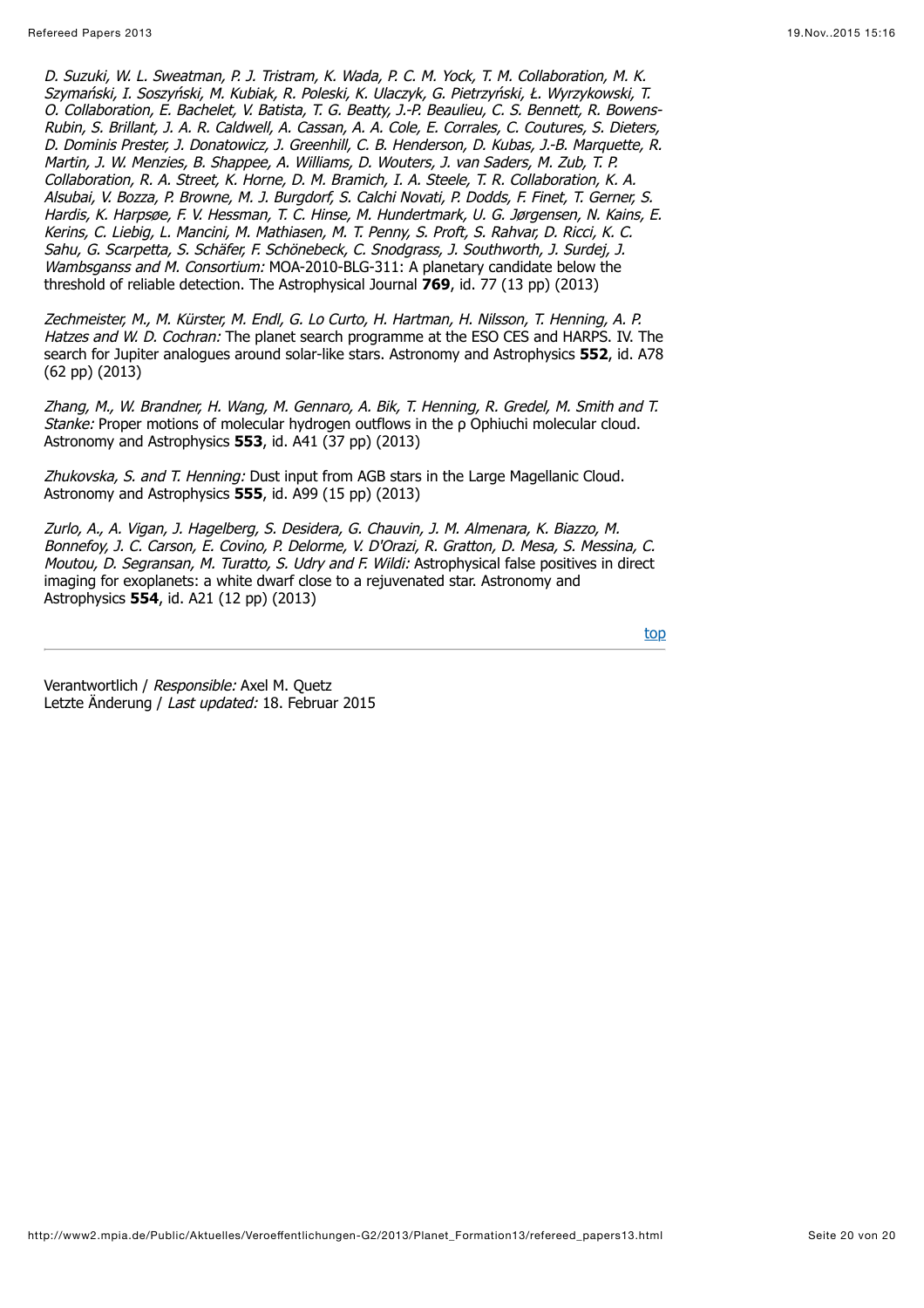*D. Suzuki, W. L. Sweatman, P. J. Tristram, K. Wada, P. C. M. Yock, T. M. Collaboration, M. K. Szymański, I. Soszyński, M. Kubiak, R. Poleski, K. Ulaczyk, G. Pietrzyński, Ł. Wyrzykowski, T. O. Collaboration, E. Bachelet, V. Batista, T. G. Beatty, J.-P. Beaulieu, C. S. Bennett, R. Bowens-Rubin, S. Brillant, J. A. R. Caldwell, A. Cassan, A. A. Cole, E. Corrales, C. Coutures, S. Dieters, D. Dominis Prester, J. Donatowicz, J. Greenhill, C. B. Henderson, D. Kubas, J.-B. Marquette, R. Martin, J. W. Menzies, B. Shappee, A. Williams, D. Wouters, J. van Saders, M. Zub, T. P. Collaboration, R. A. Street, K. Horne, D. M. Bramich, I. A. Steele, T. R. Collaboration, K. A. Alsubai, V. Bozza, P. Browne, M. J. Burgdorf, S. Calchi Novati, P. Dodds, F. Finet, T. Gerner, S. Hardis, K. Harpsøe, F. V. Hessman, T. C. Hinse, M. Hundertmark, U. G. Jørgensen, N. Kains, E. Kerins, C. Liebig, L. Mancini, M. Mathiasen, M. T. Penny, S. Proft, S. Rahvar, D. Ricci, K. C. Sahu, G. Scarpetta, S. Schäfer, F. Schönebeck, C. Snodgrass, J. Southworth, J. Surdej, J. Wambsganss and M. Consortium:* MOA-2010-BLG-311: A planetary candidate below the threshold of reliable detection. The Astrophysical Journal **769**, id. 77 (13 pp) (2013)

*Zechmeister, M., M. Kürster, M. Endl, G. Lo Curto, H. Hartman, H. Nilsson, T. Henning, A. P. Hatzes and W. D. Cochran:* The planet search programme at the ESO CES and HARPS. IV. The search for Jupiter analogues around solar-like stars. Astronomy and Astrophysics **552**, id. A78 (62 pp) (2013)

*Zhang, M., W. Brandner, H. Wang, M. Gennaro, A. Bik, T. Henning, R. Gredel, M. Smith and T. Stanke:* Proper motions of molecular hydrogen outflows in the ρ Ophiuchi molecular cloud. Astronomy and Astrophysics **553**, id. A41 (37 pp) (2013)

*Zhukovska, S. and T. Henning:* Dust input from AGB stars in the Large Magellanic Cloud. Astronomy and Astrophysics **555**, id. A99 (15 pp) (2013)

*Zurlo, A., A. Vigan, J. Hagelberg, S. Desidera, G. Chauvin, J. M. Almenara, K. Biazzo, M. Bonnefoy, J. C. Carson, E. Covino, P. Delorme, V. D'Orazi, R. Gratton, D. Mesa, S. Messina, C. Moutou, D. Segransan, M. Turatto, S. Udry and F. Wildi:* Astrophysical false positives in direct imaging for exoplanets: a white dwarf close to a rejuvenated star. Astronomy and Astrophysics **554**, id. A21 (12 pp) (2013)

top

---

Verantwortlich / *Responsible:* Axel M. Quetz
Letzte Änderung / *Last updated:* 18. Februar 2015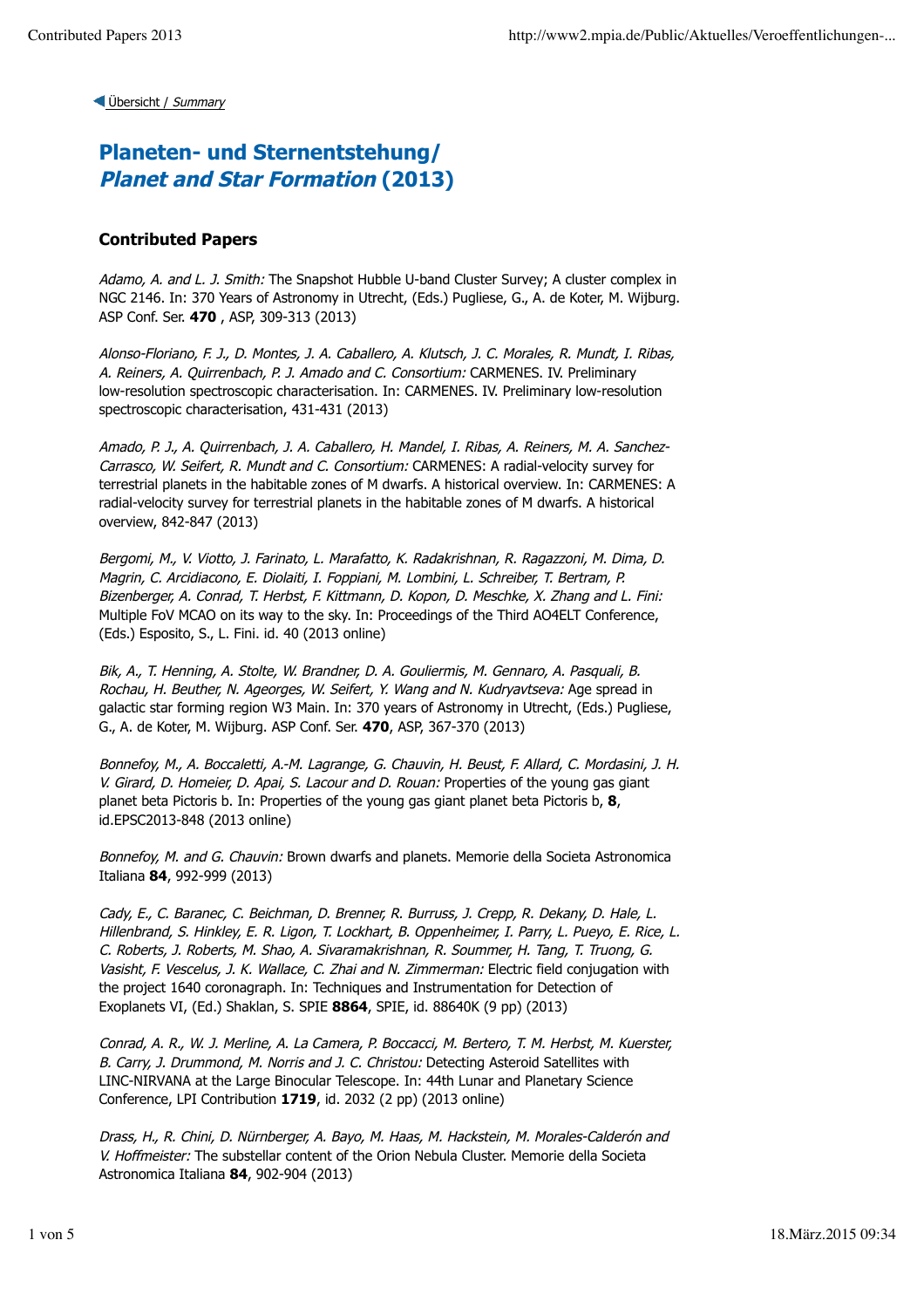◀ Übersicht / *Summary*

# Planeten- und Sternentstehung/ *Planet and Star Formation* (2013)

### Contributed Papers

*Adamo, A. and L. J. Smith:* The Snapshot Hubble U-band Cluster Survey; A cluster complex in NGC 2146. In: 370 Years of Astronomy in Utrecht, (Eds.) Pugliese, G., A. de Koter, M. Wijburg. ASP Conf. Ser. **470** , ASP, 309-313 (2013)

*Alonso-Floriano, F. J., D. Montes, J. A. Caballero, A. Klutsch, J. C. Morales, R. Mundt, I. Ribas, A. Reiners, A. Quirrenbach, P. J. Amado and C. Consortium:* CARMENES. IV. Preliminary low-resolution spectroscopic characterisation. In: CARMENES. IV. Preliminary low-resolution spectroscopic characterisation, 431-431 (2013)

*Amado, P. J., A. Quirrenbach, J. A. Caballero, H. Mandel, I. Ribas, A. Reiners, M. A. Sanchez-Carrasco, W. Seifert, R. Mundt and C. Consortium:* CARMENES: A radial-velocity survey for terrestrial planets in the habitable zones of M dwarfs. A historical overview. In: CARMENES: A radial-velocity survey for terrestrial planets in the habitable zones of M dwarfs. A historical overview, 842-847 (2013)

*Bergomi, M., V. Viotto, J. Farinato, L. Marafatto, K. Radakrishnan, R. Ragazzoni, M. Dima, D. Magrin, C. Arcidiacono, E. Diolaiti, I. Foppiani, M. Lombini, L. Schreiber, T. Bertram, P. Bizenberger, A. Conrad, T. Herbst, F. Kittmann, D. Kopon, D. Meschke, X. Zhang and L. Fini:* Multiple FoV MCAO on its way to the sky. In: Proceedings of the Third AO4ELT Conference, (Eds.) Esposito, S., L. Fini. id. 40 (2013 online)

*Bik, A., T. Henning, A. Stolte, W. Brandner, D. A. Gouliermis, M. Gennaro, A. Pasquali, B. Rochau, H. Beuther, N. Ageorges, W. Seifert, Y. Wang and N. Kudryavtseva:* Age spread in galactic star forming region W3 Main. In: 370 years of Astronomy in Utrecht, (Eds.) Pugliese, G., A. de Koter, M. Wijburg. ASP Conf. Ser. **470**, ASP, 367-370 (2013)

*Bonnefoy, M., A. Boccaletti, A.-M. Lagrange, G. Chauvin, H. Beust, F. Allard, C. Mordasini, J. H. V. Girard, D. Homeier, D. Apai, S. Lacour and D. Rouan:* Properties of the young gas giant planet beta Pictoris b. In: Properties of the young gas giant planet beta Pictoris b, **8**, id.EPSC2013-848 (2013 online)

*Bonnefoy, M. and G. Chauvin:* Brown dwarfs and planets. Memorie della Societa Astronomica Italiana **84**, 992-999 (2013)

*Cady, E., C. Baranec, C. Beichman, D. Brenner, R. Burruss, J. Crepp, R. Dekany, D. Hale, L. Hillenbrand, S. Hinkley, E. R. Ligon, T. Lockhart, B. Oppenheimer, I. Parry, L. Pueyo, E. Rice, L. C. Roberts, J. Roberts, M. Shao, A. Sivaramakrishnan, R. Soummer, H. Tang, T. Truong, G. Vasisht, F. Vescelus, J. K. Wallace, C. Zhai and N. Zimmerman:* Electric field conjugation with the project 1640 coronagraph. In: Techniques and Instrumentation for Detection of Exoplanets VI, (Ed.) Shaklan, S. SPIE **8864**, SPIE, id. 88640K (9 pp) (2013)

*Conrad, A. R., W. J. Merline, A. La Camera, P. Boccacci, M. Bertero, T. M. Herbst, M. Kuerster, B. Carry, J. Drummond, M. Norris and J. C. Christou:* Detecting Asteroid Satellites with LINC-NIRVANA at the Large Binocular Telescope. In: 44th Lunar and Planetary Science Conference, LPI Contribution **1719**, id. 2032 (2 pp) (2013 online)

*Drass, H., R. Chini, D. Nürnberger, A. Bayo, M. Haas, M. Hackstein, M. Morales-Calderón and V. Hoffmeister:* The substellar content of the Orion Nebula Cluster. Memorie della Societa Astronomica Italiana **84**, 902-904 (2013)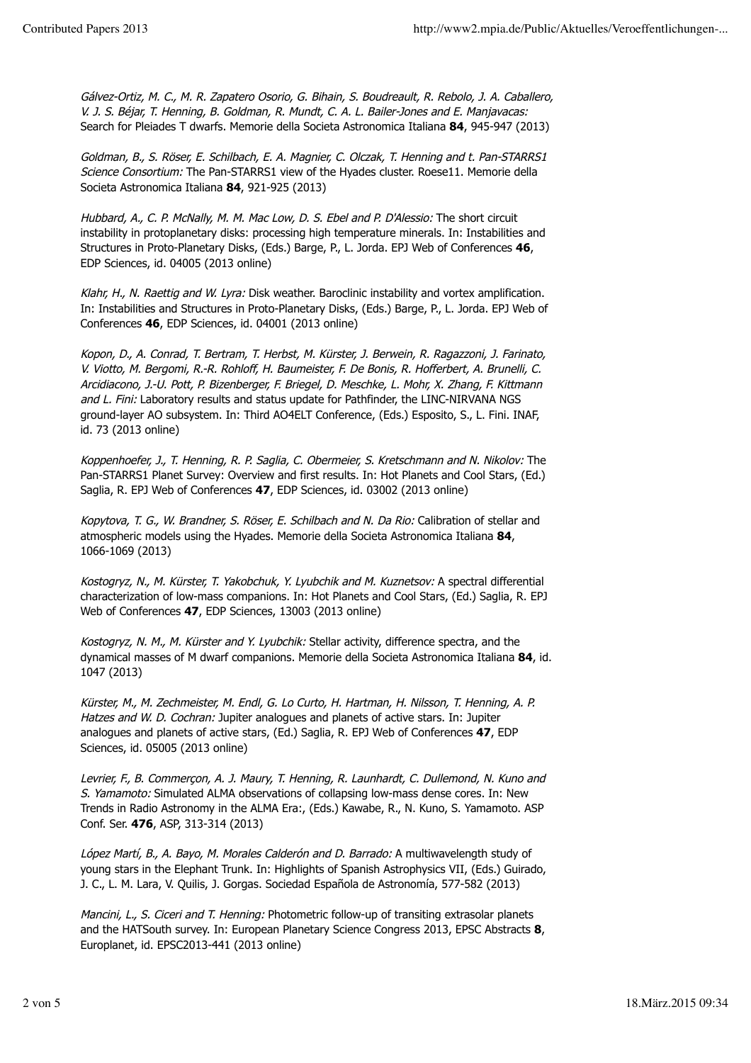*Gálvez-Ortiz, M. C., M. R. Zapatero Osorio, G. Bihain, S. Boudreault, R. Rebolo, J. A. Caballero, V. J. S. Béjar, T. Henning, B. Goldman, R. Mundt, C. A. L. Bailer-Jones and E. Manjavacas:* Search for Pleiades T dwarfs. Memorie della Societa Astronomica Italiana **84**, 945-947 (2013)

*Goldman, B., S. Röser, E. Schilbach, E. A. Magnier, C. Olczak, T. Henning and t. Pan-STARRS1 Science Consortium:* The Pan-STARRS1 view of the Hyades cluster. Roese11. Memorie della Societa Astronomica Italiana **84**, 921-925 (2013)

*Hubbard, A., C. P. McNally, M. M. Mac Low, D. S. Ebel and P. D'Alessio:* The short circuit instability in protoplanetary disks: processing high temperature minerals. In: Instabilities and Structures in Proto-Planetary Disks, (Eds.) Barge, P., L. Jorda. EPJ Web of Conferences **46**, EDP Sciences, id. 04005 (2013 online)

*Klahr, H., N. Raettig and W. Lyra:* Disk weather. Baroclinic instability and vortex amplification. In: Instabilities and Structures in Proto-Planetary Disks, (Eds.) Barge, P., L. Jorda. EPJ Web of Conferences **46**, EDP Sciences, id. 04001 (2013 online)

*Kopon, D., A. Conrad, T. Bertram, T. Herbst, M. Kürster, J. Berwein, R. Ragazzoni, J. Farinato, V. Viotto, M. Bergomi, R.-R. Rohloff, H. Baumeister, F. De Bonis, R. Hofferbert, A. Brunelli, C. Arcidiacono, J.-U. Pott, P. Bizenberger, F. Briegel, D. Meschke, L. Mohr, X. Zhang, F. Kittmann and L. Fini:* Laboratory results and status update for Pathfinder, the LINC-NIRVANA NGS ground-layer AO subsystem. In: Third AO4ELT Conference, (Eds.) Esposito, S., L. Fini. INAF, id. 73 (2013 online)

*Koppenhoefer, J., T. Henning, R. P. Saglia, C. Obermeier, S. Kretschmann and N. Nikolov:* The Pan-STARRS1 Planet Survey: Overview and first results. In: Hot Planets and Cool Stars, (Ed.) Saglia, R. EPJ Web of Conferences **47**, EDP Sciences, id. 03002 (2013 online)

*Kopytova, T. G., W. Brandner, S. Röser, E. Schilbach and N. Da Rio:* Calibration of stellar and atmospheric models using the Hyades. Memorie della Societa Astronomica Italiana **84**, 1066-1069 (2013)

*Kostogryz, N., M. Kürster, T. Yakobchuk, Y. Lyubchik and M. Kuznetsov:* A spectral differential characterization of low-mass companions. In: Hot Planets and Cool Stars, (Ed.) Saglia, R. EPJ Web of Conferences **47**, EDP Sciences, 13003 (2013 online)

*Kostogryz, N. M., M. Kürster and Y. Lyubchik:* Stellar activity, difference spectra, and the dynamical masses of M dwarf companions. Memorie della Societa Astronomica Italiana **84**, id. 1047 (2013)

*Kürster, M., M. Zechmeister, M. Endl, G. Lo Curto, H. Hartman, H. Nilsson, T. Henning, A. P. Hatzes and W. D. Cochran:* Jupiter analogues and planets of active stars. In: Jupiter analogues and planets of active stars, (Ed.) Saglia, R. EPJ Web of Conferences **47**, EDP Sciences, id. 05005 (2013 online)

*Levrier, F., B. Commerçon, A. J. Maury, T. Henning, R. Launhardt, C. Dullemond, N. Kuno and S. Yamamoto:* Simulated ALMA observations of collapsing low-mass dense cores. In: New Trends in Radio Astronomy in the ALMA Era:, (Eds.) Kawabe, R., N. Kuno, S. Yamamoto. ASP Conf. Ser. **476**, ASP, 313-314 (2013)

*López Martí, B., A. Bayo, M. Morales Calderón and D. Barrado:* A multiwavelength study of young stars in the Elephant Trunk. In: Highlights of Spanish Astrophysics VII, (Eds.) Guirado, J. C., L. M. Lara, V. Quilis, J. Gorgas. Sociedad Española de Astronomía, 577-582 (2013)

*Mancini, L., S. Ciceri and T. Henning:* Photometric follow-up of transiting extrasolar planets and the HATSouth survey. In: European Planetary Science Congress 2013, EPSC Abstracts **8**, Europlanet, id. EPSC2013-441 (2013 online)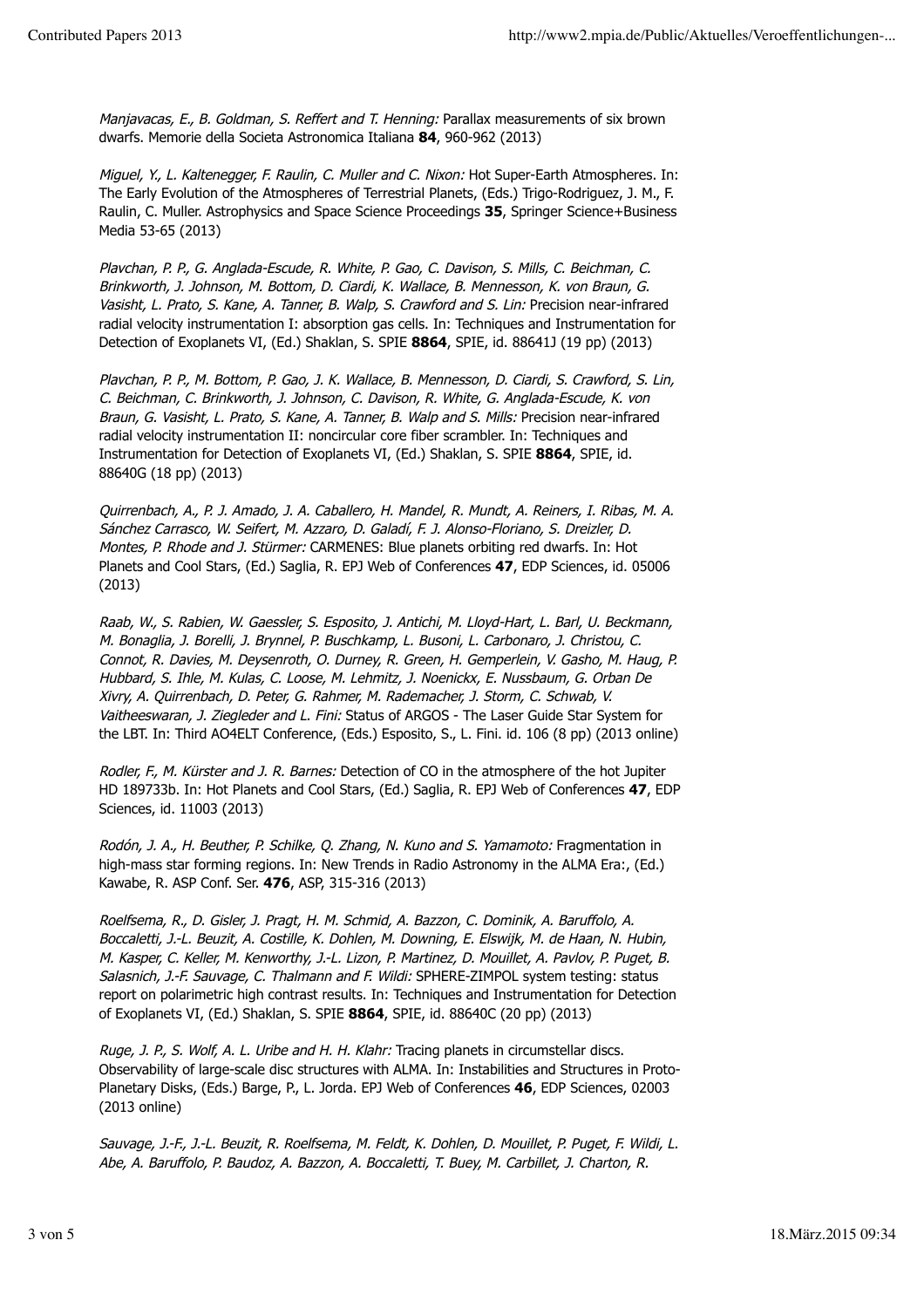*Manjavacas, E., B. Goldman, S. Reffert and T. Henning:* Parallax measurements of six brown dwarfs. Memorie della Societa Astronomica Italiana **84**, 960-962 (2013)

*Miguel, Y., L. Kaltenegger, F. Raulin, C. Muller and C. Nixon:* Hot Super-Earth Atmospheres. In: The Early Evolution of the Atmospheres of Terrestrial Planets, (Eds.) Trigo-Rodriguez, J. M., F. Raulin, C. Muller. Astrophysics and Space Science Proceedings **35**, Springer Science+Business Media 53-65 (2013)

*Plavchan, P. P., G. Anglada-Escude, R. White, P. Gao, C. Davison, S. Mills, C. Beichman, C. Brinkworth, J. Johnson, M. Bottom, D. Ciardi, K. Wallace, B. Mennesson, K. von Braun, G. Vasisht, L. Prato, S. Kane, A. Tanner, B. Walp, S. Crawford and S. Lin:* Precision near-infrared radial velocity instrumentation I: absorption gas cells. In: Techniques and Instrumentation for Detection of Exoplanets VI, (Ed.) Shaklan, S. SPIE **8864**, SPIE, id. 88641J (19 pp) (2013)

*Plavchan, P. P., M. Bottom, P. Gao, J. K. Wallace, B. Mennesson, D. Ciardi, S. Crawford, S. Lin, C. Beichman, C. Brinkworth, J. Johnson, C. Davison, R. White, G. Anglada-Escude, K. von Braun, G. Vasisht, L. Prato, S. Kane, A. Tanner, B. Walp and S. Mills:* Precision near-infrared radial velocity instrumentation II: noncircular core fiber scrambler. In: Techniques and Instrumentation for Detection of Exoplanets VI, (Ed.) Shaklan, S. SPIE **8864**, SPIE, id. 88640G (18 pp) (2013)

*Quirrenbach, A., P. J. Amado, J. A. Caballero, H. Mandel, R. Mundt, A. Reiners, I. Ribas, M. A. Sánchez Carrasco, W. Seifert, M. Azzaro, D. Galadí, F. J. Alonso-Floriano, S. Dreizler, D. Montes, P. Rhode and J. Stürmer:* CARMENES: Blue planets orbiting red dwarfs. In: Hot Planets and Cool Stars, (Ed.) Saglia, R. EPJ Web of Conferences **47**, EDP Sciences, id. 05006 (2013)

*Raab, W., S. Rabien, W. Gaessler, S. Esposito, J. Antichi, M. Lloyd-Hart, L. Barl, U. Beckmann, M. Bonaglia, J. Borelli, J. Brynnel, P. Buschkamp, L. Busoni, L. Carbonaro, J. Christou, C. Connot, R. Davies, M. Deysenroth, O. Durney, R. Green, H. Gemperlein, V. Gasho, M. Haug, P. Hubbard, S. Ihle, M. Kulas, C. Loose, M. Lehmitz, J. Noenickx, E. Nussbaum, G. Orban De Xivry, A. Quirrenbach, D. Peter, G. Rahmer, M. Rademacher, J. Storm, C. Schwab, V. Vaitheeswaran, J. Ziegleder and L. Fini:* Status of ARGOS - The Laser Guide Star System for the LBT. In: Third AO4ELT Conference, (Eds.) Esposito, S., L. Fini. id. 106 (8 pp) (2013 online)

*Rodler, F., M. Kürster and J. R. Barnes:* Detection of CO in the atmosphere of the hot Jupiter HD 189733b. In: Hot Planets and Cool Stars, (Ed.) Saglia, R. EPJ Web of Conferences **47**, EDP Sciences, id. 11003 (2013)

*Rodón, J. A., H. Beuther, P. Schilke, Q. Zhang, N. Kuno and S. Yamamoto:* Fragmentation in high-mass star forming regions. In: New Trends in Radio Astronomy in the ALMA Era:, (Ed.) Kawabe, R. ASP Conf. Ser. **476**, ASP, 315-316 (2013)

*Roelfsema, R., D. Gisler, J. Pragt, H. M. Schmid, A. Bazzon, C. Dominik, A. Baruffolo, A. Boccaletti, J.-L. Beuzit, A. Costille, K. Dohlen, M. Downing, E. Elswijk, M. de Haan, N. Hubin, M. Kasper, C. Keller, M. Kenworthy, J.-L. Lizon, P. Martinez, D. Mouillet, A. Pavlov, P. Puget, B. Salasnich, J.-F. Sauvage, C. Thalmann and F. Wildi:* SPHERE-ZIMPOL system testing: status report on polarimetric high contrast results. In: Techniques and Instrumentation for Detection of Exoplanets VI, (Ed.) Shaklan, S. SPIE **8864**, SPIE, id. 88640C (20 pp) (2013)

*Ruge, J. P. P., S. Wolf, A. L. Uribe and H. H. Klahr:* Tracing planets in circumstellar discs. Observability of large-scale disc structures with ALMA. In: Instabilities and Structures in Proto-Planetary Disks, (Eds.) Barge, P., L. Jorda. EPJ Web of Conferences **46**, EDP Sciences, 02003 (2013 online)

*Sauvage, J.-F., J.-L. Beuzit, R. Roelfsema, M. Feldt, K. Dohlen, D. Mouillet, P. Puget, F. Wildi, L. Abe, A. Baruffolo, P. Baudoz, A. Bazzon, A. Boccaletti, T. Buey, M. Carbillet, J. Charton, R.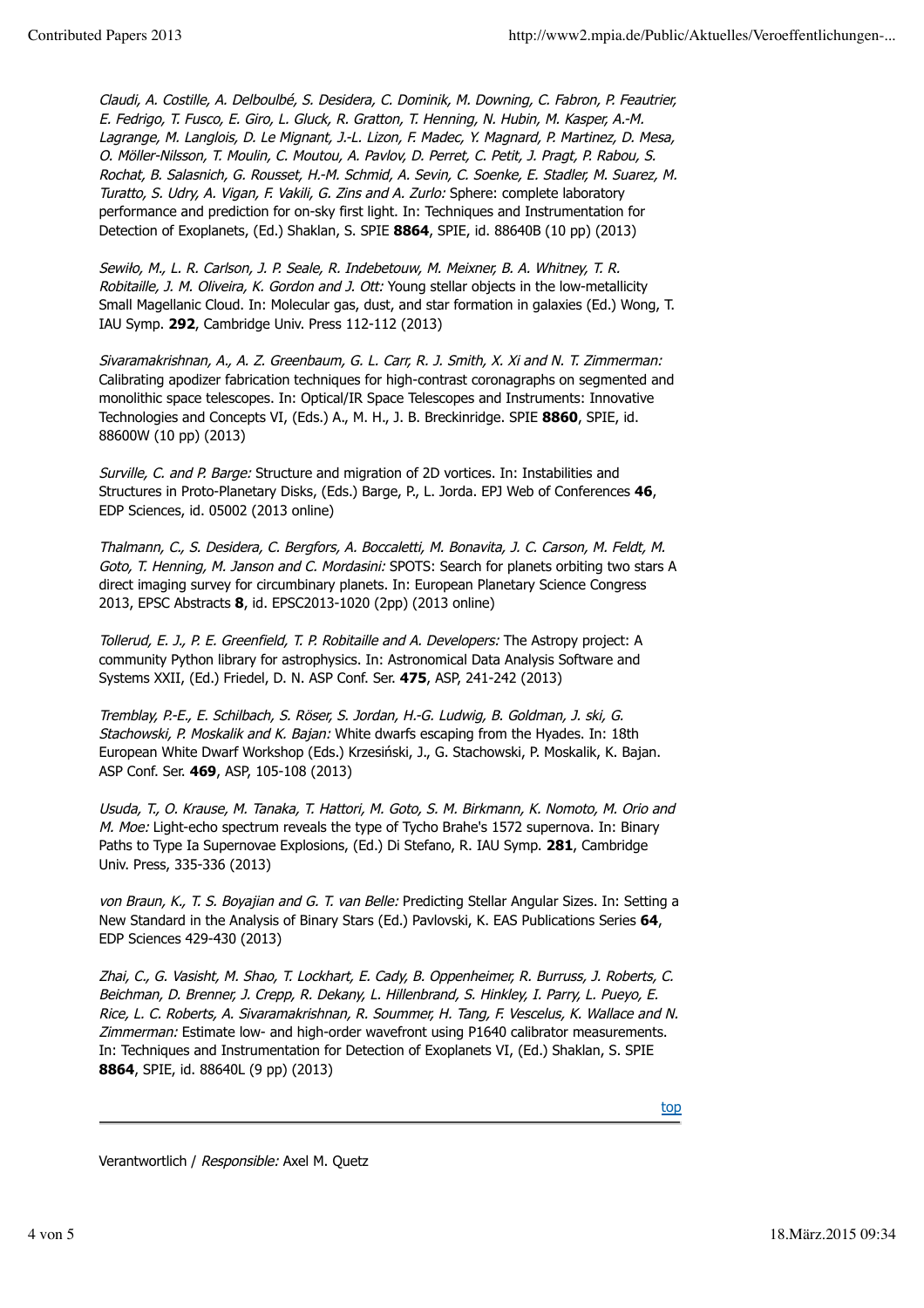*Claudi, A. Costille, A. Delboulbé, S. Desidera, C. Dominik, M. Downing, C. Fabron, P. Feautrier, E. Fedrigo, T. Fusco, E. Giro, L. Gluck, R. Gratton, T. Henning, N. Hubin, M. Kasper, A.-M. Lagrange, M. Langlois, D. Le Mignant, J.-L. Lizon, F. Madec, Y. Magnard, P. Martinez, D. Mesa, O. Möller-Nilsson, T. Moulin, C. Moutou, A. Pavlov, D. Perret, C. Petit, J. Pragt, P. Rabou, S. Rochat, B. Salasnich, G. Rousset, H.-M. Schmid, A. Sevin, C. Soenke, E. Stadler, M. Suarez, M. Turatto, S. Udry, A. Vigan, F. Vakili, G. Zins and A. Zurlo:* Sphere: complete laboratory performance and prediction for on-sky first light. In: Techniques and Instrumentation for Detection of Exoplanets, (Ed.) Shaklan, S. SPIE **8864**, SPIE, id. 88640B (10 pp) (2013)

*Sewiło, M., L. R. Carlson, J. P. Seale, R. Indebetouw, M. Meixner, B. A. Whitney, T. R. Robitaille, J. M. Oliveira, K. Gordon and J. Ott:* Young stellar objects in the low-metallicity Small Magellanic Cloud. In: Molecular gas, dust, and star formation in galaxies (Ed.) Wong, T. IAU Symp. **292**, Cambridge Univ. Press 112-112 (2013)

*Sivaramakrishnan, A., A. Z. Greenbaum, G. L. Carr, R. J. Smith, X. Xi and N. T. Zimmerman:* Calibrating apodizer fabrication techniques for high-contrast coronagraphs on segmented and monolithic space telescopes. In: Optical/IR Space Telescopes and Instruments: Innovative Technologies and Concepts VI, (Eds.) A., M. H., J. B. Breckinridge. SPIE **8860**, SPIE, id. 88600W (10 pp) (2013)

*Surville, C. and P. Barge:* Structure and migration of 2D vortices. In: Instabilities and Structures in Proto-Planetary Disks, (Eds.) Barge, P., L. Jorda. EPJ Web of Conferences **46**, EDP Sciences, id. 05002 (2013 online)

*Thalmann, C., S. Desidera, C. Bergfors, A. Boccaletti, M. Bonavita, J. C. Carson, M. Feldt, M. Goto, T. Henning, M. Janson and C. Mordasini:* SPOTS: Search for planets orbiting two stars A direct imaging survey for circumbinary planets. In: European Planetary Science Congress 2013, EPSC Abstracts **8**, id. EPSC2013-1020 (2pp) (2013 online)

*Tollerud, E. J., P. E. Greenfield, T. P. Robitaille and A. Developers:* The Astropy project: A community Python library for astrophysics. In: Astronomical Data Analysis Software and Systems XXII, (Ed.) Friedel, D. N. ASP Conf. Ser. **475**, ASP, 241-242 (2013)

*Tremblay, P.-E., E. Schilbach, S. Röser, S. Jordan, H.-G. Ludwig, B. Goldman, J. ski, G. Stachowski, P. Moskalik and K. Bajan:* White dwarfs escaping from the Hyades. In: 18th European White Dwarf Workshop (Eds.) Krzesiński, J., G. Stachowski, P. Moskalik, K. Bajan. ASP Conf. Ser. **469**, ASP, 105-108 (2013)

*Usuda, T., O. Krause, M. Tanaka, T. Hattori, M. Goto, S. M. Birkmann, K. Nomoto, M. Orio and M. Moe:* Light-echo spectrum reveals the type of Tycho Brahe's 1572 supernova. In: Binary Paths to Type Ia Supernovae Explosions, (Ed.) Di Stefano, R. IAU Symp. **281**, Cambridge Univ. Press, 335-336 (2013)

*von Braun, K., T. S. Boyajian and G. T. van Belle:* Predicting Stellar Angular Sizes. In: Setting a New Standard in the Analysis of Binary Stars (Ed.) Pavlovski, K. EAS Publications Series **64**, EDP Sciences 429-430 (2013)

*Zhai, C., G. Vasisht, M. Shao, T. Lockhart, E. Cady, B. Oppenheimer, R. Burruss, J. Roberts, C. Beichman, D. Brenner, J. Crepp, R. Dekany, L. Hillenbrand, S. Hinkley, I. Parry, L. Pueyo, E. Rice, L. C. Roberts, A. Sivaramakrishnan, R. Soummer, H. Tang, F. Vescelus, K. Wallace and N. Zimmerman:* Estimate low- and high-order wavefront using P1640 calibrator measurements. In: Techniques and Instrumentation for Detection of Exoplanets VI, (Ed.) Shaklan, S. SPIE **8864**, SPIE, id. 88640L (9 pp) (2013)

top

---

Verantwortlich / *Responsible:* Axel M. Quetz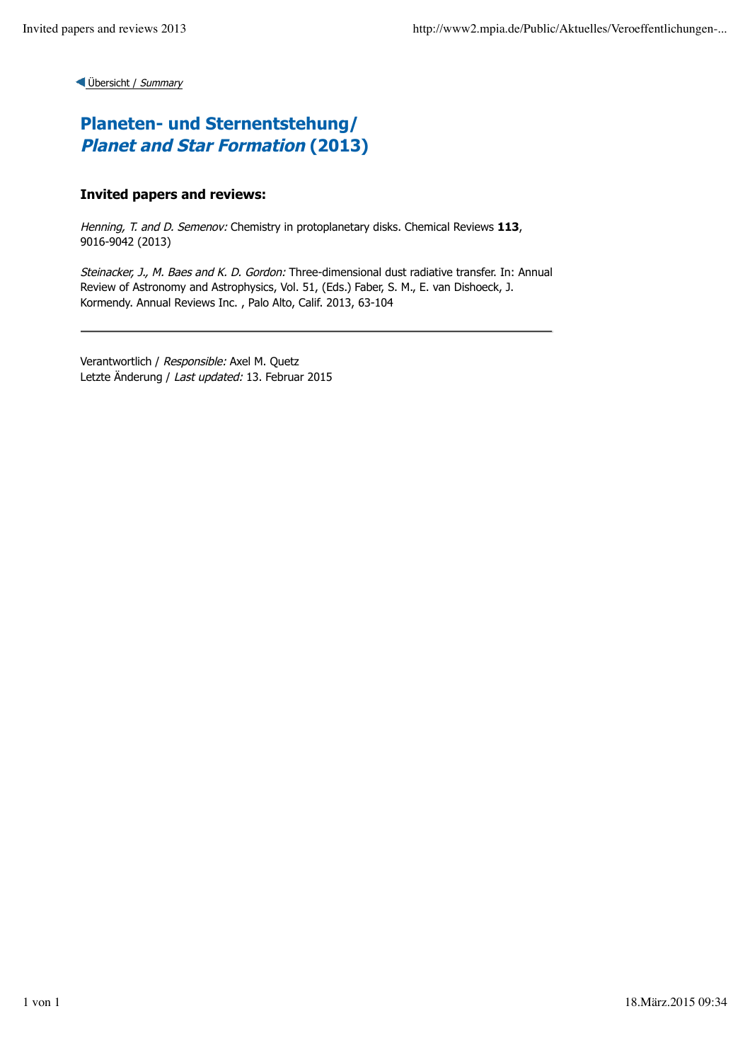◀ Übersicht / *Summary*

# Planeten- und Sternentstehung/ *Planet and Star Formation* (2013)

### Invited papers and reviews:

*Henning, T. and D. Semenov:* Chemistry in protoplanetary disks. Chemical Reviews **113**, 9016-9042 (2013)

*Steinacker, J., M. Baes and K. D. Gordon:* Three-dimensional dust radiative transfer. In: Annual Review of Astronomy and Astrophysics, Vol. 51, (Eds.) Faber, S. M., E. van Dishoeck, J. Kormendy. Annual Reviews Inc. , Palo Alto, Calif. 2013, 63-104

---

Verantwortlich / *Responsible:* Axel M. Quetz
Letzte Änderung / *Last updated:* 13. Februar 2015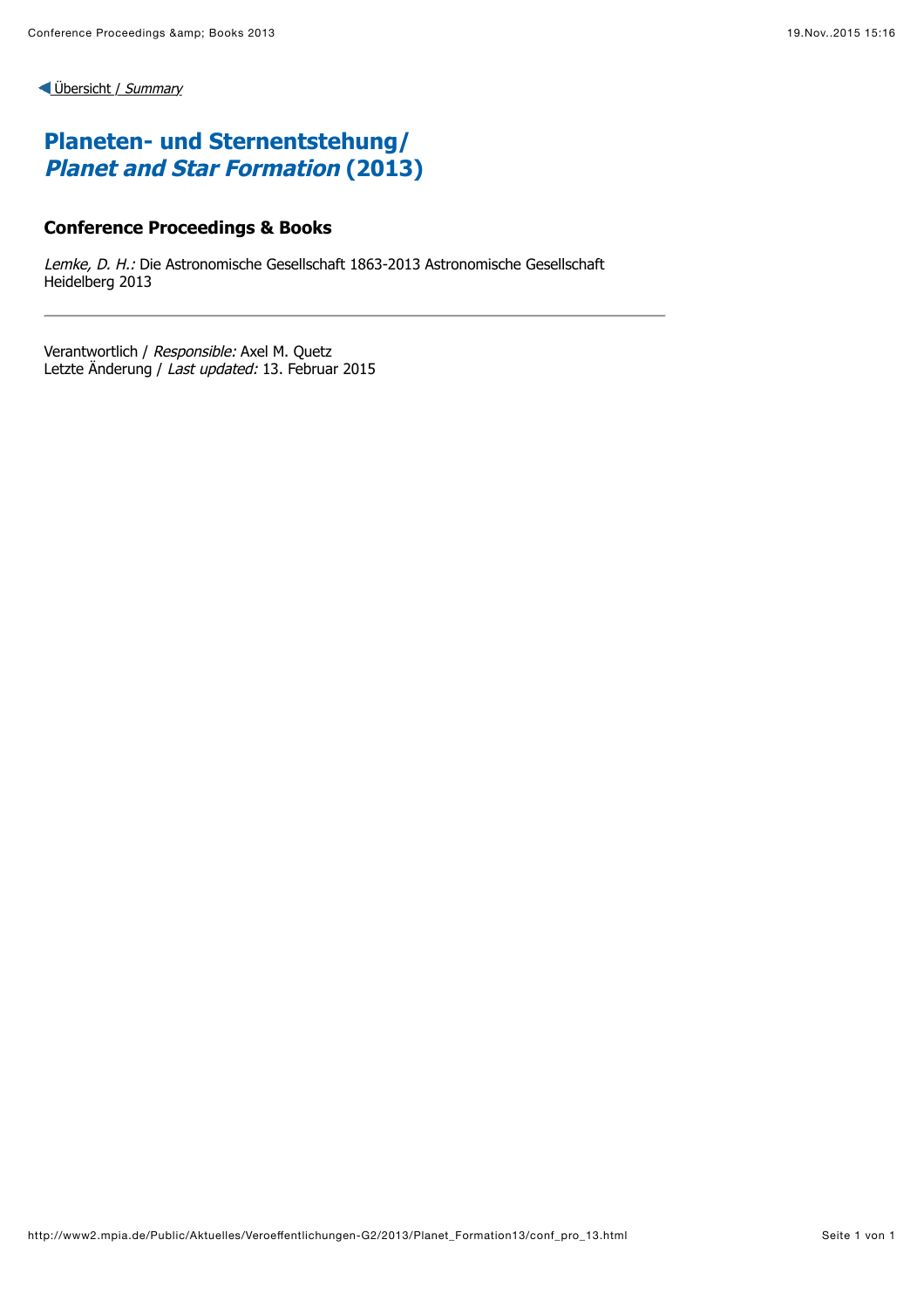◀ Übersicht / *Summary*

# Planeten- und Sternentstehung/ *Planet and Star Formation* (2013)

## Conference Proceedings & Books

*Lemke, D. H.:* Die Astronomische Gesellschaft 1863-2013 Astronomische Gesellschaft Heidelberg 2013

---

Verantwortlich / *Responsible:* Axel M. Quetz
Letzte Änderung / *Last updated:* 13. Februar 2015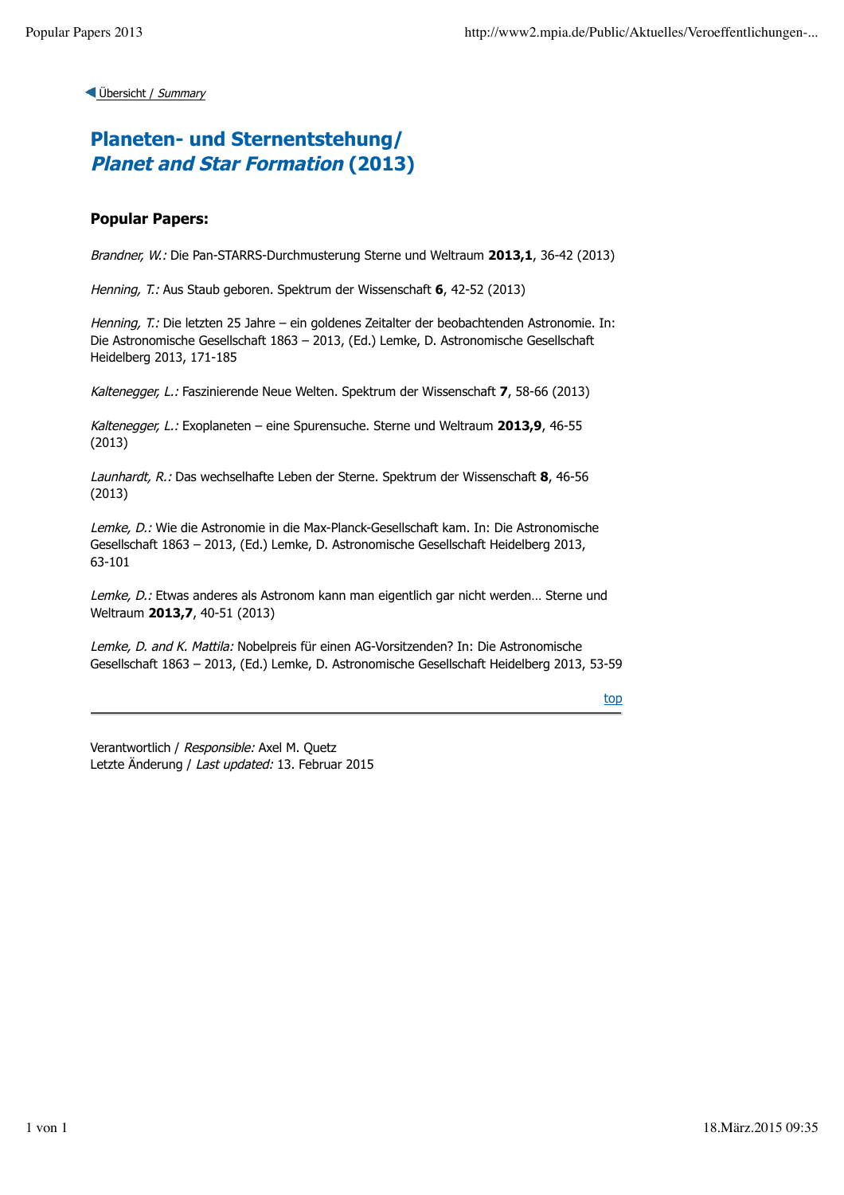Übersicht / *Summary*

# Planeten- und Sternentstehung/ *Planet and Star Formation* (2013)

### Popular Papers:

*Brandner, W.:* Die Pan-STARRS-Durchmusterung Sterne und Weltraum **2013,1**, 36-42 (2013)

*Henning, T.:* Aus Staub geboren. Spektrum der Wissenschaft **6**, 42-52 (2013)

*Henning, T.:* Die letzten 25 Jahre – ein goldenes Zeitalter der beobachtenden Astronomie. In: Die Astronomische Gesellschaft 1863 – 2013, (Ed.) Lemke, D. Astronomische Gesellschaft Heidelberg 2013, 171-185

*Kaltenegger, L.:* Faszinierende Neue Welten. Spektrum der Wissenschaft **7**, 58-66 (2013)

*Kaltenegger, L.:* Exoplaneten – eine Spurensuche. Sterne und Weltraum **2013,9**, 46-55 (2013)

*Launhardt, R.:* Das wechselhafte Leben der Sterne. Spektrum der Wissenschaft **8**, 46-56 (2013)

*Lemke, D.:* Wie die Astronomie in die Max-Planck-Gesellschaft kam. In: Die Astronomische Gesellschaft 1863 – 2013, (Ed.) Lemke, D. Astronomische Gesellschaft Heidelberg 2013, 63-101

*Lemke, D.:* Etwas anderes als Astronom kann man eigentlich gar nicht werden… Sterne und Weltraum **2013,7**, 40-51 (2013)

*Lemke, D. and K. Mattila:* Nobelpreis für einen AG-Vorsitzenden? In: Die Astronomische Gesellschaft 1863 – 2013, (Ed.) Lemke, D. Astronomische Gesellschaft Heidelberg 2013, 53-59

top

---

Verantwortlich / *Responsible:* Axel M. Quetz
Letzte Änderung / *Last updated:* 13. Februar 2015